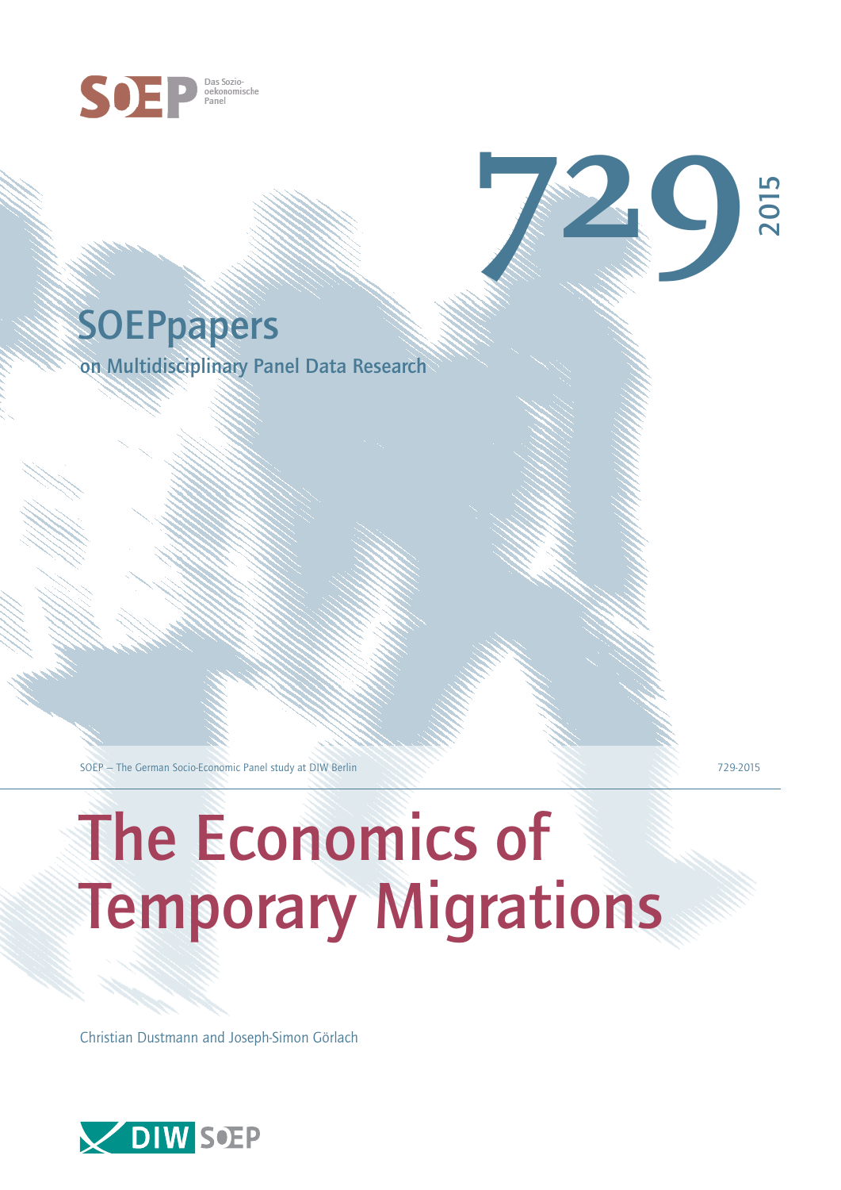SOEP Das Sozio-oekonomische Panel

# 729

2015

## SOEPpapers

on Multidisciplinary Panel Data Research

SOEP — The German Socio-Economic Panel study at DIW Berlin

729-2015

# The Economics of Temporary Migrations

Christian Dustmann and Joseph-Simon Görlach

DIW SOEP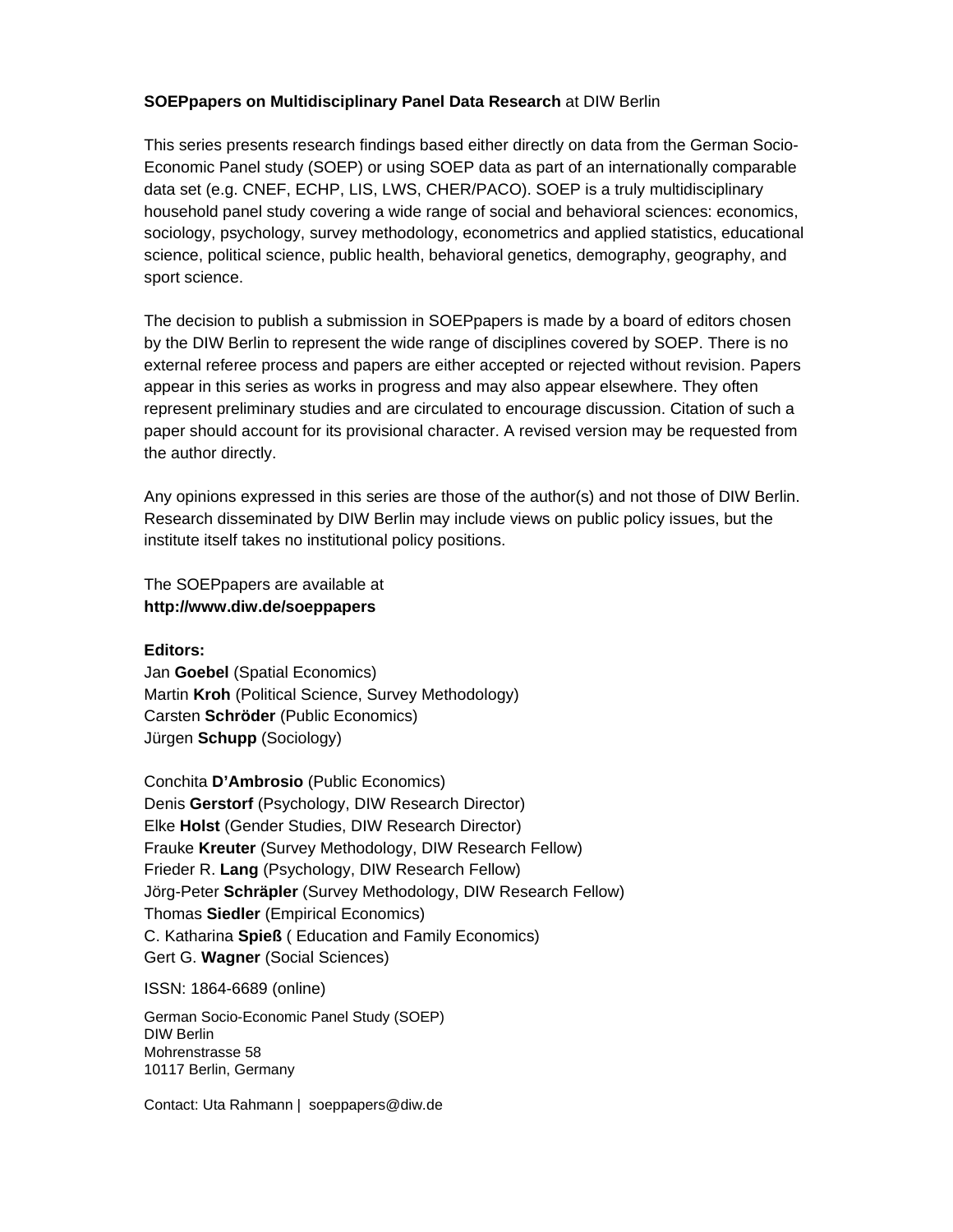**SOEPpapers on Multidisciplinary Panel Data Research** at DIW Berlin

This series presents research findings based either directly on data from the German Socio-Economic Panel study (SOEP) or using SOEP data as part of an internationally comparable data set (e.g. CNEF, ECHP, LIS, LWS, CHER/PACO). SOEP is a truly multidisciplinary household panel study covering a wide range of social and behavioral sciences: economics, sociology, psychology, survey methodology, econometrics and applied statistics, educational science, political science, public health, behavioral genetics, demography, geography, and sport science.

The decision to publish a submission in SOEPpapers is made by a board of editors chosen by the DIW Berlin to represent the wide range of disciplines covered by SOEP. There is no external referee process and papers are either accepted or rejected without revision. Papers appear in this series as works in progress and may also appear elsewhere. They often represent preliminary studies and are circulated to encourage discussion. Citation of such a paper should account for its provisional character. A revised version may be requested from the author directly.

Any opinions expressed in this series are those of the author(s) and not those of DIW Berlin. Research disseminated by DIW Berlin may include views on public policy issues, but the institute itself takes no institutional policy positions.

The SOEPpapers are available at
**http://www.diw.de/soeppapers**

**Editors:**
Jan **Goebel** (Spatial Economics)
Martin **Kroh** (Political Science, Survey Methodology)
Carsten **Schröder** (Public Economics)
Jürgen **Schupp** (Sociology)

Conchita **D'Ambrosio** (Public Economics)
Denis **Gerstorf** (Psychology, DIW Research Director)
Elke **Holst** (Gender Studies, DIW Research Director)
Frauke **Kreuter** (Survey Methodology, DIW Research Fellow)
Frieder R. **Lang** (Psychology, DIW Research Fellow)
Jörg-Peter **Schräpler** (Survey Methodology, DIW Research Fellow)
Thomas **Siedler** (Empirical Economics)
C. Katharina **Spieß** ( Education and Family Economics)
Gert G. **Wagner** (Social Sciences)

ISSN: 1864-6689 (online)

German Socio-Economic Panel Study (SOEP)
DIW Berlin
Mohrenstrasse 58
10117 Berlin, Germany

Contact: Uta Rahmann | soeppapers@diw.de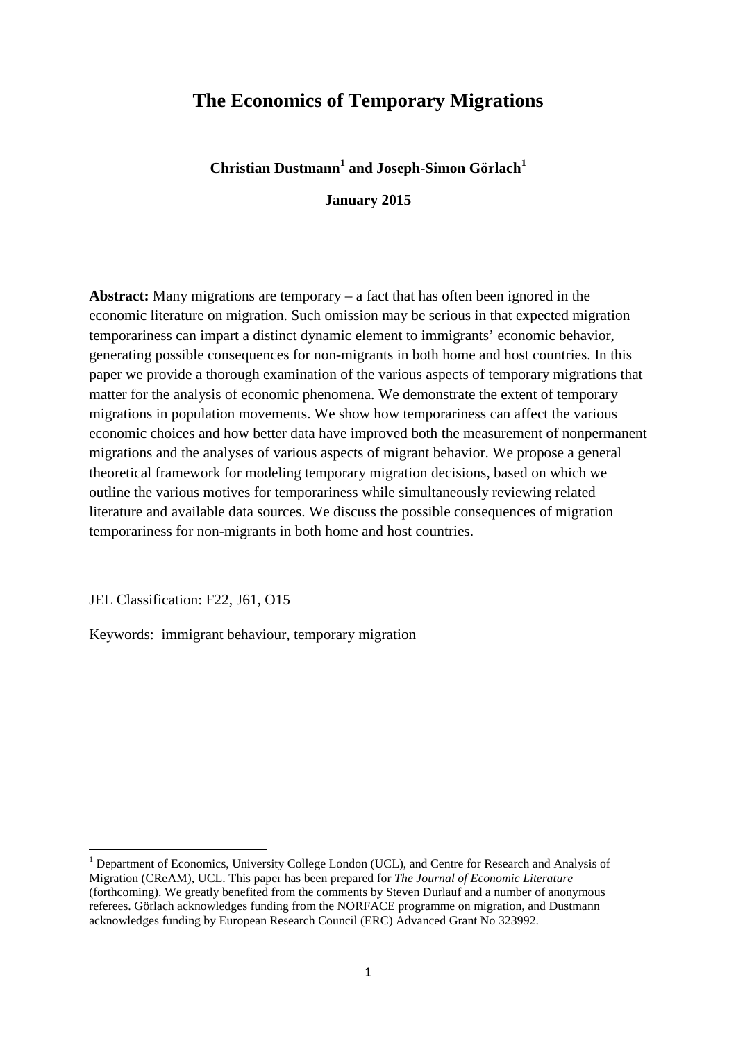# The Economics of Temporary Migrations

**Christian Dustmann[1] and Joseph-Simon Görlach[1]**

**January 2015**

**Abstract:** Many migrations are temporary – a fact that has often been ignored in the economic literature on migration. Such omission may be serious in that expected migration temporariness can impart a distinct dynamic element to immigrants' economic behavior, generating possible consequences for non-migrants in both home and host countries. In this paper we provide a thorough examination of the various aspects of temporary migrations that matter for the analysis of economic phenomena. We demonstrate the extent of temporary migrations in population movements. We show how temporariness can affect the various economic choices and how better data have improved both the measurement of nonpermanent migrations and the analyses of various aspects of migrant behavior. We propose a general theoretical framework for modeling temporary migration decisions, based on which we outline the various motives for temporariness while simultaneously reviewing related literature and available data sources. We discuss the possible consequences of migration temporariness for non-migrants in both home and host countries.

JEL Classification: F22, J61, O15

Keywords: immigrant behaviour, temporary migration

[1] Department of Economics, University College London (UCL), and Centre for Research and Analysis of Migration (CReAM), UCL. This paper has been prepared for *The Journal of Economic Literature* (forthcoming). We greatly benefited from the comments by Steven Durlauf and a number of anonymous referees. Görlach acknowledges funding from the NORFACE programme on migration, and Dustmann acknowledges funding by European Research Council (ERC) Advanced Grant No 323992.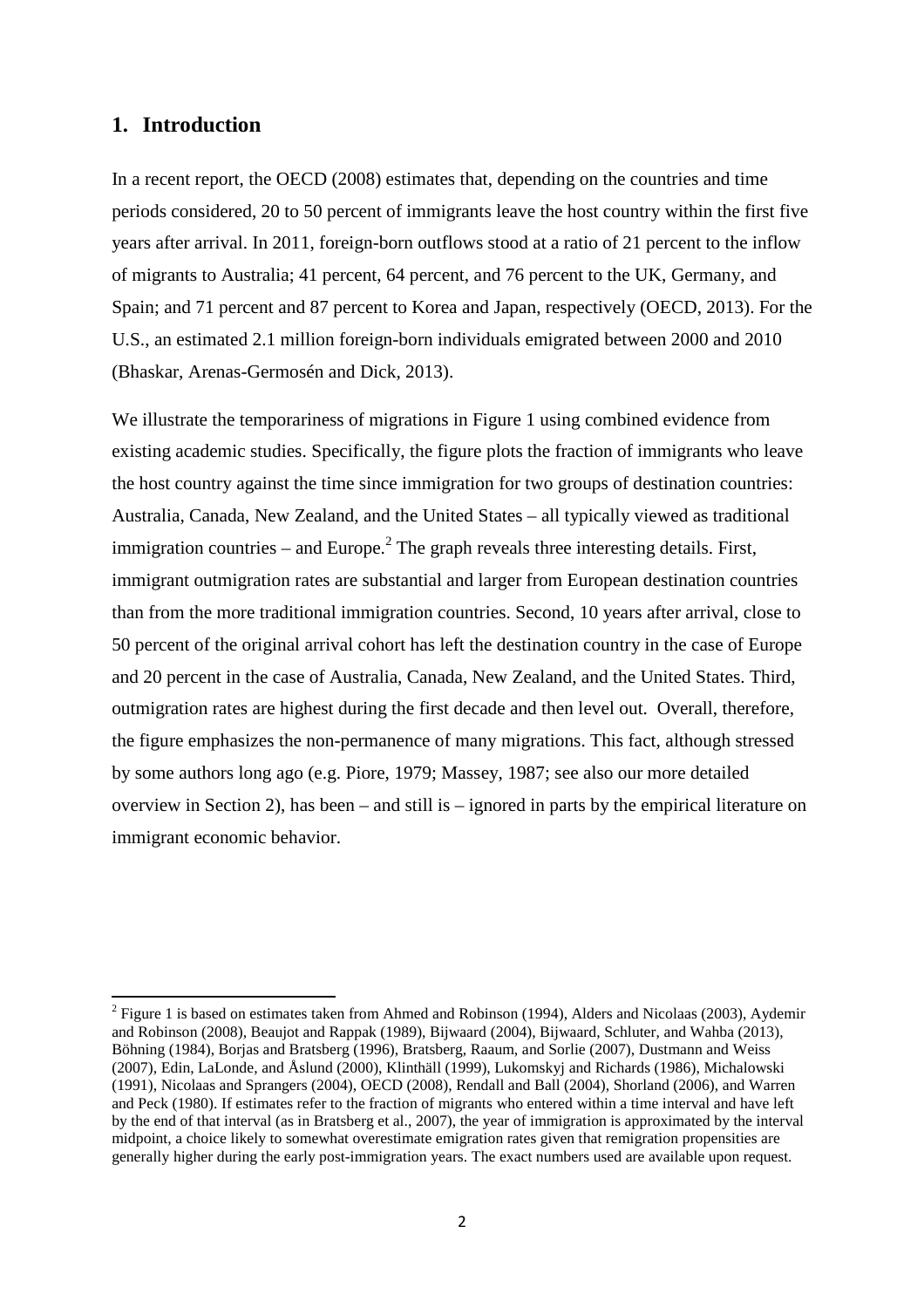## 1. Introduction

In a recent report, the OECD (2008) estimates that, depending on the countries and time periods considered, 20 to 50 percent of immigrants leave the host country within the first five years after arrival. In 2011, foreign-born outflows stood at a ratio of 21 percent to the inflow of migrants to Australia; 41 percent, 64 percent, and 76 percent to the UK, Germany, and Spain; and 71 percent and 87 percent to Korea and Japan, respectively (OECD, 2013). For the U.S., an estimated 2.1 million foreign-born individuals emigrated between 2000 and 2010 (Bhaskar, Arenas-Germosén and Dick, 2013).

We illustrate the temporariness of migrations in Figure 1 using combined evidence from existing academic studies. Specifically, the figure plots the fraction of immigrants who leave the host country against the time since immigration for two groups of destination countries: Australia, Canada, New Zealand, and the United States – all typically viewed as traditional immigration countries – and Europe.[2] The graph reveals three interesting details. First, immigrant outmigration rates are substantial and larger from European destination countries than from the more traditional immigration countries. Second, 10 years after arrival, close to 50 percent of the original arrival cohort has left the destination country in the case of Europe and 20 percent in the case of Australia, Canada, New Zealand, and the United States. Third, outmigration rates are highest during the first decade and then level out. Overall, therefore, the figure emphasizes the non-permanence of many migrations. This fact, although stressed by some authors long ago (e.g. Piore, 1979; Massey, 1987; see also our more detailed overview in Section 2), has been – and still is – ignored in parts by the empirical literature on immigrant economic behavior.

[2] Figure 1 is based on estimates taken from Ahmed and Robinson (1994), Alders and Nicolaas (2003), Aydemir and Robinson (2008), Beaujot and Rappak (1989), Bijwaard (2004), Bijwaard, Schluter, and Wahba (2013), Böhning (1984), Borjas and Bratsberg (1996), Bratsberg, Raaum, and Sorlie (2007), Dustmann and Weiss (2007), Edin, LaLonde, and Åslund (2000), Klinthäll (1999), Lukomskyj and Richards (1986), Michalowski (1991), Nicolaas and Sprangers (2004), OECD (2008), Rendall and Ball (2004), Shorland (2006), and Warren and Peck (1980). If estimates refer to the fraction of migrants who entered within a time interval and have left by the end of that interval (as in Bratsberg et al., 2007), the year of immigration is approximated by the interval midpoint, a choice likely to somewhat overestimate emigration rates given that remigration propensities are generally higher during the early post-immigration years. The exact numbers used are available upon request.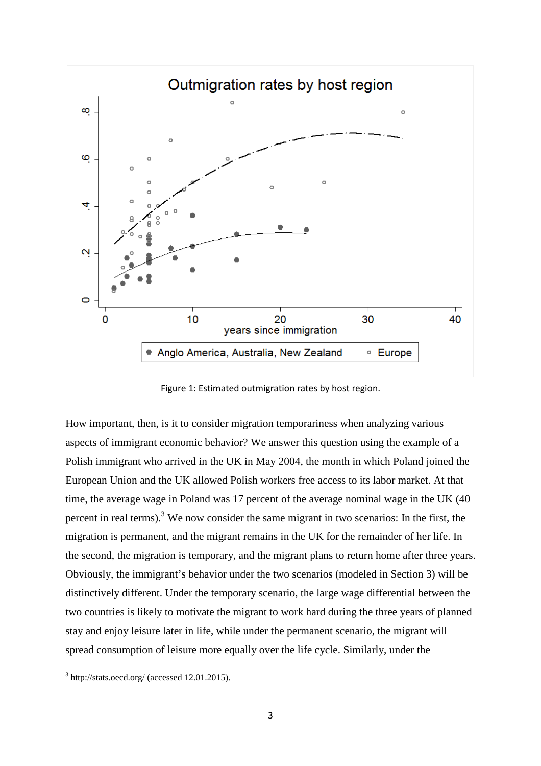Figure 1: Estimated outmigration rates by host region.

How important, then, is it to consider migration temporariness when analyzing various aspects of immigrant economic behavior? We answer this question using the example of a Polish immigrant who arrived in the UK in May 2004, the month in which Poland joined the European Union and the UK allowed Polish workers free access to its labor market. At that time, the average wage in Poland was 17 percent of the average nominal wage in the UK (40 percent in real terms).[3] We now consider the same migrant in two scenarios: In the first, the migration is permanent, and the migrant remains in the UK for the remainder of her life. In the second, the migration is temporary, and the migrant plans to return home after three years. Obviously, the immigrant's behavior under the two scenarios (modeled in Section 3) will be distinctively different. Under the temporary scenario, the large wage differential between the two countries is likely to motivate the migrant to work hard during the three years of planned stay and enjoy leisure later in life, while under the permanent scenario, the migrant will spread consumption of leisure more equally over the life cycle. Similarly, under the

[3] http://stats.oecd.org/ (accessed 12.01.2015).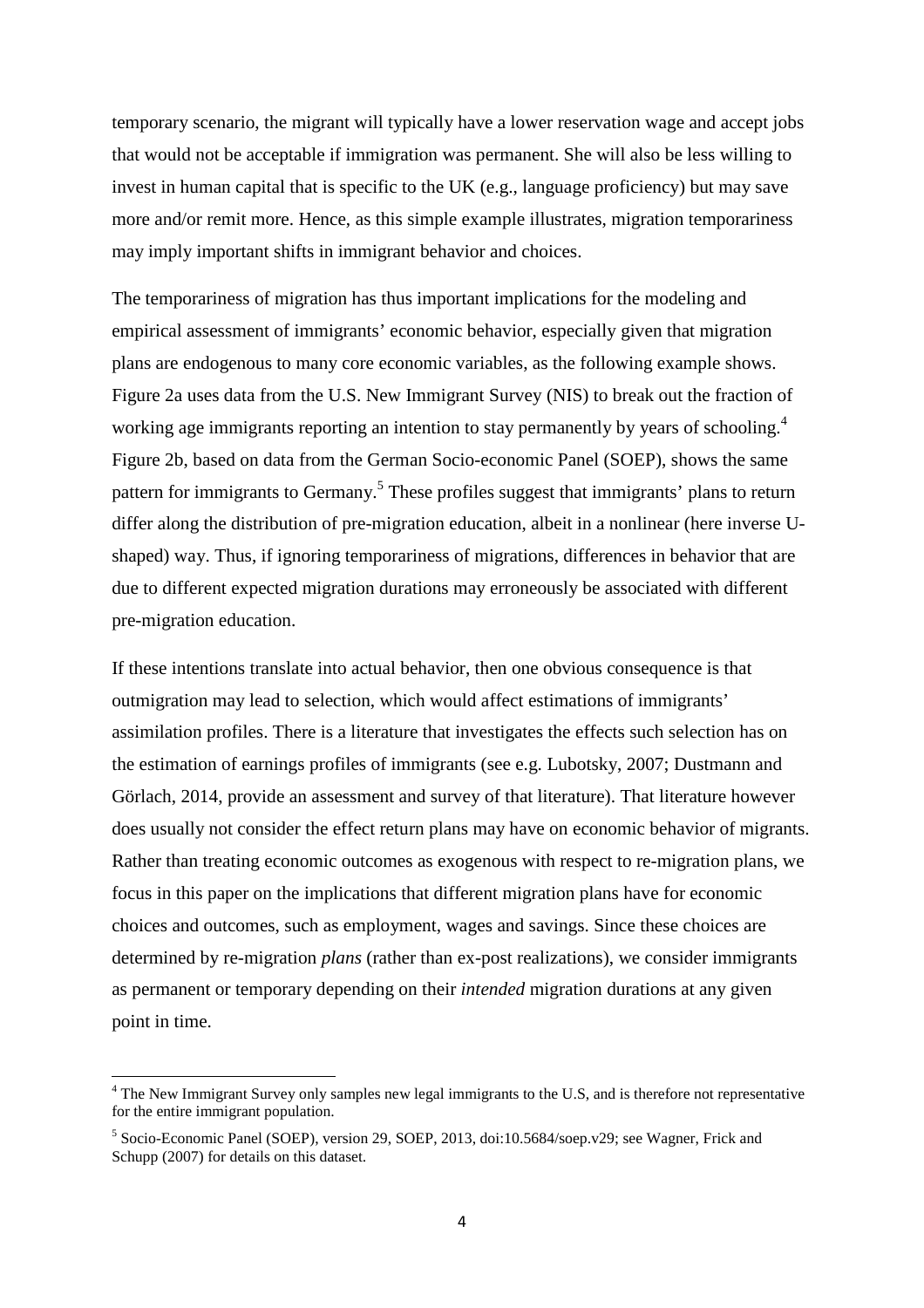temporary scenario, the migrant will typically have a lower reservation wage and accept jobs that would not be acceptable if immigration was permanent. She will also be less willing to invest in human capital that is specific to the UK (e.g., language proficiency) but may save more and/or remit more. Hence, as this simple example illustrates, migration temporariness may imply important shifts in immigrant behavior and choices.

The temporariness of migration has thus important implications for the modeling and empirical assessment of immigrants' economic behavior, especially given that migration plans are endogenous to many core economic variables, as the following example shows. Figure 2a uses data from the U.S. New Immigrant Survey (NIS) to break out the fraction of working age immigrants reporting an intention to stay permanently by years of schooling.[4] Figure 2b, based on data from the German Socio-economic Panel (SOEP), shows the same pattern for immigrants to Germany.[5] These profiles suggest that immigrants' plans to return differ along the distribution of pre-migration education, albeit in a nonlinear (here inverse U-shaped) way. Thus, if ignoring temporariness of migrations, differences in behavior that are due to different expected migration durations may erroneously be associated with different pre-migration education.

If these intentions translate into actual behavior, then one obvious consequence is that outmigration may lead to selection, which would affect estimations of immigrants' assimilation profiles. There is a literature that investigates the effects such selection has on the estimation of earnings profiles of immigrants (see e.g. Lubotsky, 2007; Dustmann and Görlach, 2014, provide an assessment and survey of that literature). That literature however does usually not consider the effect return plans may have on economic behavior of migrants. Rather than treating economic outcomes as exogenous with respect to re-migration plans, we focus in this paper on the implications that different migration plans have for economic choices and outcomes, such as employment, wages and savings. Since these choices are determined by re-migration *plans* (rather than ex-post realizations), we consider immigrants as permanent or temporary depending on their *intended* migration durations at any given point in time.

[4] The New Immigrant Survey only samples new legal immigrants to the U.S, and is therefore not representative for the entire immigrant population.

[5] Socio-Economic Panel (SOEP), version 29, SOEP, 2013, doi:10.5684/soep.v29; see Wagner, Frick and Schupp (2007) for details on this dataset.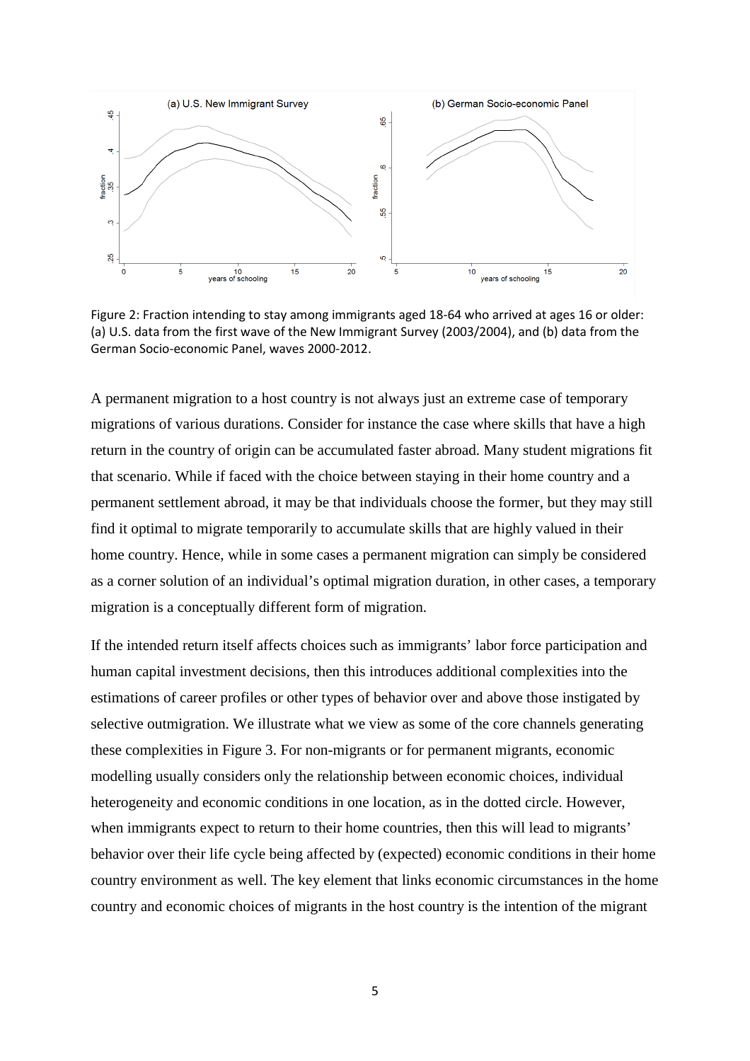Figure 2: Fraction intending to stay among immigrants aged 18-64 who arrived at ages 16 or older: (a) U.S. data from the first wave of the New Immigrant Survey (2003/2004), and (b) data from the German Socio-economic Panel, waves 2000-2012.

A permanent migration to a host country is not always just an extreme case of temporary migrations of various durations. Consider for instance the case where skills that have a high return in the country of origin can be accumulated faster abroad. Many student migrations fit that scenario. While if faced with the choice between staying in their home country and a permanent settlement abroad, it may be that individuals choose the former, but they may still find it optimal to migrate temporarily to accumulate skills that are highly valued in their home country. Hence, while in some cases a permanent migration can simply be considered as a corner solution of an individual's optimal migration duration, in other cases, a temporary migration is a conceptually different form of migration.

If the intended return itself affects choices such as immigrants' labor force participation and human capital investment decisions, then this introduces additional complexities into the estimations of career profiles or other types of behavior over and above those instigated by selective outmigration. We illustrate what we view as some of the core channels generating these complexities in Figure 3. For non-migrants or for permanent migrants, economic modelling usually considers only the relationship between economic choices, individual heterogeneity and economic conditions in one location, as in the dotted circle. However, when immigrants expect to return to their home countries, then this will lead to migrants' behavior over their life cycle being affected by (expected) economic conditions in their home country environment as well. The key element that links economic circumstances in the home country and economic choices of migrants in the host country is the intention of the migrant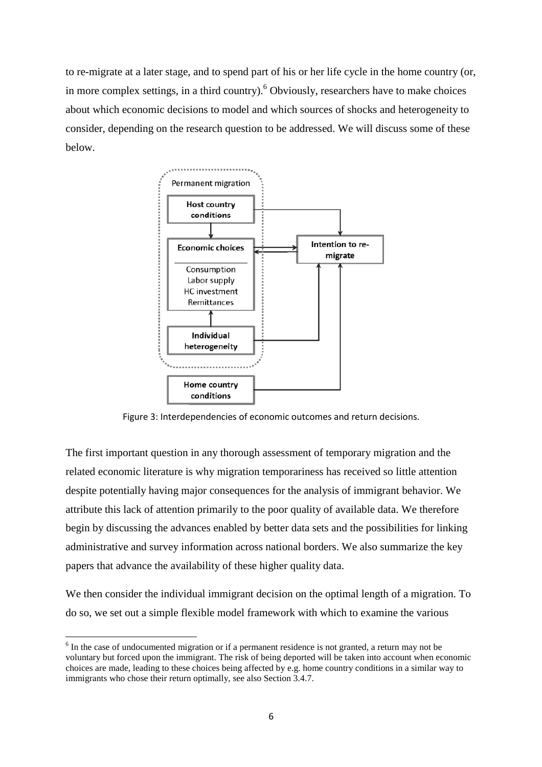to re-migrate at a later stage, and to spend part of his or her life cycle in the home country (or, in more complex settings, in a third country).[6] Obviously, researchers have to make choices about which economic decisions to model and which sources of shocks and heterogeneity to consider, depending on the research question to be addressed. We will discuss some of these below.

Figure 3: Interdependencies of economic outcomes and return decisions.

The first important question in any thorough assessment of temporary migration and the related economic literature is why migration temporariness has received so little attention despite potentially having major consequences for the analysis of immigrant behavior. We attribute this lack of attention primarily to the poor quality of available data. We therefore begin by discussing the advances enabled by better data sets and the possibilities for linking administrative and survey information across national borders. We also summarize the key papers that advance the availability of these higher quality data.

We then consider the individual immigrant decision on the optimal length of a migration. To do so, we set out a simple flexible model framework with which to examine the various

[6] In the case of undocumented migration or if a permanent residence is not granted, a return may not be voluntary but forced upon the immigrant. The risk of being deported will be taken into account when economic choices are made, leading to these choices being affected by e.g. home country conditions in a similar way to immigrants who chose their return optimally, see also Section 3.4.7.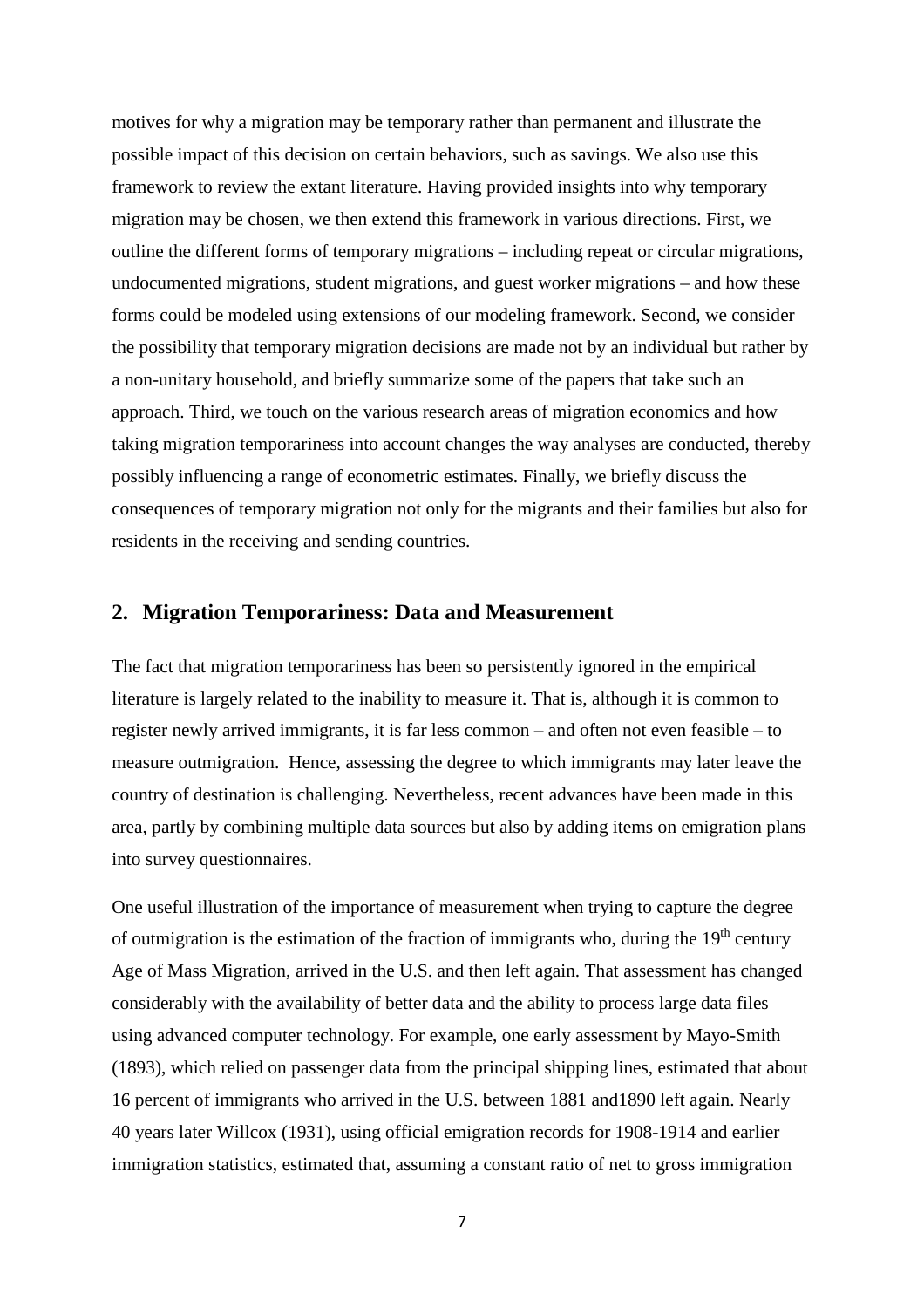motives for why a migration may be temporary rather than permanent and illustrate the possible impact of this decision on certain behaviors, such as savings. We also use this framework to review the extant literature. Having provided insights into why temporary migration may be chosen, we then extend this framework in various directions. First, we outline the different forms of temporary migrations – including repeat or circular migrations, undocumented migrations, student migrations, and guest worker migrations – and how these forms could be modeled using extensions of our modeling framework. Second, we consider the possibility that temporary migration decisions are made not by an individual but rather by a non-unitary household, and briefly summarize some of the papers that take such an approach. Third, we touch on the various research areas of migration economics and how taking migration temporariness into account changes the way analyses are conducted, thereby possibly influencing a range of econometric estimates. Finally, we briefly discuss the consequences of temporary migration not only for the migrants and their families but also for residents in the receiving and sending countries.

## 2. Migration Temporariness: Data and Measurement

The fact that migration temporariness has been so persistently ignored in the empirical literature is largely related to the inability to measure it. That is, although it is common to register newly arrived immigrants, it is far less common – and often not even feasible – to measure outmigration. Hence, assessing the degree to which immigrants may later leave the country of destination is challenging. Nevertheless, recent advances have been made in this area, partly by combining multiple data sources but also by adding items on emigration plans into survey questionnaires.

One useful illustration of the importance of measurement when trying to capture the degree of outmigration is the estimation of the fraction of immigrants who, during the 19th century Age of Mass Migration, arrived in the U.S. and then left again. That assessment has changed considerably with the availability of better data and the ability to process large data files using advanced computer technology. For example, one early assessment by Mayo-Smith (1893), which relied on passenger data from the principal shipping lines, estimated that about 16 percent of immigrants who arrived in the U.S. between 1881 and1890 left again. Nearly 40 years later Willcox (1931), using official emigration records for 1908-1914 and earlier immigration statistics, estimated that, assuming a constant ratio of net to gross immigration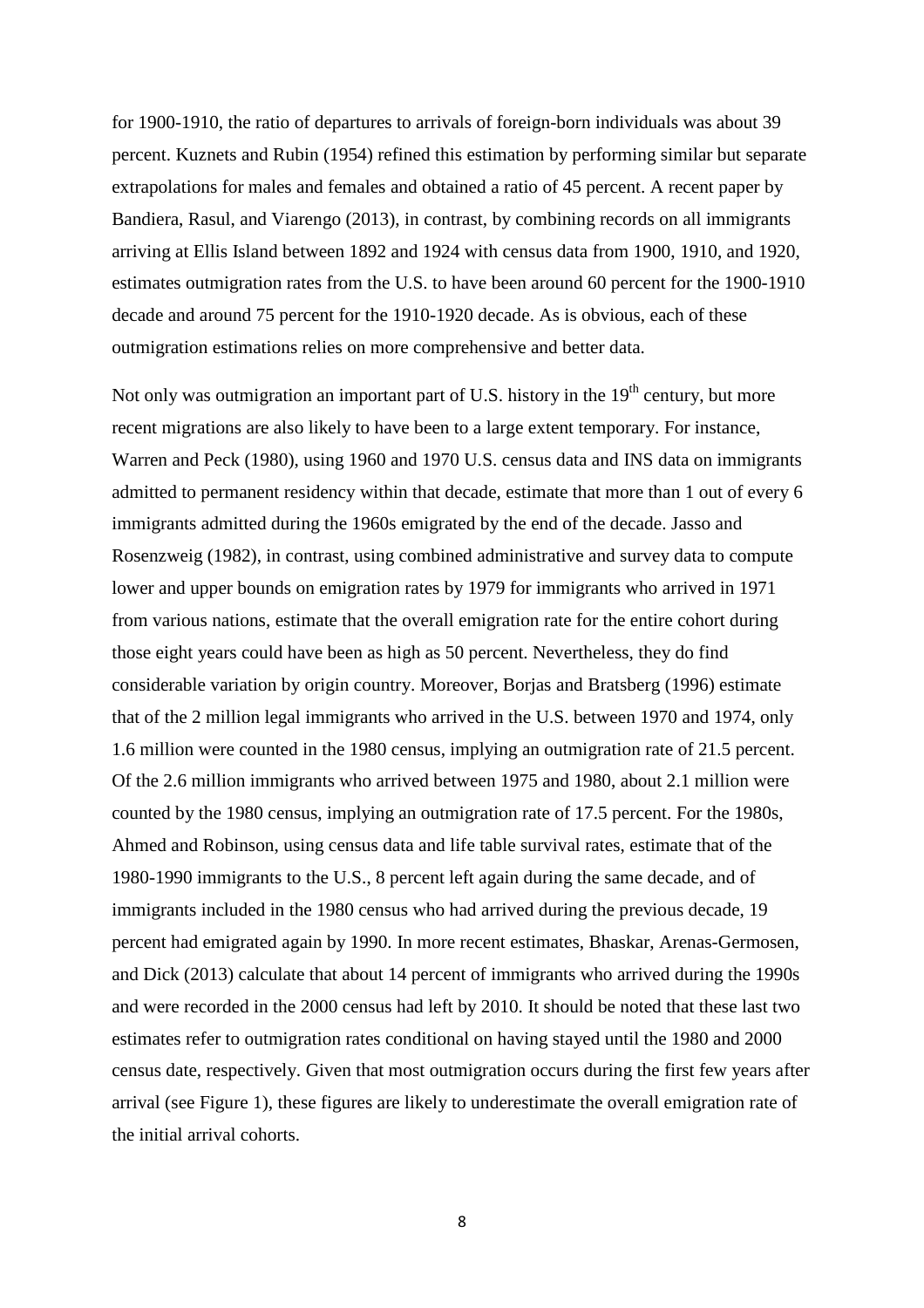for 1900-1910, the ratio of departures to arrivals of foreign-born individuals was about 39 percent. Kuznets and Rubin (1954) refined this estimation by performing similar but separate extrapolations for males and females and obtained a ratio of 45 percent. A recent paper by Bandiera, Rasul, and Viarengo (2013), in contrast, by combining records on all immigrants arriving at Ellis Island between 1892 and 1924 with census data from 1900, 1910, and 1920, estimates outmigration rates from the U.S. to have been around 60 percent for the 1900-1910 decade and around 75 percent for the 1910-1920 decade. As is obvious, each of these outmigration estimations relies on more comprehensive and better data.

Not only was outmigration an important part of U.S. history in the 19th century, but more recent migrations are also likely to have been to a large extent temporary. For instance, Warren and Peck (1980), using 1960 and 1970 U.S. census data and INS data on immigrants admitted to permanent residency within that decade, estimate that more than 1 out of every 6 immigrants admitted during the 1960s emigrated by the end of the decade. Jasso and Rosenzweig (1982), in contrast, using combined administrative and survey data to compute lower and upper bounds on emigration rates by 1979 for immigrants who arrived in 1971 from various nations, estimate that the overall emigration rate for the entire cohort during those eight years could have been as high as 50 percent. Nevertheless, they do find considerable variation by origin country. Moreover, Borjas and Bratsberg (1996) estimate that of the 2 million legal immigrants who arrived in the U.S. between 1970 and 1974, only 1.6 million were counted in the 1980 census, implying an outmigration rate of 21.5 percent. Of the 2.6 million immigrants who arrived between 1975 and 1980, about 2.1 million were counted by the 1980 census, implying an outmigration rate of 17.5 percent. For the 1980s, Ahmed and Robinson, using census data and life table survival rates, estimate that of the 1980-1990 immigrants to the U.S., 8 percent left again during the same decade, and of immigrants included in the 1980 census who had arrived during the previous decade, 19 percent had emigrated again by 1990. In more recent estimates, Bhaskar, Arenas-Germosen, and Dick (2013) calculate that about 14 percent of immigrants who arrived during the 1990s and were recorded in the 2000 census had left by 2010. It should be noted that these last two estimates refer to outmigration rates conditional on having stayed until the 1980 and 2000 census date, respectively. Given that most outmigration occurs during the first few years after arrival (see Figure 1), these figures are likely to underestimate the overall emigration rate of the initial arrival cohorts.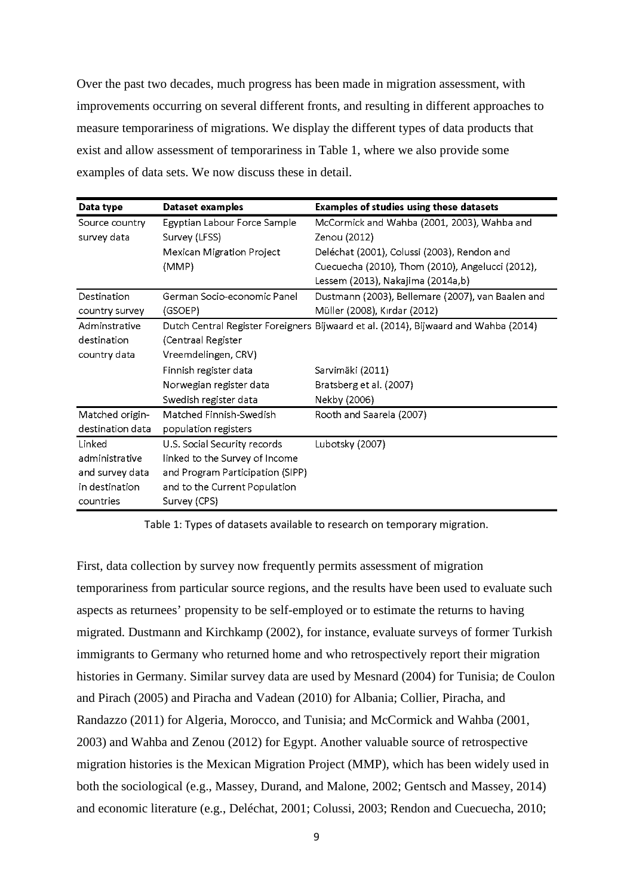Over the past two decades, much progress has been made in migration assessment, with improvements occurring on several different fronts, and resulting in different approaches to measure temporariness of migrations. We display the different types of data products that exist and allow assessment of temporariness in Table 1, where we also provide some examples of data sets. We now discuss these in detail.

| Data type | Dataset examples | Examples of studies using these datasets |
|---|---|---|
| Source country survey data | Egyptian Labour Force Sample Survey (LFSS) | McCormick and Wahba (2001, 2003), Wahba and Zenou (2012) |
| | Mexican Migration Project (MMP) | Deléchat (2001), Colussi (2003), Rendon and Cuecuecha (2010), Thom (2010), Angelucci (2012), Lessem (2013), Nakajima (2014a,b) |
| Destination country survey | German Socio-economic Panel (GSOEP) | Dustmann (2003), Bellemare (2007), van Baalen and Müller (2008), Kırdar (2012) |
| Adminstrative destination country data | Dutch Central Register Foreigners (Centraal Register Vreemdelingen, CRV) | Bijwaard et al. (2014), Bijwaard and Wahba (2014) |
| | Finnish register data | Sarvimäki (2011) |
| | Norwegian register data | Bratsberg et al. (2007) |
| | Swedish register data | Nekby (2006) |
| Matched origin-destination data | Matched Finnish-Swedish population registers | Rooth and Saarela (2007) |
| Linked administrative and survey data in destination countries | U.S. Social Security records linked to the Survey of Income and Program Participation (SIPP) and to the Current Population Survey (CPS) | Lubotsky (2007) |

Table 1: Types of datasets available to research on temporary migration.

First, data collection by survey now frequently permits assessment of migration temporariness from particular source regions, and the results have been used to evaluate such aspects as returnees' propensity to be self-employed or to estimate the returns to having migrated. Dustmann and Kirchkamp (2002), for instance, evaluate surveys of former Turkish immigrants to Germany who returned home and who retrospectively report their migration histories in Germany. Similar survey data are used by Mesnard (2004) for Tunisia; de Coulon and Pirach (2005) and Piracha and Vadean (2010) for Albania; Collier, Piracha, and Randazzo (2011) for Algeria, Morocco, and Tunisia; and McCormick and Wahba (2001, 2003) and Wahba and Zenou (2012) for Egypt. Another valuable source of retrospective migration histories is the Mexican Migration Project (MMP), which has been widely used in both the sociological (e.g., Massey, Durand, and Malone, 2002; Gentsch and Massey, 2014) and economic literature (e.g., Deléchat, 2001; Colussi, 2003; Rendon and Cuecuecha, 2010;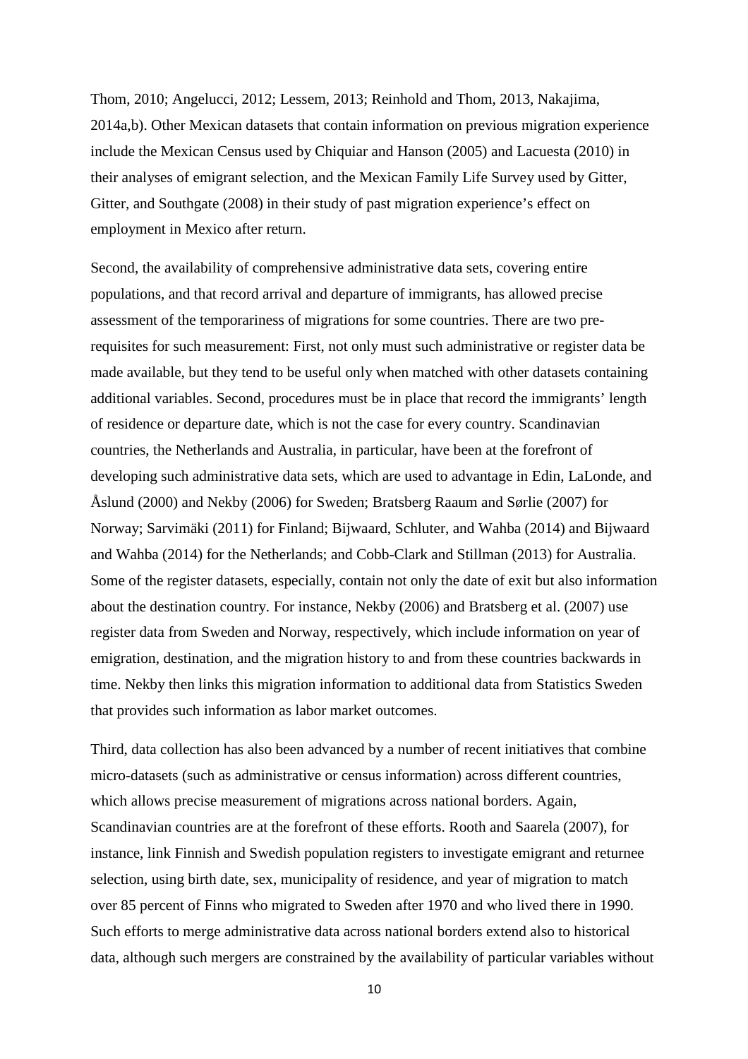Thom, 2010; Angelucci, 2012; Lessem, 2013; Reinhold and Thom, 2013, Nakajima, 2014a,b). Other Mexican datasets that contain information on previous migration experience include the Mexican Census used by Chiquiar and Hanson (2005) and Lacuesta (2010) in their analyses of emigrant selection, and the Mexican Family Life Survey used by Gitter, Gitter, and Southgate (2008) in their study of past migration experience's effect on employment in Mexico after return.

Second, the availability of comprehensive administrative data sets, covering entire populations, and that record arrival and departure of immigrants, has allowed precise assessment of the temporariness of migrations for some countries. There are two pre-requisites for such measurement: First, not only must such administrative or register data be made available, but they tend to be useful only when matched with other datasets containing additional variables. Second, procedures must be in place that record the immigrants' length of residence or departure date, which is not the case for every country. Scandinavian countries, the Netherlands and Australia, in particular, have been at the forefront of developing such administrative data sets, which are used to advantage in Edin, LaLonde, and Åslund (2000) and Nekby (2006) for Sweden; Bratsberg Raaum and Sørlie (2007) for Norway; Sarvimäki (2011) for Finland; Bijwaard, Schluter, and Wahba (2014) and Bijwaard and Wahba (2014) for the Netherlands; and Cobb-Clark and Stillman (2013) for Australia. Some of the register datasets, especially, contain not only the date of exit but also information about the destination country. For instance, Nekby (2006) and Bratsberg et al. (2007) use register data from Sweden and Norway, respectively, which include information on year of emigration, destination, and the migration history to and from these countries backwards in time. Nekby then links this migration information to additional data from Statistics Sweden that provides such information as labor market outcomes.

Third, data collection has also been advanced by a number of recent initiatives that combine micro-datasets (such as administrative or census information) across different countries, which allows precise measurement of migrations across national borders. Again, Scandinavian countries are at the forefront of these efforts. Rooth and Saarela (2007), for instance, link Finnish and Swedish population registers to investigate emigrant and returnee selection, using birth date, sex, municipality of residence, and year of migration to match over 85 percent of Finns who migrated to Sweden after 1970 and who lived there in 1990. Such efforts to merge administrative data across national borders extend also to historical data, although such mergers are constrained by the availability of particular variables without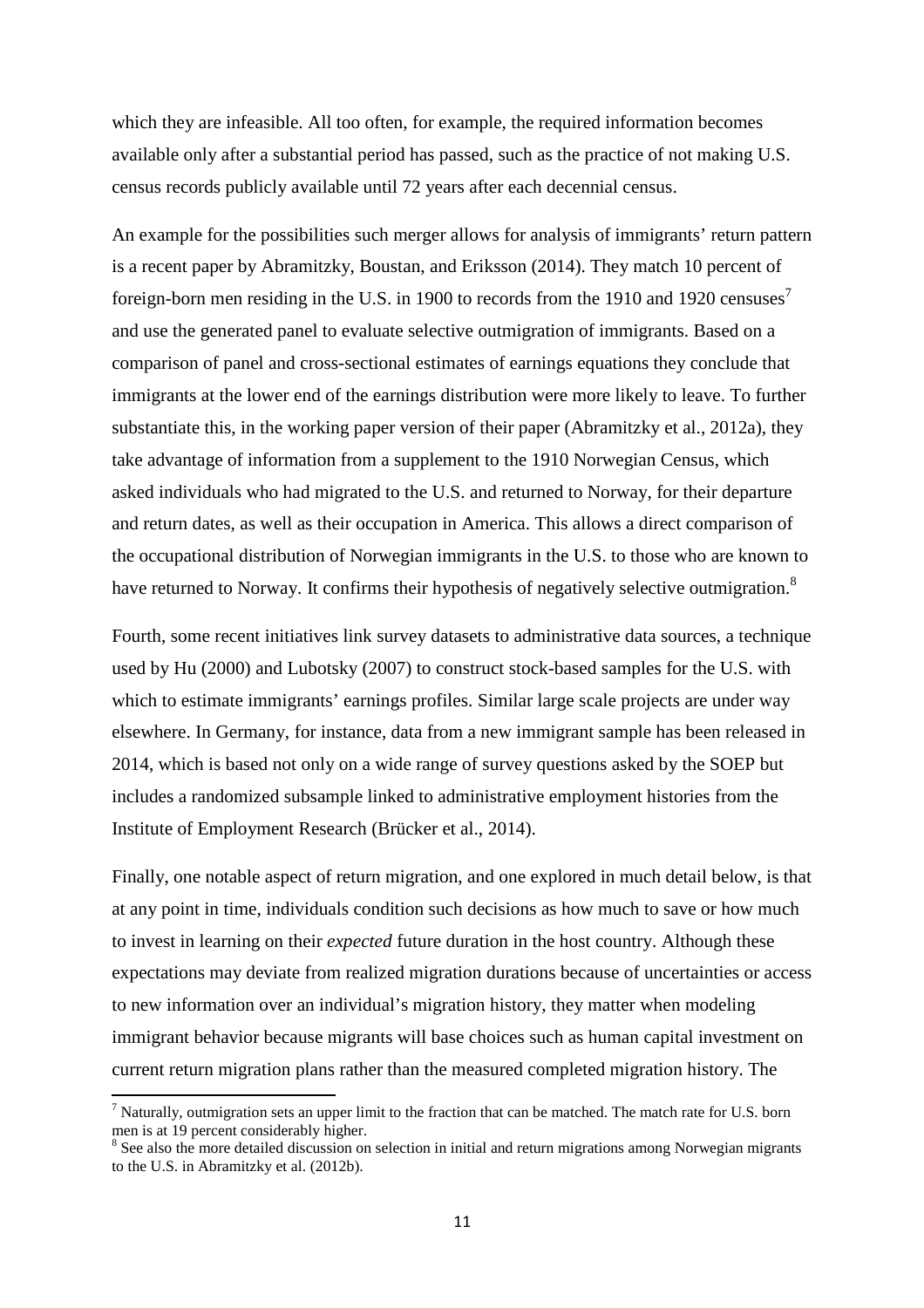which they are infeasible. All too often, for example, the required information becomes available only after a substantial period has passed, such as the practice of not making U.S. census records publicly available until 72 years after each decennial census.

An example for the possibilities such merger allows for analysis of immigrants' return pattern is a recent paper by Abramitzky, Boustan, and Eriksson (2014). They match 10 percent of foreign-born men residing in the U.S. in 1900 to records from the 1910 and 1920 censuses[7] and use the generated panel to evaluate selective outmigration of immigrants. Based on a comparison of panel and cross-sectional estimates of earnings equations they conclude that immigrants at the lower end of the earnings distribution were more likely to leave. To further substantiate this, in the working paper version of their paper (Abramitzky et al., 2012a), they take advantage of information from a supplement to the 1910 Norwegian Census, which asked individuals who had migrated to the U.S. and returned to Norway, for their departure and return dates, as well as their occupation in America. This allows a direct comparison of the occupational distribution of Norwegian immigrants in the U.S. to those who are known to have returned to Norway. It confirms their hypothesis of negatively selective outmigration.[8]

Fourth, some recent initiatives link survey datasets to administrative data sources, a technique used by Hu (2000) and Lubotsky (2007) to construct stock-based samples for the U.S. with which to estimate immigrants' earnings profiles. Similar large scale projects are under way elsewhere. In Germany, for instance, data from a new immigrant sample has been released in 2014, which is based not only on a wide range of survey questions asked by the SOEP but includes a randomized subsample linked to administrative employment histories from the Institute of Employment Research (Brücker et al., 2014).

Finally, one notable aspect of return migration, and one explored in much detail below, is that at any point in time, individuals condition such decisions as how much to save or how much to invest in learning on their *expected* future duration in the host country. Although these expectations may deviate from realized migration durations because of uncertainties or access to new information over an individual's migration history, they matter when modeling immigrant behavior because migrants will base choices such as human capital investment on current return migration plans rather than the measured completed migration history. The

---

[7] Naturally, outmigration sets an upper limit to the fraction that can be matched. The match rate for U.S. born men is at 19 percent considerably higher.

[8] See also the more detailed discussion on selection in initial and return migrations among Norwegian migrants to the U.S. in Abramitzky et al. (2012b).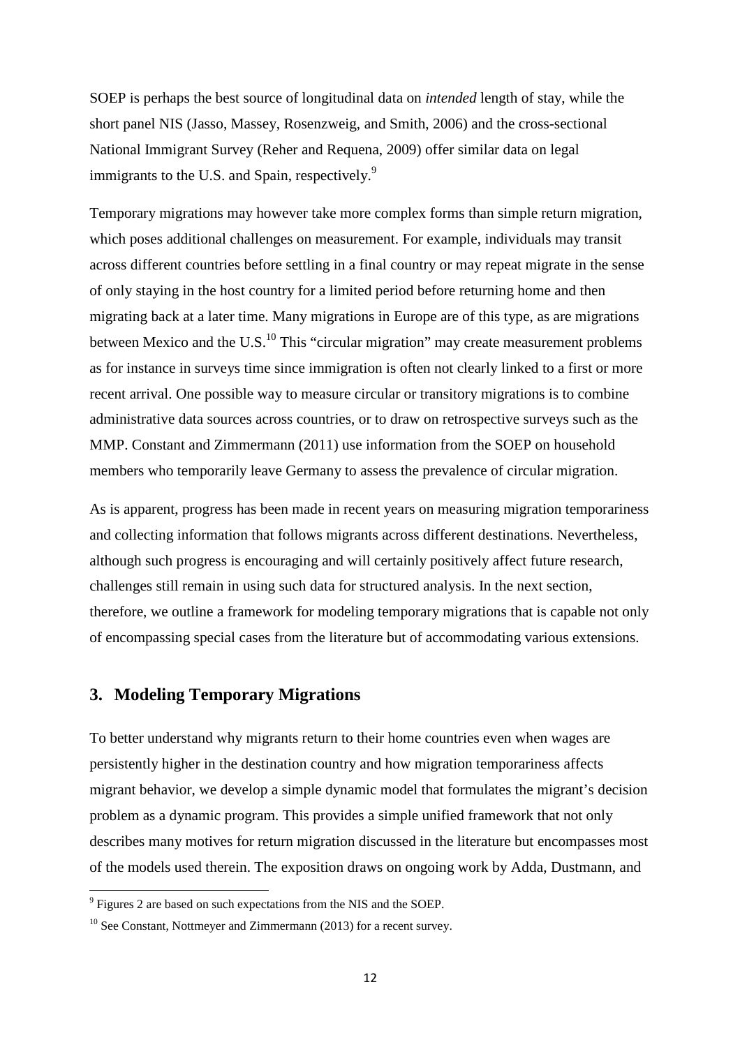SOEP is perhaps the best source of longitudinal data on *intended* length of stay, while the short panel NIS (Jasso, Massey, Rosenzweig, and Smith, 2006) and the cross-sectional National Immigrant Survey (Reher and Requena, 2009) offer similar data on legal immigrants to the U.S. and Spain, respectively.[9]

Temporary migrations may however take more complex forms than simple return migration, which poses additional challenges on measurement. For example, individuals may transit across different countries before settling in a final country or may repeat migrate in the sense of only staying in the host country for a limited period before returning home and then migrating back at a later time. Many migrations in Europe are of this type, as are migrations between Mexico and the U.S.[10] This "circular migration" may create measurement problems as for instance in surveys time since immigration is often not clearly linked to a first or more recent arrival. One possible way to measure circular or transitory migrations is to combine administrative data sources across countries, or to draw on retrospective surveys such as the MMP. Constant and Zimmermann (2011) use information from the SOEP on household members who temporarily leave Germany to assess the prevalence of circular migration.

As is apparent, progress has been made in recent years on measuring migration temporariness and collecting information that follows migrants across different destinations. Nevertheless, although such progress is encouraging and will certainly positively affect future research, challenges still remain in using such data for structured analysis. In the next section, therefore, we outline a framework for modeling temporary migrations that is capable not only of encompassing special cases from the literature but of accommodating various extensions.

## 3. Modeling Temporary Migrations

To better understand why migrants return to their home countries even when wages are persistently higher in the destination country and how migration temporariness affects migrant behavior, we develop a simple dynamic model that formulates the migrant's decision problem as a dynamic program. This provides a simple unified framework that not only describes many motives for return migration discussed in the literature but encompasses most of the models used therein. The exposition draws on ongoing work by Adda, Dustmann, and

[9] Figures 2 are based on such expectations from the NIS and the SOEP.

[10] See Constant, Nottmeyer and Zimmermann (2013) for a recent survey.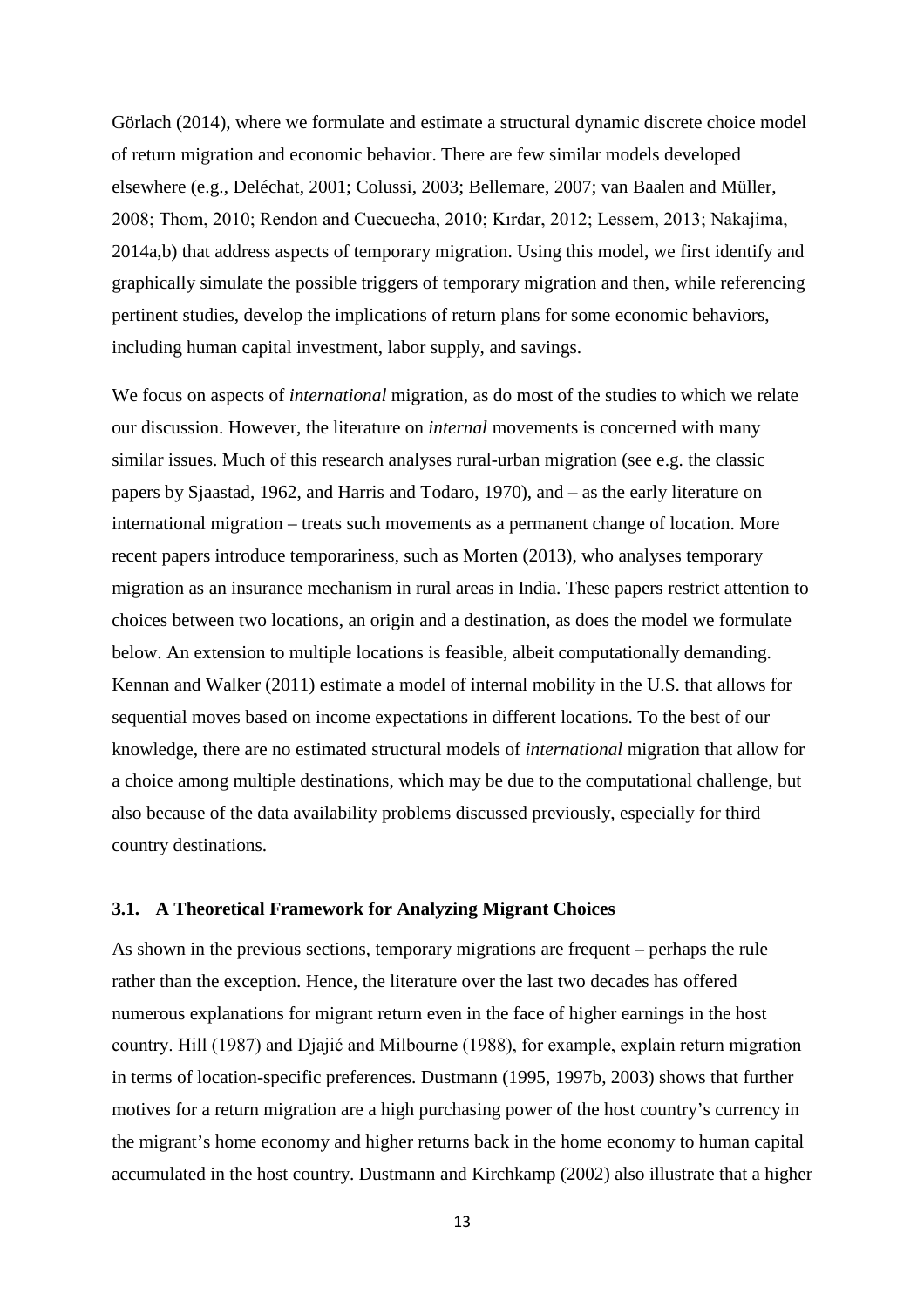Görlach (2014), where we formulate and estimate a structural dynamic discrete choice model of return migration and economic behavior. There are few similar models developed elsewhere (e.g., Deléchat, 2001; Colussi, 2003; Bellemare, 2007; van Baalen and Müller, 2008; Thom, 2010; Rendon and Cuecuecha, 2010; Kırdar, 2012; Lessem, 2013; Nakajima, 2014a,b) that address aspects of temporary migration. Using this model, we first identify and graphically simulate the possible triggers of temporary migration and then, while referencing pertinent studies, develop the implications of return plans for some economic behaviors, including human capital investment, labor supply, and savings.

We focus on aspects of *international* migration, as do most of the studies to which we relate our discussion. However, the literature on *internal* movements is concerned with many similar issues. Much of this research analyses rural-urban migration (see e.g. the classic papers by Sjaastad, 1962, and Harris and Todaro, 1970), and – as the early literature on international migration – treats such movements as a permanent change of location. More recent papers introduce temporariness, such as Morten (2013), who analyses temporary migration as an insurance mechanism in rural areas in India. These papers restrict attention to choices between two locations, an origin and a destination, as does the model we formulate below. An extension to multiple locations is feasible, albeit computationally demanding. Kennan and Walker (2011) estimate a model of internal mobility in the U.S. that allows for sequential moves based on income expectations in different locations. To the best of our knowledge, there are no estimated structural models of *international* migration that allow for a choice among multiple destinations, which may be due to the computational challenge, but also because of the data availability problems discussed previously, especially for third country destinations.

### 3.1. A Theoretical Framework for Analyzing Migrant Choices

As shown in the previous sections, temporary migrations are frequent – perhaps the rule rather than the exception. Hence, the literature over the last two decades has offered numerous explanations for migrant return even in the face of higher earnings in the host country. Hill (1987) and Djajić and Milbourne (1988), for example, explain return migration in terms of location-specific preferences. Dustmann (1995, 1997b, 2003) shows that further motives for a return migration are a high purchasing power of the host country's currency in the migrant's home economy and higher returns back in the home economy to human capital accumulated in the host country. Dustmann and Kirchkamp (2002) also illustrate that a higher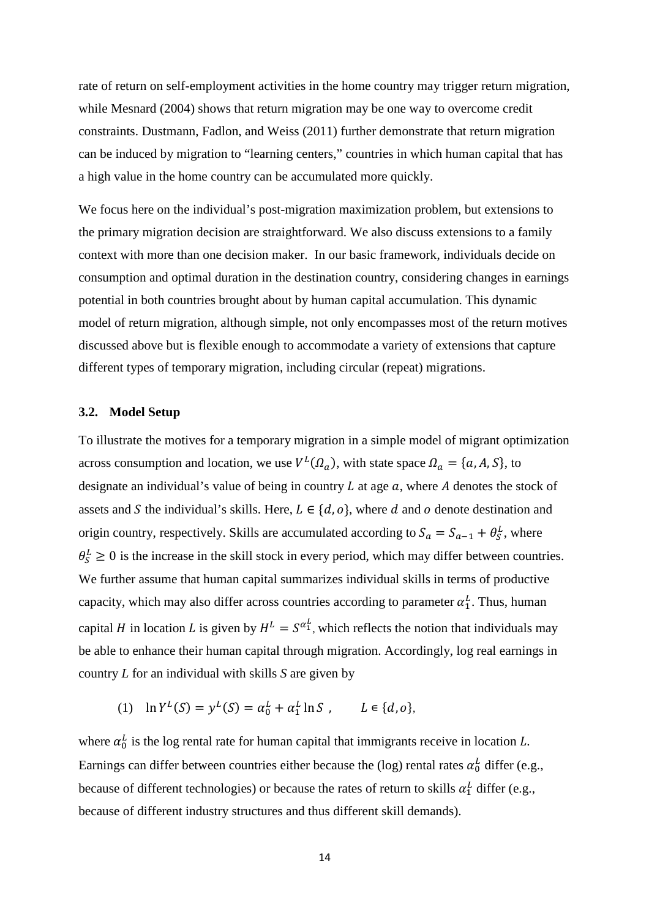rate of return on self-employment activities in the home country may trigger return migration, while Mesnard (2004) shows that return migration may be one way to overcome credit constraints. Dustmann, Fadlon, and Weiss (2011) further demonstrate that return migration can be induced by migration to "learning centers," countries in which human capital that has a high value in the home country can be accumulated more quickly.

We focus here on the individual's post-migration maximization problem, but extensions to the primary migration decision are straightforward. We also discuss extensions to a family context with more than one decision maker. In our basic framework, individuals decide on consumption and optimal duration in the destination country, considering changes in earnings potential in both countries brought about by human capital accumulation. This dynamic model of return migration, although simple, not only encompasses most of the return motives discussed above but is flexible enough to accommodate a variety of extensions that capture different types of temporary migration, including circular (repeat) migrations.

### 3.2. Model Setup

To illustrate the motives for a temporary migration in a simple model of migrant optimization across consumption and location, we use $V^L(\Omega_a)$, with state space $\Omega_a = \{a, A, S\}$, to designate an individual's value of being in country $L$ at age $a$, where $A$ denotes the stock of assets and $S$ the individual's skills. Here, $L \in \{d, o\}$, where $d$ and $o$ denote destination and origin country, respectively. Skills are accumulated according to $S_a = S_{a-1} + \theta_S^L$, where $\theta_S^L \geq 0$ is the increase in the skill stock in every period, which may differ between countries. We further assume that human capital summarizes individual skills in terms of productive capacity, which may also differ across countries according to parameter $\alpha_1^L$. Thus, human capital $H$ in location $L$ is given by $H^L = S^{\alpha_1^L}$, which reflects the notion that individuals may be able to enhance their human capital through migration. Accordingly, log real earnings in country $L$ for an individual with skills $S$ are given by

$$(1) \quad \ln Y^L(S) = y^L(S) = \alpha_0^L + \alpha_1^L \ln S \ , \qquad L \in \{d, o\},$$

where $\alpha_0^L$ is the log rental rate for human capital that immigrants receive in location $L$. Earnings can differ between countries either because the (log) rental rates $\alpha_0^L$ differ (e.g., because of different technologies) or because the rates of return to skills $\alpha_1^L$ differ (e.g., because of different industry structures and thus different skill demands).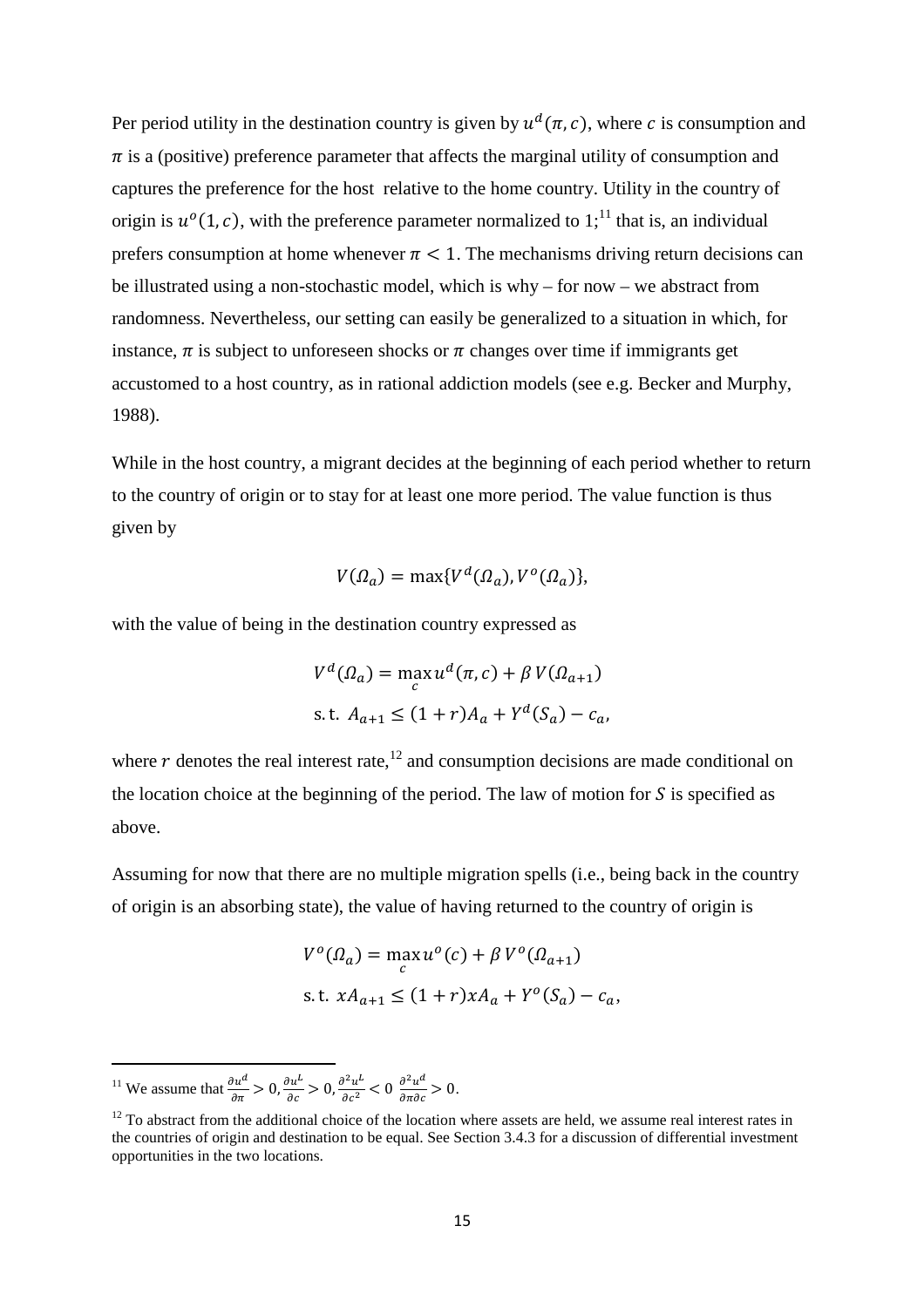Per period utility in the destination country is given by $u^d(\pi, c)$, where $c$ is consumption and $\pi$ is a (positive) preference parameter that affects the marginal utility of consumption and captures the preference for the host relative to the home country. Utility in the country of origin is $u^o(1, c)$, with the preference parameter normalized to 1;[11] that is, an individual prefers consumption at home whenever $\pi < 1$. The mechanisms driving return decisions can be illustrated using a non-stochastic model, which is why – for now – we abstract from randomness. Nevertheless, our setting can easily be generalized to a situation in which, for instance, $\pi$ is subject to unforeseen shocks or $\pi$ changes over time if immigrants get accustomed to a host country, as in rational addiction models (see e.g. Becker and Murphy, 1988).

While in the host country, a migrant decides at the beginning of each period whether to return to the country of origin or to stay for at least one more period. The value function is thus given by

$$V(\Omega_a) = \max\{V^d(\Omega_a), V^o(\Omega_a)\},$$

with the value of being in the destination country expressed as

$$V^d(\Omega_a) = \max_c u^d(\pi, c) + \beta\, V(\Omega_{a+1})$$
$$\text{s.t. } A_{a+1} \leq (1+r)A_a + Y^d(S_a) - c_a,$$

where $r$ denotes the real interest rate,[12] and consumption decisions are made conditional on the location choice at the beginning of the period. The law of motion for $S$ is specified as above.

Assuming for now that there are no multiple migration spells (i.e., being back in the country of origin is an absorbing state), the value of having returned to the country of origin is

$$V^o(\Omega_a) = \max_c u^o(c) + \beta\, V^o(\Omega_{a+1})$$
$$\text{s.t. } xA_{a+1} \leq (1+r)xA_a + Y^o(S_a) - c_a,$$

---

[11] We assume that $\frac{\partial u^d}{\partial \pi} > 0, \frac{\partial u^L}{\partial c} > 0, \frac{\partial^2 u^L}{\partial c^2} < 0\ \frac{\partial^2 u^d}{\partial \pi \partial c} > 0$.

[12] To abstract from the additional choice of the location where assets are held, we assume real interest rates in the countries of origin and destination to be equal. See Section 3.4.3 for a discussion of differential investment opportunities in the two locations.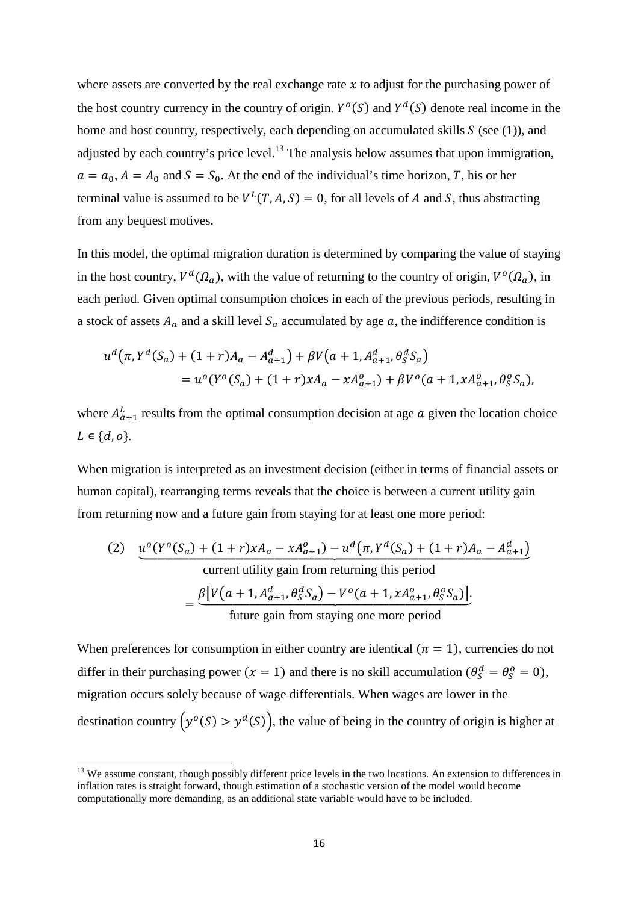where assets are converted by the real exchange rate $x$ to adjust for the purchasing power of the host country currency in the country of origin. $Y^o(S)$ and $Y^d(S)$ denote real income in the home and host country, respectively, each depending on accumulated skills $S$ (see (1)), and adjusted by each country's price level.[13] The analysis below assumes that upon immigration, $a = a_0$, $A = A_0$ and $S = S_0$. At the end of the individual's time horizon, $T$, his or her terminal value is assumed to be $V^L(T, A, S) = 0$, for all levels of $A$ and $S$, thus abstracting from any bequest motives.

In this model, the optimal migration duration is determined by comparing the value of staying in the host country, $V^d(\Omega_a)$, with the value of returning to the country of origin, $V^o(\Omega_a)$, in each period. Given optimal consumption choices in each of the previous periods, resulting in a stock of assets $A_a$ and a skill level $S_a$ accumulated by age $a$, the indifference condition is

$$
\begin{aligned}
u^d\big(\pi, Y^d(S_a) + (1+r)A_a - A_{a+1}^d\big) + \beta V\big(a+1, A_{a+1}^d, \theta_S^d S_a\big) \\
= u^o(Y^o(S_a) + (1+r)xA_a - xA_{a+1}^o) + \beta V^o(a+1, xA_{a+1}^o, \theta_S^o S_a),
\end{aligned}
$$

where $A_{a+1}^L$ results from the optimal consumption decision at age $a$ given the location choice $L \in \{d, o\}$.

When migration is interpreted as an investment decision (either in terms of financial assets or human capital), rearranging terms reveals that the choice is between a current utility gain from returning now and a future gain from staying for at least one more period:

$$
(2) \quad \underbrace{u^o(Y^o(S_a) + (1+r)xA_a - xA_{a+1}^o) - u^d\big(\pi, Y^d(S_a) + (1+r)A_a - A_{a+1}^d\big)}_{\text{current utility gain from returning this period}}
$$

$$
= \underbrace{\beta\big[V\big(a+1, A_{a+1}^d, \theta_S^d S_a\big) - V^o(a+1, xA_{a+1}^o, \theta_S^o S_a)\big]}_{\text{future gain from staying one more period}}.
$$

When preferences for consumption in either country are identical ($\pi = 1$), currencies do not differ in their purchasing power ($x = 1$) and there is no skill accumulation ($\theta_S^d = \theta_S^o = 0$), migration occurs solely because of wage differentials. When wages are lower in the destination country $\big(y^o(S) > y^d(S)\big)$, the value of being in the country of origin is higher at

[13] We assume constant, though possibly different price levels in the two locations. An extension to differences in inflation rates is straight forward, though estimation of a stochastic version of the model would become computationally more demanding, as an additional state variable would have to be included.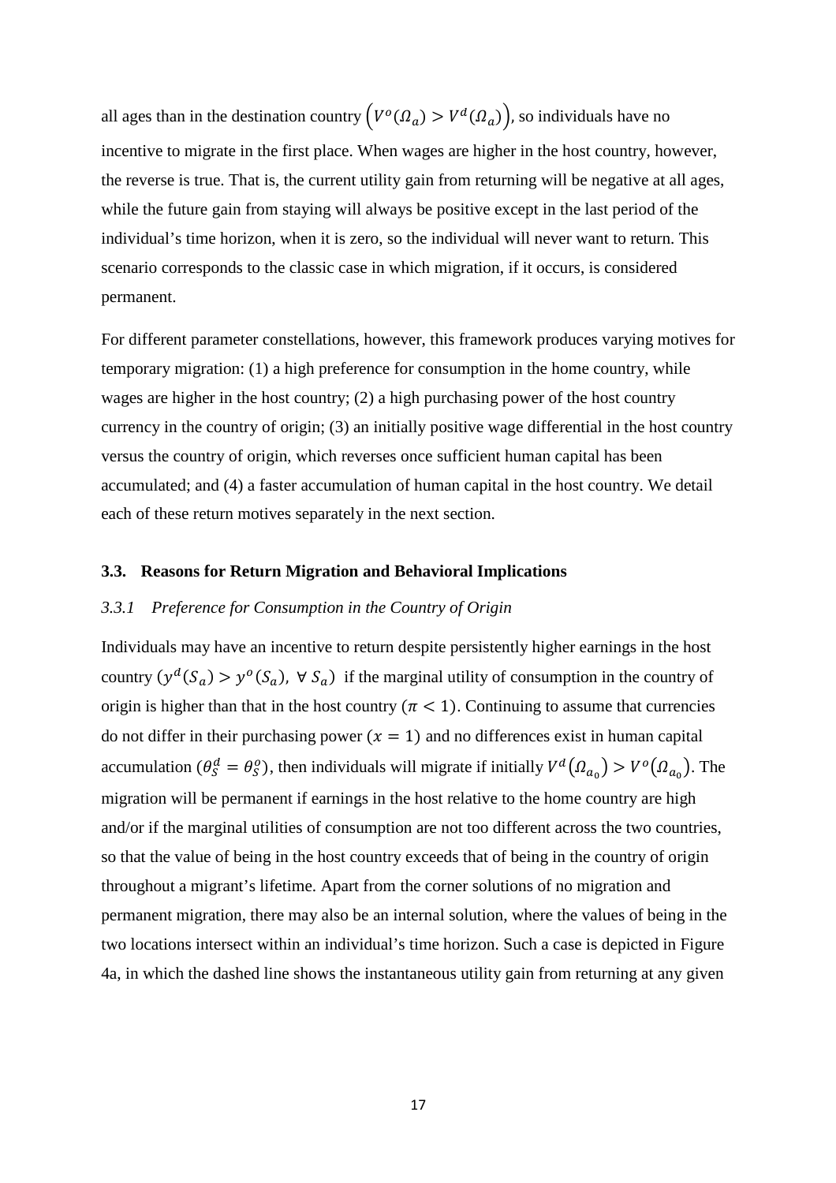all ages than in the destination country $\left(V^o(\Omega_a) > V^d(\Omega_a)\right)$, so individuals have no incentive to migrate in the first place. When wages are higher in the host country, however, the reverse is true. That is, the current utility gain from returning will be negative at all ages, while the future gain from staying will always be positive except in the last period of the individual's time horizon, when it is zero, so the individual will never want to return. This scenario corresponds to the classic case in which migration, if it occurs, is considered permanent.

For different parameter constellations, however, this framework produces varying motives for temporary migration: (1) a high preference for consumption in the home country, while wages are higher in the host country; (2) a high purchasing power of the host country currency in the country of origin; (3) an initially positive wage differential in the host country versus the country of origin, which reverses once sufficient human capital has been accumulated; and (4) a faster accumulation of human capital in the host country. We detail each of these return motives separately in the next section.

### 3.3. Reasons for Return Migration and Behavioral Implications

#### *3.3.1 Preference for Consumption in the Country of Origin*

Individuals may have an incentive to return despite persistently higher earnings in the host country $(y^d(S_a) > y^o(S_a),\ \forall\, S_a)$ if the marginal utility of consumption in the country of origin is higher than that in the host country $(\pi < 1)$. Continuing to assume that currencies do not differ in their purchasing power $(x = 1)$ and no differences exist in human capital accumulation $(\theta_S^d = \theta_S^o)$, then individuals will migrate if initially $V^d(\Omega_{a_0}) > V^o(\Omega_{a_0})$. The migration will be permanent if earnings in the host relative to the home country are high and/or if the marginal utilities of consumption are not too different across the two countries, so that the value of being in the host country exceeds that of being in the country of origin throughout a migrant's lifetime. Apart from the corner solutions of no migration and permanent migration, there may also be an internal solution, where the values of being in the two locations intersect within an individual's time horizon. Such a case is depicted in Figure 4a, in which the dashed line shows the instantaneous utility gain from returning at any given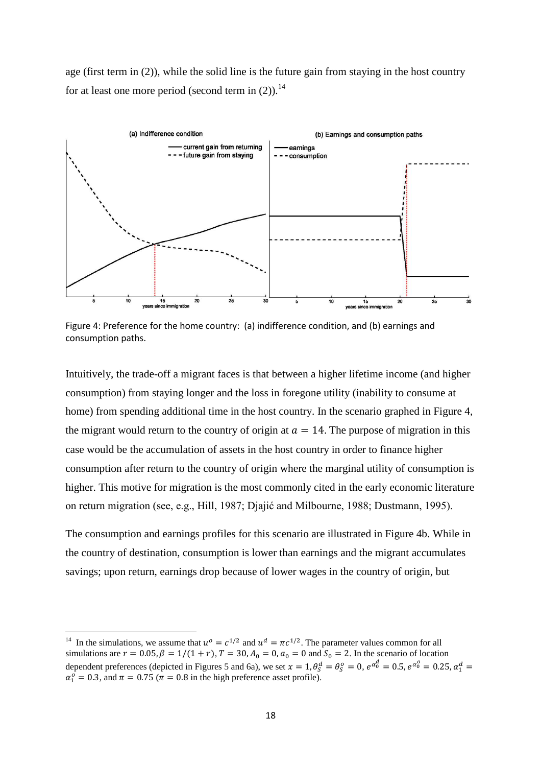age (first term in (2)), while the solid line is the future gain from staying in the host country for at least one more period (second term in (2)).[14]

Figure 4: Preference for the home country: (a) indifference condition, and (b) earnings and consumption paths.

Intuitively, the trade-off a migrant faces is that between a higher lifetime income (and higher consumption) from staying longer and the loss in foregone utility (inability to consume at home) from spending additional time in the host country. In the scenario graphed in Figure 4, the migrant would return to the country of origin at $a = 14$. The purpose of migration in this case would be the accumulation of assets in the host country in order to finance higher consumption after return to the country of origin where the marginal utility of consumption is higher. This motive for migration is the most commonly cited in the early economic literature on return migration (see, e.g., Hill, 1987; Djajić and Milbourne, 1988; Dustmann, 1995).

The consumption and earnings profiles for this scenario are illustrated in Figure 4b. While in the country of destination, consumption is lower than earnings and the migrant accumulates savings; upon return, earnings drop because of lower wages in the country of origin, but

---

[14] In the simulations, we assume that $u^o = c^{1/2}$ and $u^d = \pi c^{1/2}$. The parameter values common for all simulations are $r = 0.05, \beta = 1/(1+r), T = 30, A_0 = 0, a_0 = 0$ and $S_0 = 2$. In the scenario of location dependent preferences (depicted in Figures 5 and 6a), we set $x = 1, \theta_S^d = \theta_S^o = 0, e^{\alpha_0^d} = 0.5, e^{\alpha_0^o} = 0.25, \alpha_1^d = \alpha_1^o = 0.3$, and $\pi = 0.75$ ($\pi = 0.8$ in the high preference asset profile).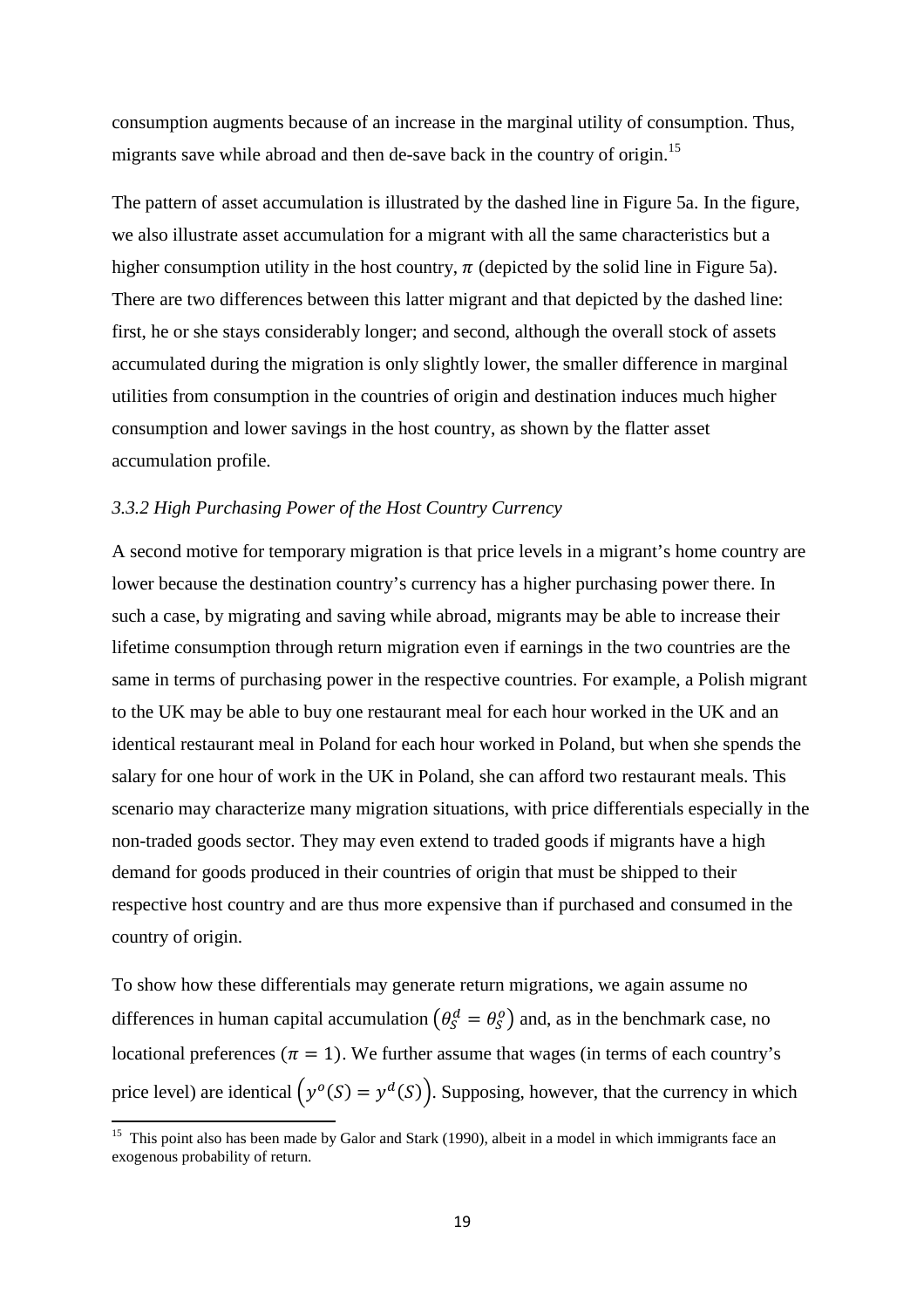consumption augments because of an increase in the marginal utility of consumption. Thus, migrants save while abroad and then de-save back in the country of origin.[15]

The pattern of asset accumulation is illustrated by the dashed line in Figure 5a. In the figure, we also illustrate asset accumulation for a migrant with all the same characteristics but a higher consumption utility in the host country, $\pi$ (depicted by the solid line in Figure 5a). There are two differences between this latter migrant and that depicted by the dashed line: first, he or she stays considerably longer; and second, although the overall stock of assets accumulated during the migration is only slightly lower, the smaller difference in marginal utilities from consumption in the countries of origin and destination induces much higher consumption and lower savings in the host country, as shown by the flatter asset accumulation profile.

### *3.3.2 High Purchasing Power of the Host Country Currency*

A second motive for temporary migration is that price levels in a migrant's home country are lower because the destination country's currency has a higher purchasing power there. In such a case, by migrating and saving while abroad, migrants may be able to increase their lifetime consumption through return migration even if earnings in the two countries are the same in terms of purchasing power in the respective countries. For example, a Polish migrant to the UK may be able to buy one restaurant meal for each hour worked in the UK and an identical restaurant meal in Poland for each hour worked in Poland, but when she spends the salary for one hour of work in the UK in Poland, she can afford two restaurant meals. This scenario may characterize many migration situations, with price differentials especially in the non-traded goods sector. They may even extend to traded goods if migrants have a high demand for goods produced in their countries of origin that must be shipped to their respective host country and are thus more expensive than if purchased and consumed in the country of origin.

To show how these differentials may generate return migrations, we again assume no differences in human capital accumulation $\left(\theta_S^d = \theta_S^o\right)$ and, as in the benchmark case, no locational preferences ($\pi = 1$). We further assume that wages (in terms of each country's price level) are identical $\left(y^o(S) = y^d(S)\right)$. Supposing, however, that the currency in which

[15] This point also has been made by Galor and Stark (1990), albeit in a model in which immigrants face an exogenous probability of return.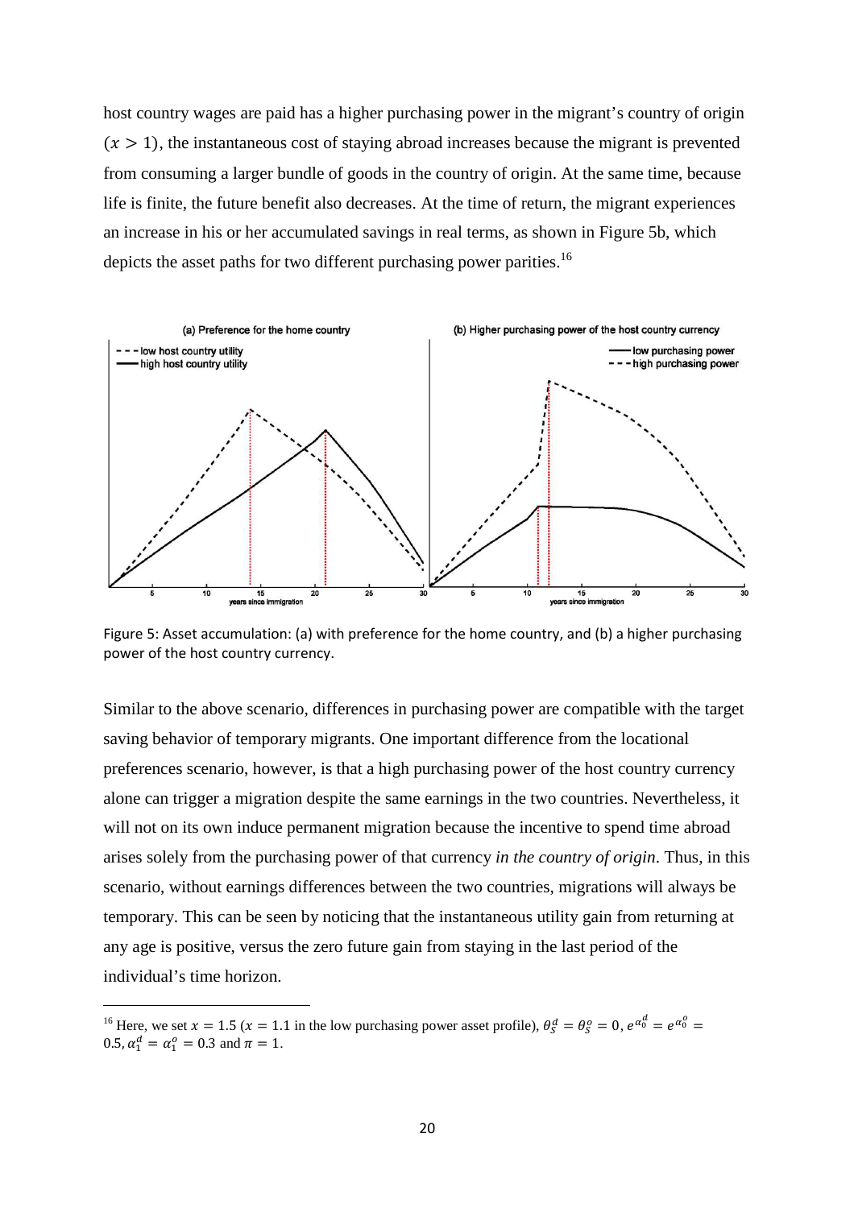host country wages are paid has a higher purchasing power in the migrant's country of origin ($x > 1$), the instantaneous cost of staying abroad increases because the migrant is prevented from consuming a larger bundle of goods in the country of origin. At the same time, because life is finite, the future benefit also decreases. At the time of return, the migrant experiences an increase in his or her accumulated savings in real terms, as shown in Figure 5b, which depicts the asset paths for two different purchasing power parities.[16]

Figure 5: Asset accumulation: (a) with preference for the home country, and (b) a higher purchasing power of the host country currency.

Similar to the above scenario, differences in purchasing power are compatible with the target saving behavior of temporary migrants. One important difference from the locational preferences scenario, however, is that a high purchasing power of the host country currency alone can trigger a migration despite the same earnings in the two countries. Nevertheless, it will not on its own induce permanent migration because the incentive to spend time abroad arises solely from the purchasing power of that currency *in the country of origin*. Thus, in this scenario, without earnings differences between the two countries, migrations will always be temporary. This can be seen by noticing that the instantaneous utility gain from returning at any age is positive, versus the zero future gain from staying in the last period of the individual's time horizon.

[16] Here, we set $x = 1.5$ ($x = 1.1$ in the low purchasing power asset profile), $\theta_S^d = \theta_S^o = 0$, $e^{\alpha_0^d} = e^{\alpha_0^o} = 0.5$, $\alpha_1^d = \alpha_1^o = 0.3$ and $\pi = 1$.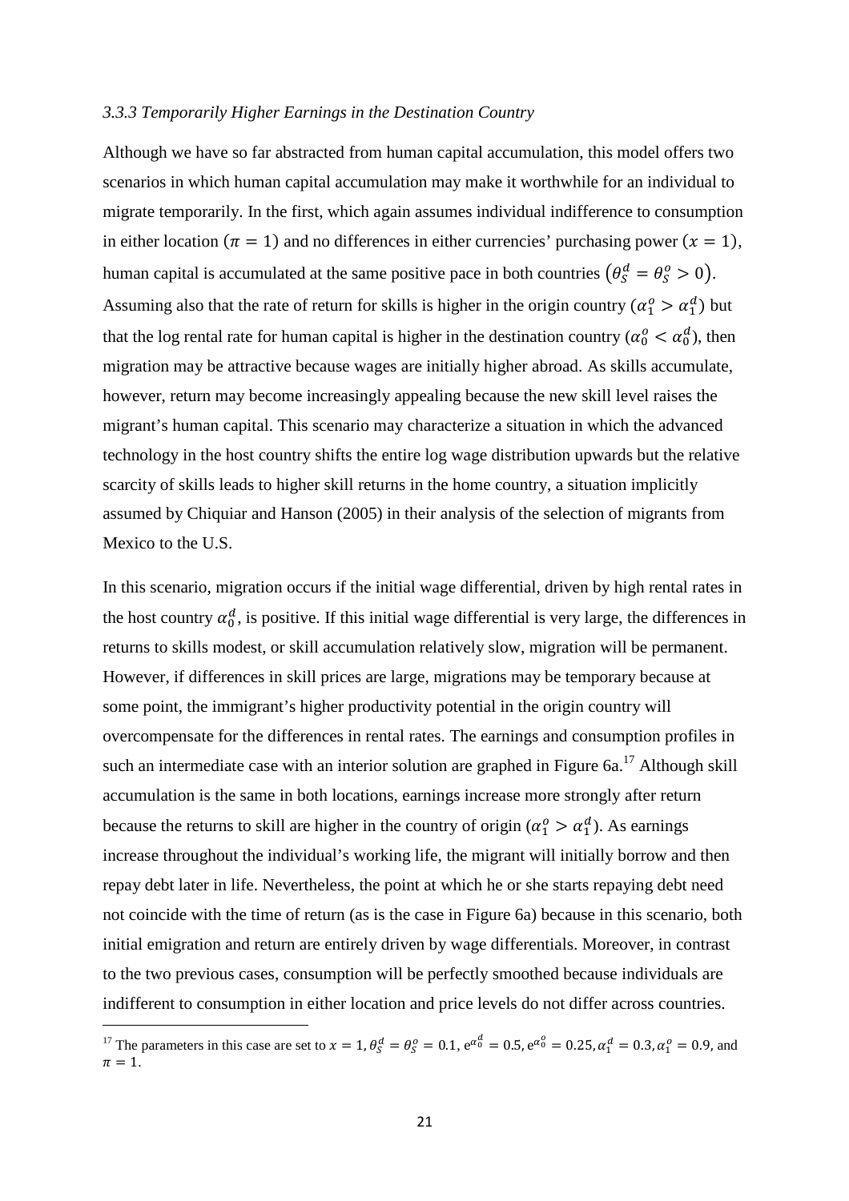### *3.3.3 Temporarily Higher Earnings in the Destination Country*

Although we have so far abstracted from human capital accumulation, this model offers two scenarios in which human capital accumulation may make it worthwhile for an individual to migrate temporarily. In the first, which again assumes individual indifference to consumption in either location ($\pi = 1$) and no differences in either currencies' purchasing power ($x = 1$), human capital is accumulated at the same positive pace in both countries $\left(\theta_S^d = \theta_S^o > 0\right)$. Assuming also that the rate of return for skills is higher in the origin country ($\alpha_1^o > \alpha_1^d$) but that the log rental rate for human capital is higher in the destination country ($\alpha_0^o < \alpha_0^d$), then migration may be attractive because wages are initially higher abroad. As skills accumulate, however, return may become increasingly appealing because the new skill level raises the migrant's human capital. This scenario may characterize a situation in which the advanced technology in the host country shifts the entire log wage distribution upwards but the relative scarcity of skills leads to higher skill returns in the home country, a situation implicitly assumed by Chiquiar and Hanson (2005) in their analysis of the selection of migrants from Mexico to the U.S.

In this scenario, migration occurs if the initial wage differential, driven by high rental rates in the host country $\alpha_0^d$, is positive. If this initial wage differential is very large, the differences in returns to skills modest, or skill accumulation relatively slow, migration will be permanent. However, if differences in skill prices are large, migrations may be temporary because at some point, the immigrant's higher productivity potential in the origin country will overcompensate for the differences in rental rates. The earnings and consumption profiles in such an intermediate case with an interior solution are graphed in Figure 6a.[17] Although skill accumulation is the same in both locations, earnings increase more strongly after return because the returns to skill are higher in the country of origin ($\alpha_1^o > \alpha_1^d$). As earnings increase throughout the individual's working life, the migrant will initially borrow and then repay debt later in life. Nevertheless, the point at which he or she starts repaying debt need not coincide with the time of return (as is the case in Figure 6a) because in this scenario, both initial emigration and return are entirely driven by wage differentials. Moreover, in contrast to the two previous cases, consumption will be perfectly smoothed because individuals are indifferent to consumption in either location and price levels do not differ across countries.

[17] The parameters in this case are set to $x = 1$, $\theta_S^d = \theta_S^o = 0.1$, $e^{\alpha_0^d} = 0.5$, $e^{\alpha_0^o} = 0.25$, $\alpha_1^d = 0.3$, $\alpha_1^o = 0.9$, and $\pi = 1$.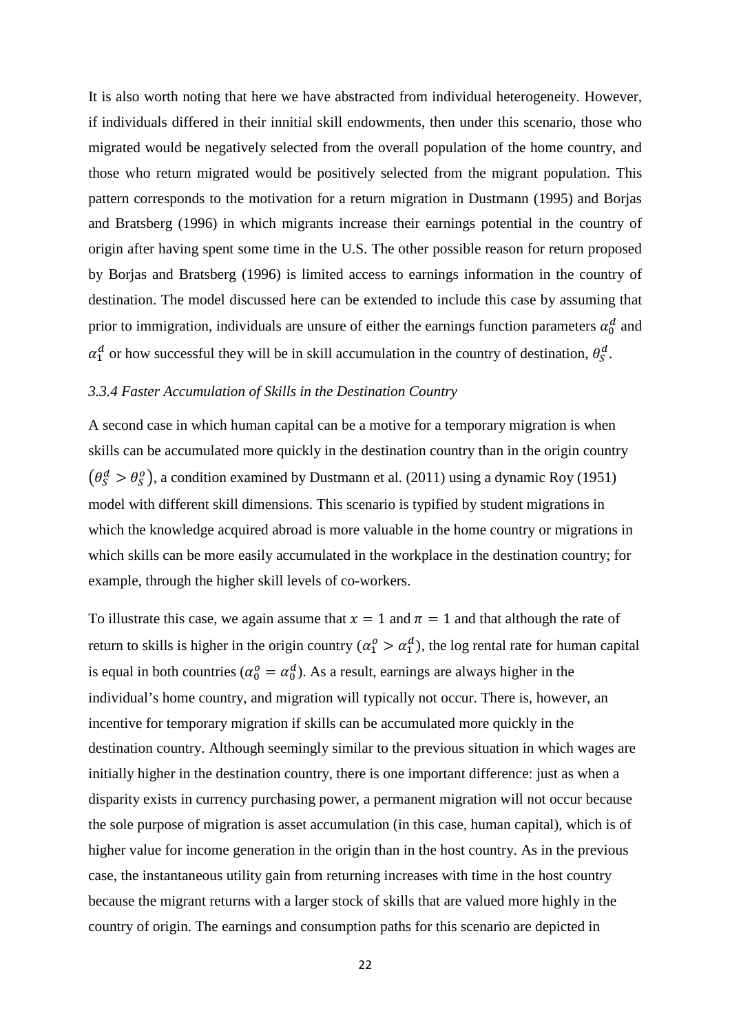It is also worth noting that here we have abstracted from individual heterogeneity. However, if individuals differed in their innitial skill endowments, then under this scenario, those who migrated would be negatively selected from the overall population of the home country, and those who return migrated would be positively selected from the migrant population. This pattern corresponds to the motivation for a return migration in Dustmann (1995) and Borjas and Bratsberg (1996) in which migrants increase their earnings potential in the country of origin after having spent some time in the U.S. The other possible reason for return proposed by Borjas and Bratsberg (1996) is limited access to earnings information in the country of destination. The model discussed here can be extended to include this case by assuming that prior to immigration, individuals are unsure of either the earnings function parameters $\alpha_0^d$ and $\alpha_1^d$ or how successful they will be in skill accumulation in the country of destination, $\theta_S^d$.

### *3.3.4 Faster Accumulation of Skills in the Destination Country*

A second case in which human capital can be a motive for a temporary migration is when skills can be accumulated more quickly in the destination country than in the origin country $\left(\theta_S^d > \theta_S^o\right)$, a condition examined by Dustmann et al. (2011) using a dynamic Roy (1951) model with different skill dimensions. This scenario is typified by student migrations in which the knowledge acquired abroad is more valuable in the home country or migrations in which skills can be more easily accumulated in the workplace in the destination country; for example, through the higher skill levels of co-workers.

To illustrate this case, we again assume that $x = 1$ and $\pi = 1$ and that although the rate of return to skills is higher in the origin country ($\alpha_1^o > \alpha_1^d$), the log rental rate for human capital is equal in both countries ($\alpha_0^o = \alpha_0^d$). As a result, earnings are always higher in the individual's home country, and migration will typically not occur. There is, however, an incentive for temporary migration if skills can be accumulated more quickly in the destination country. Although seemingly similar to the previous situation in which wages are initially higher in the destination country, there is one important difference: just as when a disparity exists in currency purchasing power, a permanent migration will not occur because the sole purpose of migration is asset accumulation (in this case, human capital), which is of higher value for income generation in the origin than in the host country. As in the previous case, the instantaneous utility gain from returning increases with time in the host country because the migrant returns with a larger stock of skills that are valued more highly in the country of origin. The earnings and consumption paths for this scenario are depicted in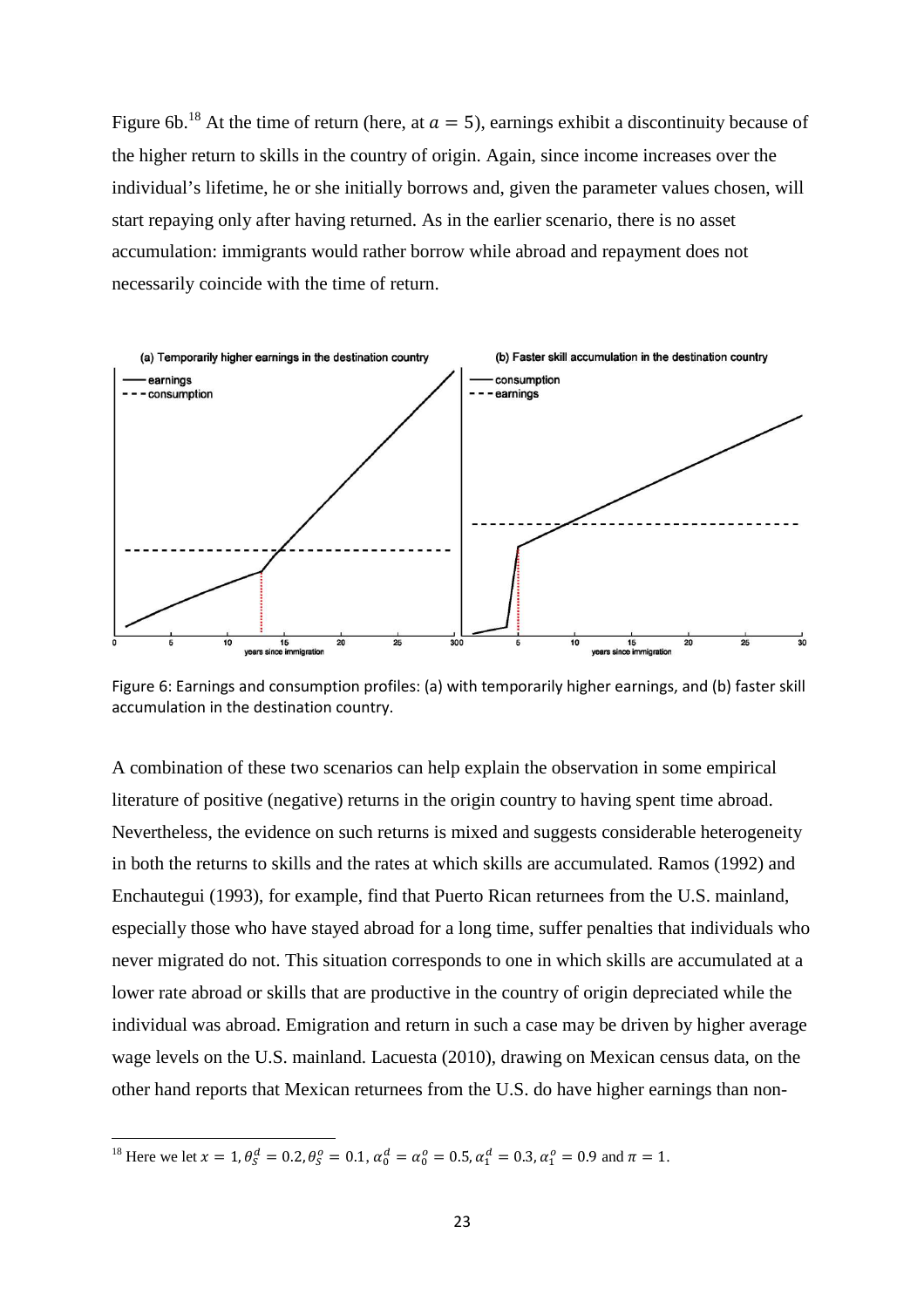Figure 6b.[18] At the time of return (here, at $a = 5$), earnings exhibit a discontinuity because of the higher return to skills in the country of origin. Again, since income increases over the individual's lifetime, he or she initially borrows and, given the parameter values chosen, will start repaying only after having returned. As in the earlier scenario, there is no asset accumulation: immigrants would rather borrow while abroad and repayment does not necessarily coincide with the time of return.

Figure 6: Earnings and consumption profiles: (a) with temporarily higher earnings, and (b) faster skill accumulation in the destination country.

A combination of these two scenarios can help explain the observation in some empirical literature of positive (negative) returns in the origin country to having spent time abroad. Nevertheless, the evidence on such returns is mixed and suggests considerable heterogeneity in both the returns to skills and the rates at which skills are accumulated. Ramos (1992) and Enchautegui (1993), for example, find that Puerto Rican returnees from the U.S. mainland, especially those who have stayed abroad for a long time, suffer penalties that individuals who never migrated do not. This situation corresponds to one in which skills are accumulated at a lower rate abroad or skills that are productive in the country of origin depreciated while the individual was abroad. Emigration and return in such a case may be driven by higher average wage levels on the U.S. mainland. Lacuesta (2010), drawing on Mexican census data, on the other hand reports that Mexican returnees from the U.S. do have higher earnings than non-

[18] Here we let $x = 1, \theta_S^d = 0.2, \theta_S^o = 0.1, \alpha_0^d = \alpha_0^o = 0.5, \alpha_1^d = 0.3, \alpha_1^o = 0.9$ and $\pi = 1$.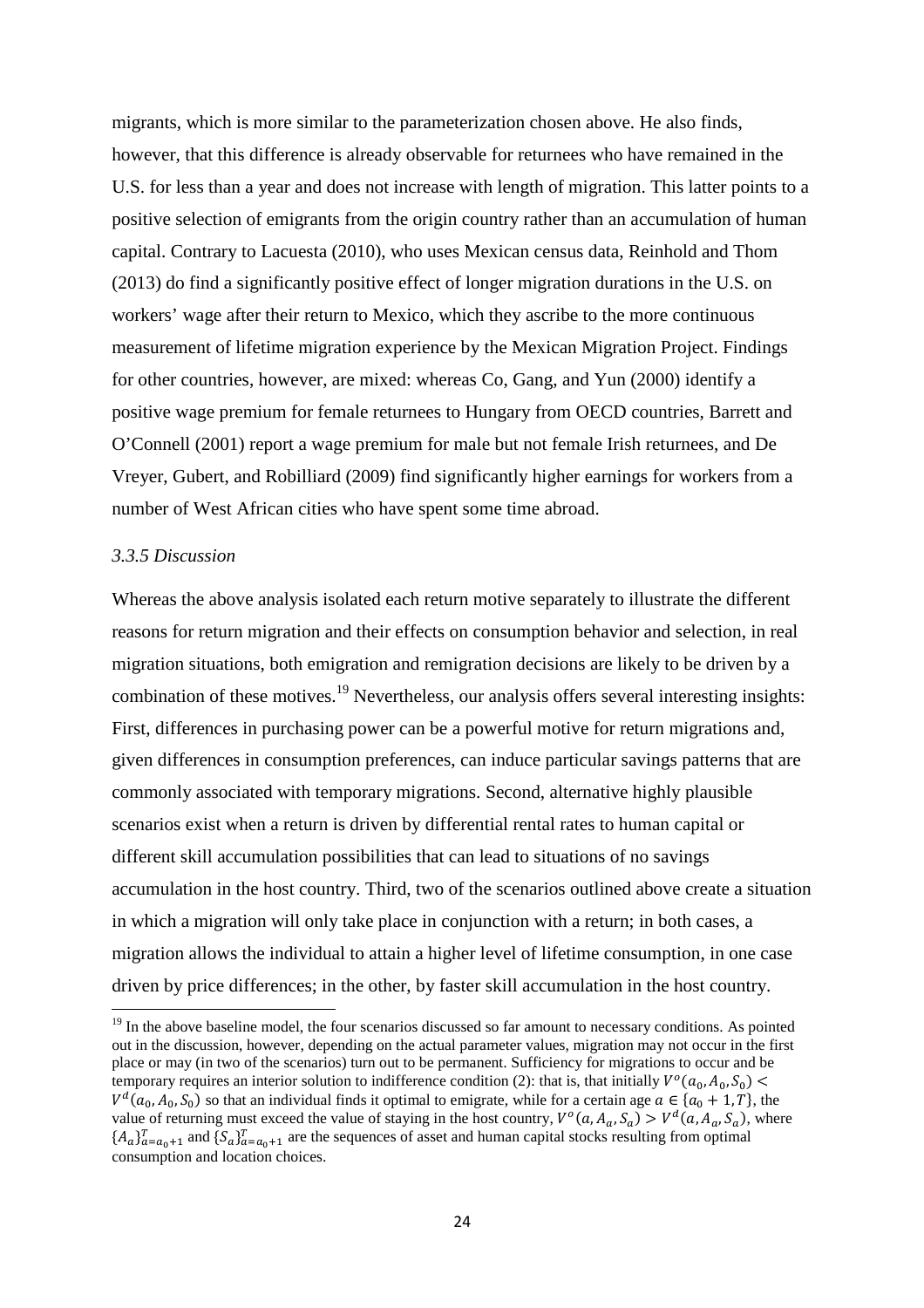migrants, which is more similar to the parameterization chosen above. He also finds, however, that this difference is already observable for returnees who have remained in the U.S. for less than a year and does not increase with length of migration. This latter points to a positive selection of emigrants from the origin country rather than an accumulation of human capital. Contrary to Lacuesta (2010), who uses Mexican census data, Reinhold and Thom (2013) do find a significantly positive effect of longer migration durations in the U.S. on workers' wage after their return to Mexico, which they ascribe to the more continuous measurement of lifetime migration experience by the Mexican Migration Project. Findings for other countries, however, are mixed: whereas Co, Gang, and Yun (2000) identify a positive wage premium for female returnees to Hungary from OECD countries, Barrett and O'Connell (2001) report a wage premium for male but not female Irish returnees, and De Vreyer, Gubert, and Robilliard (2009) find significantly higher earnings for workers from a number of West African cities who have spent some time abroad.

### *3.3.5 Discussion*

Whereas the above analysis isolated each return motive separately to illustrate the different reasons for return migration and their effects on consumption behavior and selection, in real migration situations, both emigration and remigration decisions are likely to be driven by a combination of these motives.[19] Nevertheless, our analysis offers several interesting insights: First, differences in purchasing power can be a powerful motive for return migrations and, given differences in consumption preferences, can induce particular savings patterns that are commonly associated with temporary migrations. Second, alternative highly plausible scenarios exist when a return is driven by differential rental rates to human capital or different skill accumulation possibilities that can lead to situations of no savings accumulation in the host country. Third, two of the scenarios outlined above create a situation in which a migration will only take place in conjunction with a return; in both cases, a migration allows the individual to attain a higher level of lifetime consumption, in one case driven by price differences; in the other, by faster skill accumulation in the host country.

---

[19] In the above baseline model, the four scenarios discussed so far amount to necessary conditions. As pointed out in the discussion, however, depending on the actual parameter values, migration may not occur in the first place or may (in two of the scenarios) turn out to be permanent. Sufficiency for migrations to occur and be temporary requires an interior solution to indifference condition (2): that is, that initially $V^o(a_0, A_0, S_0) < V^d(a_0, A_0, S_0)$ so that an individual finds it optimal to emigrate, while for a certain age $a \in \{a_0 + 1, T\}$, the value of returning must exceed the value of staying in the host country, $V^o(a, A_a, S_a) > V^d(a, A_a, S_a)$, where $\{A_a\}_{a=a_0+1}^{T}$ and $\{S_a\}_{a=a_0+1}^{T}$ are the sequences of asset and human capital stocks resulting from optimal consumption and location choices.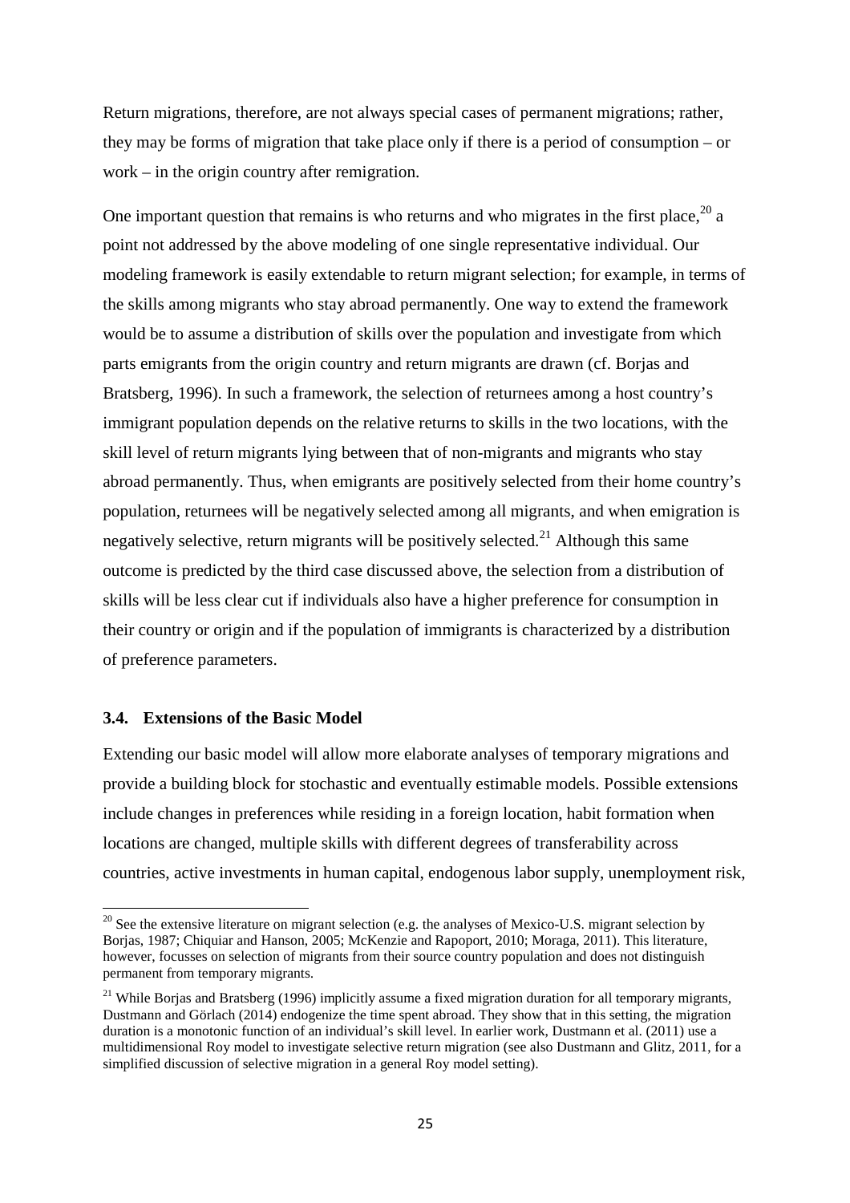Return migrations, therefore, are not always special cases of permanent migrations; rather, they may be forms of migration that take place only if there is a period of consumption – or work – in the origin country after remigration.

One important question that remains is who returns and who migrates in the first place,[20] a point not addressed by the above modeling of one single representative individual. Our modeling framework is easily extendable to return migrant selection; for example, in terms of the skills among migrants who stay abroad permanently. One way to extend the framework would be to assume a distribution of skills over the population and investigate from which parts emigrants from the origin country and return migrants are drawn (cf. Borjas and Bratsberg, 1996). In such a framework, the selection of returnees among a host country's immigrant population depends on the relative returns to skills in the two locations, with the skill level of return migrants lying between that of non-migrants and migrants who stay abroad permanently. Thus, when emigrants are positively selected from their home country's population, returnees will be negatively selected among all migrants, and when emigration is negatively selective, return migrants will be positively selected.[21] Although this same outcome is predicted by the third case discussed above, the selection from a distribution of skills will be less clear cut if individuals also have a higher preference for consumption in their country or origin and if the population of immigrants is characterized by a distribution of preference parameters.

### 3.4. Extensions of the Basic Model

Extending our basic model will allow more elaborate analyses of temporary migrations and provide a building block for stochastic and eventually estimable models. Possible extensions include changes in preferences while residing in a foreign location, habit formation when locations are changed, multiple skills with different degrees of transferability across countries, active investments in human capital, endogenous labor supply, unemployment risk,

---

[20] See the extensive literature on migrant selection (e.g. the analyses of Mexico-U.S. migrant selection by Borjas, 1987; Chiquiar and Hanson, 2005; McKenzie and Rapoport, 2010; Moraga, 2011). This literature, however, focusses on selection of migrants from their source country population and does not distinguish permanent from temporary migrants.

[21] While Borjas and Bratsberg (1996) implicitly assume a fixed migration duration for all temporary migrants, Dustmann and Görlach (2014) endogenize the time spent abroad. They show that in this setting, the migration duration is a monotonic function of an individual's skill level. In earlier work, Dustmann et al. (2011) use a multidimensional Roy model to investigate selective return migration (see also Dustmann and Glitz, 2011, for a simplified discussion of selective migration in a general Roy model setting).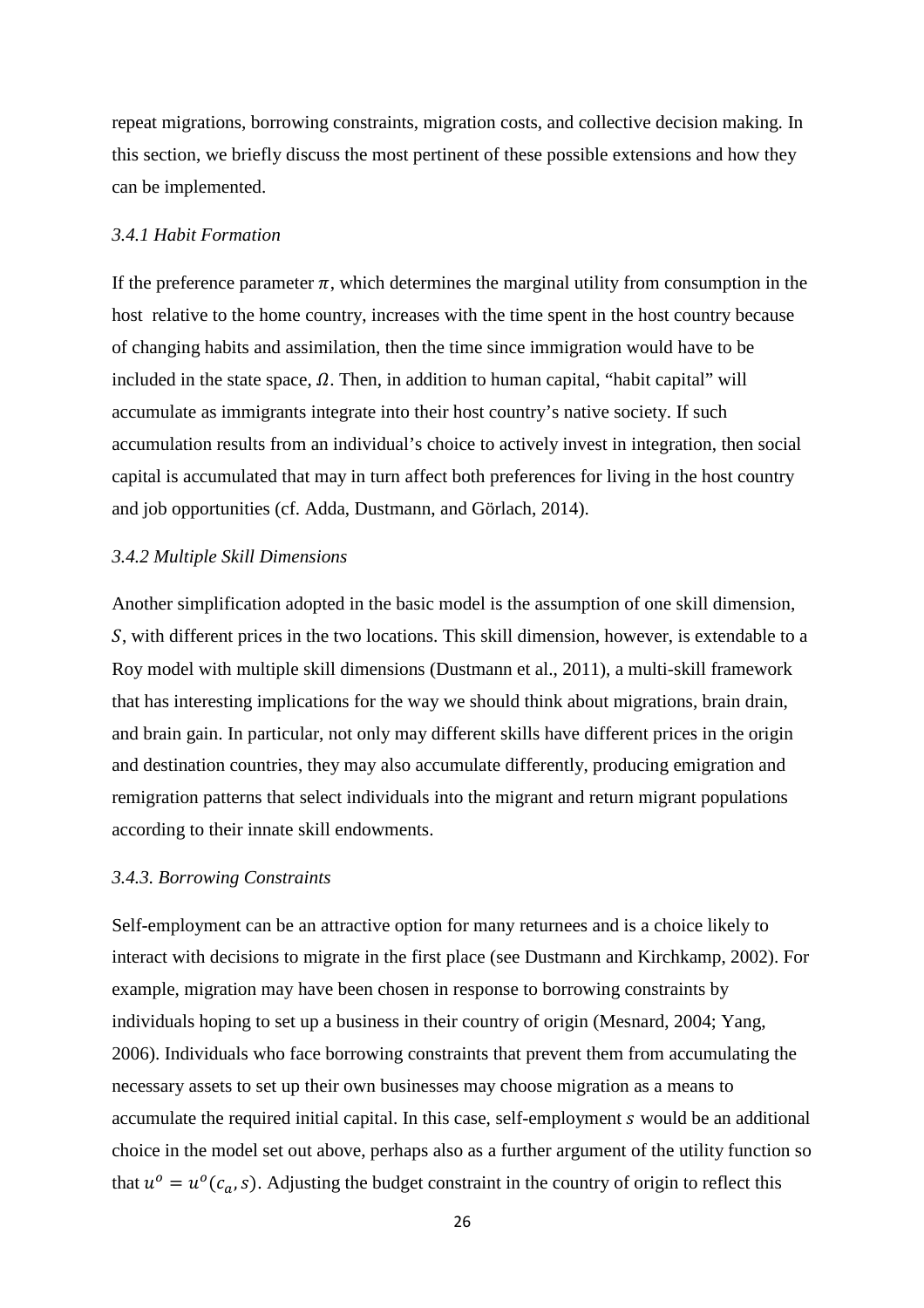repeat migrations, borrowing constraints, migration costs, and collective decision making. In this section, we briefly discuss the most pertinent of these possible extensions and how they can be implemented.

### *3.4.1 Habit Formation*

If the preference parameter $\pi$, which determines the marginal utility from consumption in the host relative to the home country, increases with the time spent in the host country because of changing habits and assimilation, then the time since immigration would have to be included in the state space, $\Omega$. Then, in addition to human capital, "habit capital" will accumulate as immigrants integrate into their host country's native society. If such accumulation results from an individual's choice to actively invest in integration, then social capital is accumulated that may in turn affect both preferences for living in the host country and job opportunities (cf. Adda, Dustmann, and Görlach, 2014).

### *3.4.2 Multiple Skill Dimensions*

Another simplification adopted in the basic model is the assumption of one skill dimension, $S$, with different prices in the two locations. This skill dimension, however, is extendable to a Roy model with multiple skill dimensions (Dustmann et al., 2011), a multi-skill framework that has interesting implications for the way we should think about migrations, brain drain, and brain gain. In particular, not only may different skills have different prices in the origin and destination countries, they may also accumulate differently, producing emigration and remigration patterns that select individuals into the migrant and return migrant populations according to their innate skill endowments.

### *3.4.3. Borrowing Constraints*

Self-employment can be an attractive option for many returnees and is a choice likely to interact with decisions to migrate in the first place (see Dustmann and Kirchkamp, 2002). For example, migration may have been chosen in response to borrowing constraints by individuals hoping to set up a business in their country of origin (Mesnard, 2004; Yang, 2006). Individuals who face borrowing constraints that prevent them from accumulating the necessary assets to set up their own businesses may choose migration as a means to accumulate the required initial capital. In this case, self-employment $s$ would be an additional choice in the model set out above, perhaps also as a further argument of the utility function so that $u^o = u^o(c_a, s)$. Adjusting the budget constraint in the country of origin to reflect this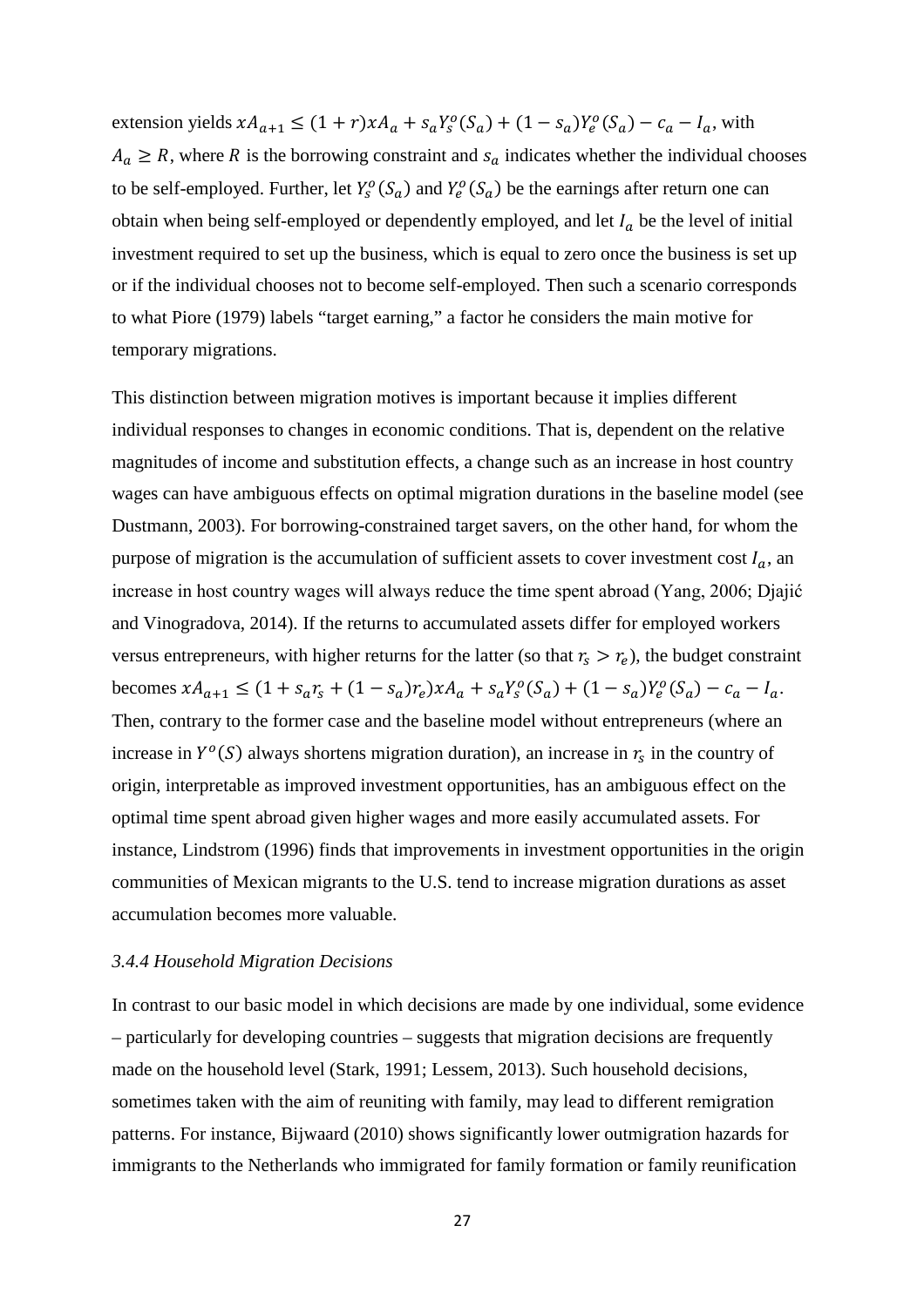extension yields $xA_{a+1} \leq (1+r)xA_a + s_a Y_s^o(S_a) + (1-s_a)Y_e^o(S_a) - c_a - I_a$, with $A_a \geq R$, where $R$ is the borrowing constraint and $s_a$ indicates whether the individual chooses to be self-employed. Further, let $Y_s^o(S_a)$ and $Y_e^o(S_a)$ be the earnings after return one can obtain when being self-employed or dependently employed, and let $I_a$ be the level of initial investment required to set up the business, which is equal to zero once the business is set up or if the individual chooses not to become self-employed. Then such a scenario corresponds to what Piore (1979) labels "target earning," a factor he considers the main motive for temporary migrations.

This distinction between migration motives is important because it implies different individual responses to changes in economic conditions. That is, dependent on the relative magnitudes of income and substitution effects, a change such as an increase in host country wages can have ambiguous effects on optimal migration durations in the baseline model (see Dustmann, 2003). For borrowing-constrained target savers, on the other hand, for whom the purpose of migration is the accumulation of sufficient assets to cover investment cost $I_a$, an increase in host country wages will always reduce the time spent abroad (Yang, 2006; Djajić and Vinogradova, 2014). If the returns to accumulated assets differ for employed workers versus entrepreneurs, with higher returns for the latter (so that $r_s > r_e$), the budget constraint becomes $xA_{a+1} \leq (1 + s_a r_s + (1-s_a)r_e)xA_a + s_a Y_s^o(S_a) + (1-s_a)Y_e^o(S_a) - c_a - I_a$. Then, contrary to the former case and the baseline model without entrepreneurs (where an increase in $Y^o(S)$ always shortens migration duration), an increase in $r_s$ in the country of origin, interpretable as improved investment opportunities, has an ambiguous effect on the optimal time spent abroad given higher wages and more easily accumulated assets. For instance, Lindstrom (1996) finds that improvements in investment opportunities in the origin communities of Mexican migrants to the U.S. tend to increase migration durations as asset accumulation becomes more valuable.

### *3.4.4 Household Migration Decisions*

In contrast to our basic model in which decisions are made by one individual, some evidence – particularly for developing countries – suggests that migration decisions are frequently made on the household level (Stark, 1991; Lessem, 2013). Such household decisions, sometimes taken with the aim of reuniting with family, may lead to different remigration patterns. For instance, Bijwaard (2010) shows significantly lower outmigration hazards for immigrants to the Netherlands who immigrated for family formation or family reunification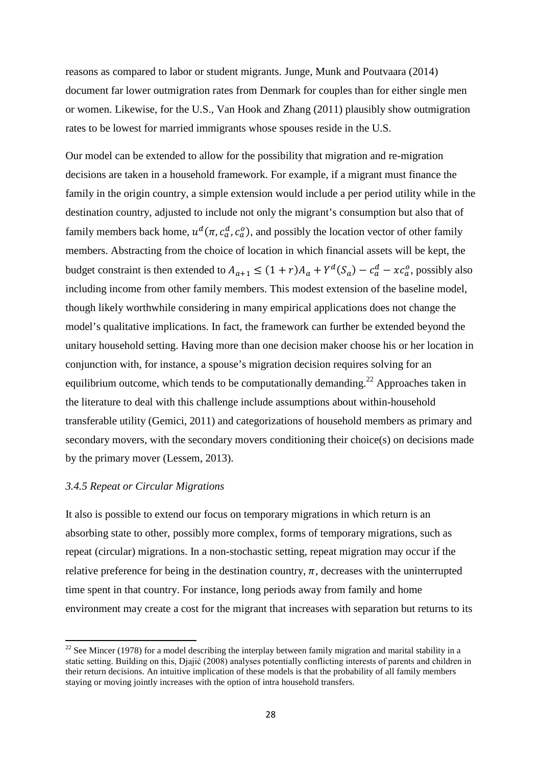reasons as compared to labor or student migrants. Junge, Munk and Poutvaara (2014) document far lower outmigration rates from Denmark for couples than for either single men or women. Likewise, for the U.S., Van Hook and Zhang (2011) plausibly show outmigration rates to be lowest for married immigrants whose spouses reside in the U.S.

Our model can be extended to allow for the possibility that migration and re-migration decisions are taken in a household framework. For example, if a migrant must finance the family in the origin country, a simple extension would include a per period utility while in the destination country, adjusted to include not only the migrant's consumption but also that of family members back home, $u^d(\pi, c_a^d, c_a^o)$, and possibly the location vector of other family members. Abstracting from the choice of location in which financial assets will be kept, the budget constraint is then extended to $A_{a+1} \leq (1+r)A_a + Y^d(S_a) - c_a^d - xc_a^o$, possibly also including income from other family members. This modest extension of the baseline model, though likely worthwhile considering in many empirical applications does not change the model's qualitative implications. In fact, the framework can further be extended beyond the unitary household setting. Having more than one decision maker choose his or her location in conjunction with, for instance, a spouse's migration decision requires solving for an equilibrium outcome, which tends to be computationally demanding.[22] Approaches taken in the literature to deal with this challenge include assumptions about within-household transferable utility (Gemici, 2011) and categorizations of household members as primary and secondary movers, with the secondary movers conditioning their choice(s) on decisions made by the primary mover (Lessem, 2013).

### *3.4.5 Repeat or Circular Migrations*

It also is possible to extend our focus on temporary migrations in which return is an absorbing state to other, possibly more complex, forms of temporary migrations, such as repeat (circular) migrations. In a non-stochastic setting, repeat migration may occur if the relative preference for being in the destination country, $\pi$, decreases with the uninterrupted time spent in that country. For instance, long periods away from family and home environment may create a cost for the migrant that increases with separation but returns to its

[22] See Mincer (1978) for a model describing the interplay between family migration and marital stability in a static setting. Building on this, Djajić (2008) analyses potentially conflicting interests of parents and children in their return decisions. An intuitive implication of these models is that the probability of all family members staying or moving jointly increases with the option of intra household transfers.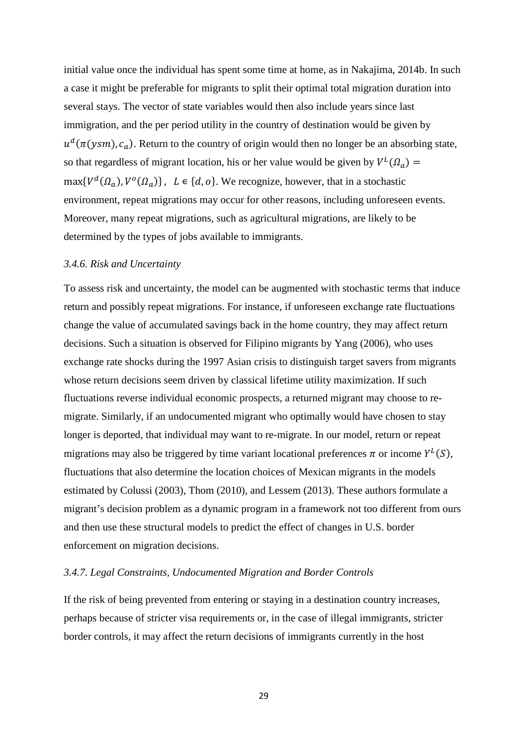initial value once the individual has spent some time at home, as in Nakajima, 2014b. In such a case it might be preferable for migrants to split their optimal total migration duration into several stays. The vector of state variables would then also include years since last immigration, and the per period utility in the country of destination would be given by $u^d(\pi(ysm), c_a)$. Return to the country of origin would then no longer be an absorbing state, so that regardless of migrant location, his or her value would be given by $V^L(\Omega_a) = \max\{V^d(\Omega_a), V^o(\Omega_a)\}$, $L \in \{d, o\}$. We recognize, however, that in a stochastic environment, repeat migrations may occur for other reasons, including unforeseen events. Moreover, many repeat migrations, such as agricultural migrations, are likely to be determined by the types of jobs available to immigrants.

### *3.4.6. Risk and Uncertainty*

To assess risk and uncertainty, the model can be augmented with stochastic terms that induce return and possibly repeat migrations. For instance, if unforeseen exchange rate fluctuations change the value of accumulated savings back in the home country, they may affect return decisions. Such a situation is observed for Filipino migrants by Yang (2006), who uses exchange rate shocks during the 1997 Asian crisis to distinguish target savers from migrants whose return decisions seem driven by classical lifetime utility maximization. If such fluctuations reverse individual economic prospects, a returned migrant may choose to re-migrate. Similarly, if an undocumented migrant who optimally would have chosen to stay longer is deported, that individual may want to re-migrate. In our model, return or repeat migrations may also be triggered by time variant locational preferences $\pi$ or income $Y^L(S)$, fluctuations that also determine the location choices of Mexican migrants in the models estimated by Colussi (2003), Thom (2010), and Lessem (2013). These authors formulate a migrant's decision problem as a dynamic program in a framework not too different from ours and then use these structural models to predict the effect of changes in U.S. border enforcement on migration decisions.

### *3.4.7. Legal Constraints, Undocumented Migration and Border Controls*

If the risk of being prevented from entering or staying in a destination country increases, perhaps because of stricter visa requirements or, in the case of illegal immigrants, stricter border controls, it may affect the return decisions of immigrants currently in the host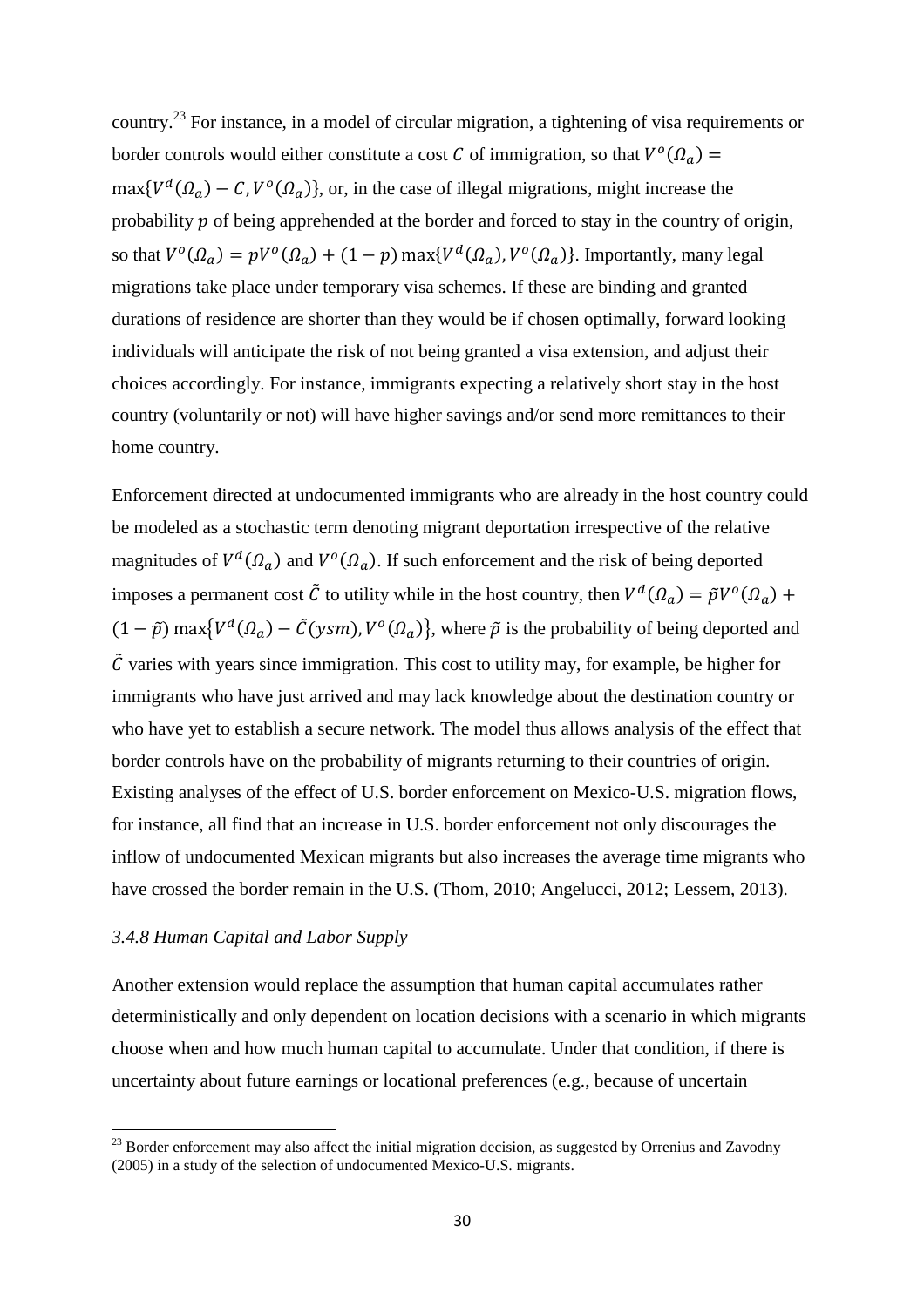country.[23] For instance, in a model of circular migration, a tightening of visa requirements or border controls would either constitute a cost $C$ of immigration, so that $V^o(\Omega_a) = \max\{V^d(\Omega_a) - C, V^o(\Omega_a)\}$, or, in the case of illegal migrations, might increase the probability $p$ of being apprehended at the border and forced to stay in the country of origin, so that $V^o(\Omega_a) = pV^o(\Omega_a) + (1-p)\max\{V^d(\Omega_a), V^o(\Omega_a)\}$. Importantly, many legal migrations take place under temporary visa schemes. If these are binding and granted durations of residence are shorter than they would be if chosen optimally, forward looking individuals will anticipate the risk of not being granted a visa extension, and adjust their choices accordingly. For instance, immigrants expecting a relatively short stay in the host country (voluntarily or not) will have higher savings and/or send more remittances to their home country.

Enforcement directed at undocumented immigrants who are already in the host country could be modeled as a stochastic term denoting migrant deportation irrespective of the relative magnitudes of $V^d(\Omega_a)$ and $V^o(\Omega_a)$. If such enforcement and the risk of being deported imposes a permanent cost $\tilde{C}$ to utility while in the host country, then $V^d(\Omega_a) = \tilde{p}V^o(\Omega_a) + (1-\tilde{p})\max\{V^d(\Omega_a) - \tilde{C}(ysm), V^o(\Omega_a)\}$, where $\tilde{p}$ is the probability of being deported and $\tilde{C}$ varies with years since immigration. This cost to utility may, for example, be higher for immigrants who have just arrived and may lack knowledge about the destination country or who have yet to establish a secure network. The model thus allows analysis of the effect that border controls have on the probability of migrants returning to their countries of origin. Existing analyses of the effect of U.S. border enforcement on Mexico-U.S. migration flows, for instance, all find that an increase in U.S. border enforcement not only discourages the inflow of undocumented Mexican migrants but also increases the average time migrants who have crossed the border remain in the U.S. (Thom, 2010; Angelucci, 2012; Lessem, 2013).

### *3.4.8 Human Capital and Labor Supply*

Another extension would replace the assumption that human capital accumulates rather deterministically and only dependent on location decisions with a scenario in which migrants choose when and how much human capital to accumulate. Under that condition, if there is uncertainty about future earnings or locational preferences (e.g., because of uncertain

[23] Border enforcement may also affect the initial migration decision, as suggested by Orrenius and Zavodny (2005) in a study of the selection of undocumented Mexico-U.S. migrants.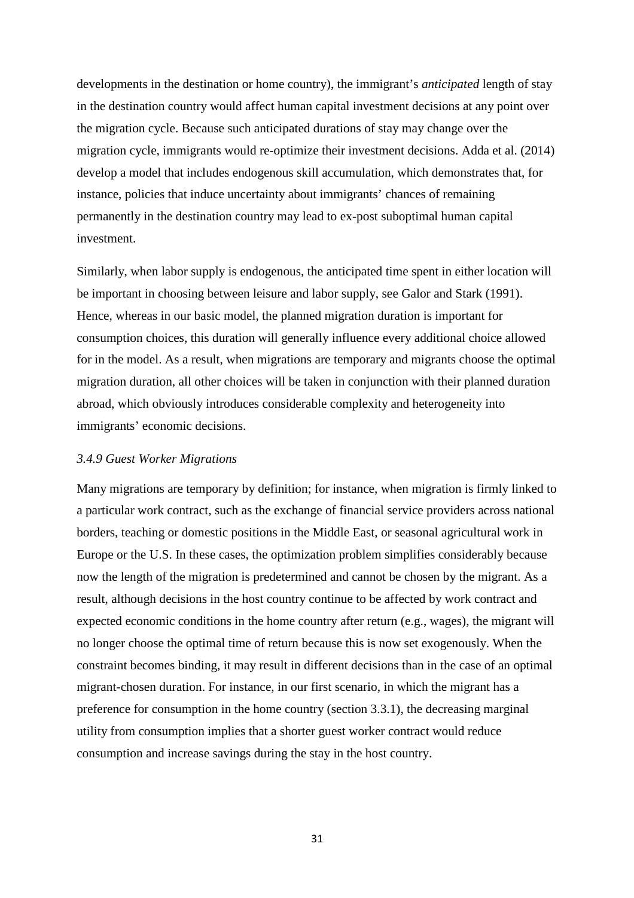developments in the destination or home country), the immigrant's *anticipated* length of stay in the destination country would affect human capital investment decisions at any point over the migration cycle. Because such anticipated durations of stay may change over the migration cycle, immigrants would re-optimize their investment decisions. Adda et al. (2014) develop a model that includes endogenous skill accumulation, which demonstrates that, for instance, policies that induce uncertainty about immigrants' chances of remaining permanently in the destination country may lead to ex-post suboptimal human capital investment.

Similarly, when labor supply is endogenous, the anticipated time spent in either location will be important in choosing between leisure and labor supply, see Galor and Stark (1991). Hence, whereas in our basic model, the planned migration duration is important for consumption choices, this duration will generally influence every additional choice allowed for in the model. As a result, when migrations are temporary and migrants choose the optimal migration duration, all other choices will be taken in conjunction with their planned duration abroad, which obviously introduces considerable complexity and heterogeneity into immigrants' economic decisions.

### *3.4.9 Guest Worker Migrations*

Many migrations are temporary by definition; for instance, when migration is firmly linked to a particular work contract, such as the exchange of financial service providers across national borders, teaching or domestic positions in the Middle East, or seasonal agricultural work in Europe or the U.S. In these cases, the optimization problem simplifies considerably because now the length of the migration is predetermined and cannot be chosen by the migrant. As a result, although decisions in the host country continue to be affected by work contract and expected economic conditions in the home country after return (e.g., wages), the migrant will no longer choose the optimal time of return because this is now set exogenously. When the constraint becomes binding, it may result in different decisions than in the case of an optimal migrant-chosen duration. For instance, in our first scenario, in which the migrant has a preference for consumption in the home country (section 3.3.1), the decreasing marginal utility from consumption implies that a shorter guest worker contract would reduce consumption and increase savings during the stay in the host country.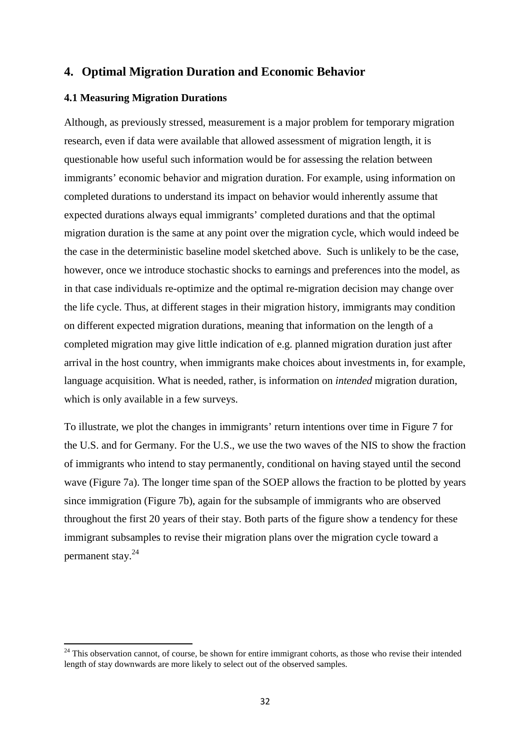## 4. Optimal Migration Duration and Economic Behavior

### 4.1 Measuring Migration Durations

Although, as previously stressed, measurement is a major problem for temporary migration research, even if data were available that allowed assessment of migration length, it is questionable how useful such information would be for assessing the relation between immigrants' economic behavior and migration duration. For example, using information on completed durations to understand its impact on behavior would inherently assume that expected durations always equal immigrants' completed durations and that the optimal migration duration is the same at any point over the migration cycle, which would indeed be the case in the deterministic baseline model sketched above. Such is unlikely to be the case, however, once we introduce stochastic shocks to earnings and preferences into the model, as in that case individuals re-optimize and the optimal re-migration decision may change over the life cycle. Thus, at different stages in their migration history, immigrants may condition on different expected migration durations, meaning that information on the length of a completed migration may give little indication of e.g. planned migration duration just after arrival in the host country, when immigrants make choices about investments in, for example, language acquisition. What is needed, rather, is information on *intended* migration duration, which is only available in a few surveys.

To illustrate, we plot the changes in immigrants' return intentions over time in Figure 7 for the U.S. and for Germany. For the U.S., we use the two waves of the NIS to show the fraction of immigrants who intend to stay permanently, conditional on having stayed until the second wave (Figure 7a). The longer time span of the SOEP allows the fraction to be plotted by years since immigration (Figure 7b), again for the subsample of immigrants who are observed throughout the first 20 years of their stay. Both parts of the figure show a tendency for these immigrant subsamples to revise their migration plans over the migration cycle toward a permanent stay.[24]

[24] This observation cannot, of course, be shown for entire immigrant cohorts, as those who revise their intended length of stay downwards are more likely to select out of the observed samples.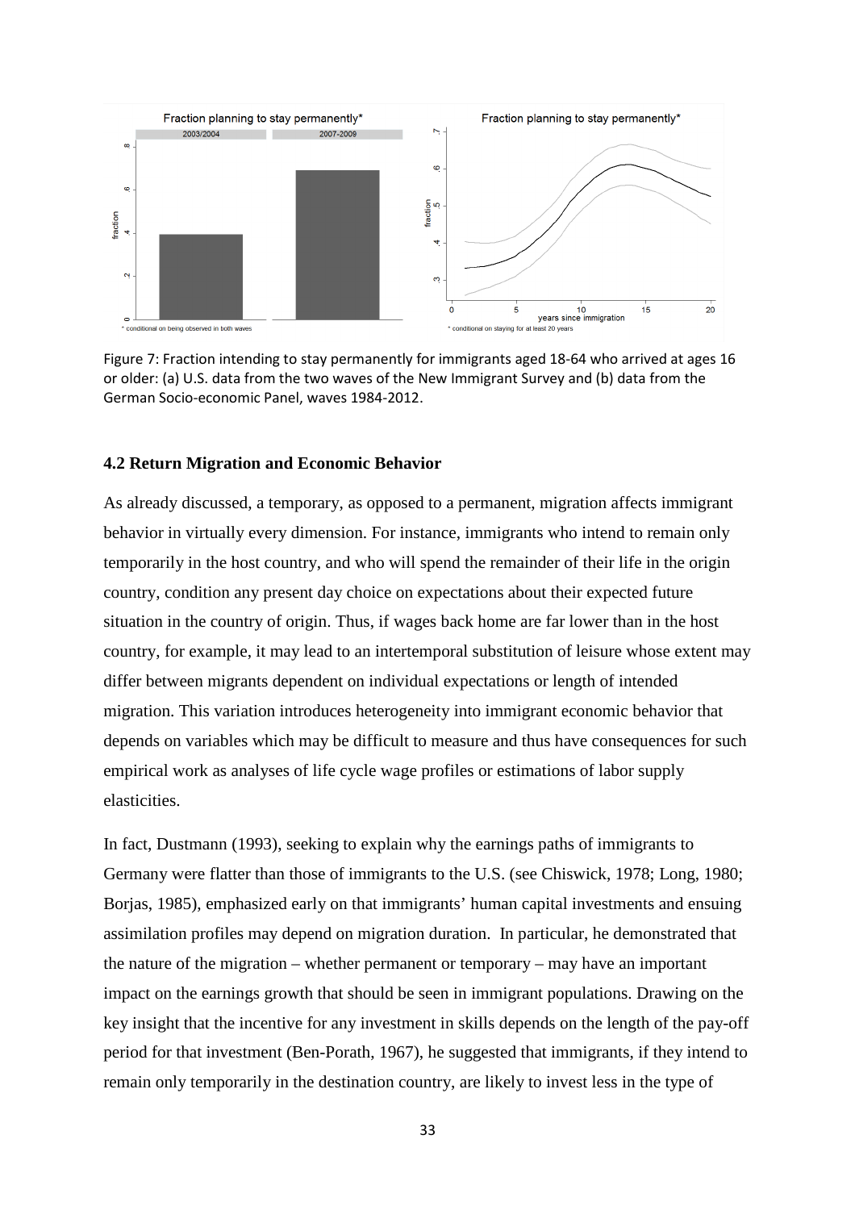Figure 7: Fraction intending to stay permanently for immigrants aged 18-64 who arrived at ages 16 or older: (a) U.S. data from the two waves of the New Immigrant Survey and (b) data from the German Socio-economic Panel, waves 1984-2012.

### 4.2 Return Migration and Economic Behavior

As already discussed, a temporary, as opposed to a permanent, migration affects immigrant behavior in virtually every dimension. For instance, immigrants who intend to remain only temporarily in the host country, and who will spend the remainder of their life in the origin country, condition any present day choice on expectations about their expected future situation in the country of origin. Thus, if wages back home are far lower than in the host country, for example, it may lead to an intertemporal substitution of leisure whose extent may differ between migrants dependent on individual expectations or length of intended migration. This variation introduces heterogeneity into immigrant economic behavior that depends on variables which may be difficult to measure and thus have consequences for such empirical work as analyses of life cycle wage profiles or estimations of labor supply elasticities.

In fact, Dustmann (1993), seeking to explain why the earnings paths of immigrants to Germany were flatter than those of immigrants to the U.S. (see Chiswick, 1978; Long, 1980; Borjas, 1985), emphasized early on that immigrants' human capital investments and ensuing assimilation profiles may depend on migration duration. In particular, he demonstrated that the nature of the migration – whether permanent or temporary – may have an important impact on the earnings growth that should be seen in immigrant populations. Drawing on the key insight that the incentive for any investment in skills depends on the length of the pay-off period for that investment (Ben-Porath, 1967), he suggested that immigrants, if they intend to remain only temporarily in the destination country, are likely to invest less in the type of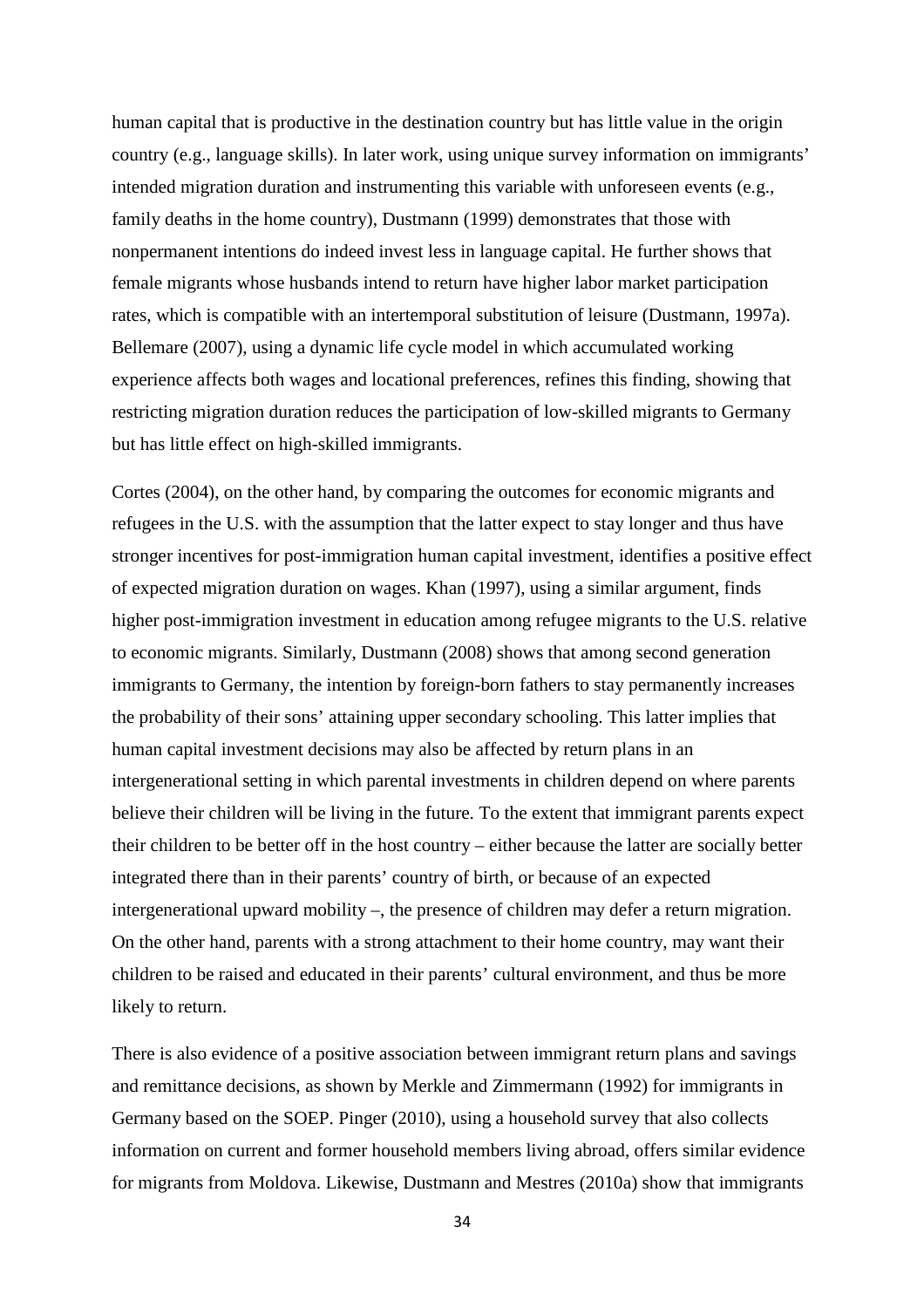human capital that is productive in the destination country but has little value in the origin country (e.g., language skills). In later work, using unique survey information on immigrants' intended migration duration and instrumenting this variable with unforeseen events (e.g., family deaths in the home country), Dustmann (1999) demonstrates that those with nonpermanent intentions do indeed invest less in language capital. He further shows that female migrants whose husbands intend to return have higher labor market participation rates, which is compatible with an intertemporal substitution of leisure (Dustmann, 1997a). Bellemare (2007), using a dynamic life cycle model in which accumulated working experience affects both wages and locational preferences, refines this finding, showing that restricting migration duration reduces the participation of low-skilled migrants to Germany but has little effect on high-skilled immigrants.

Cortes (2004), on the other hand, by comparing the outcomes for economic migrants and refugees in the U.S. with the assumption that the latter expect to stay longer and thus have stronger incentives for post-immigration human capital investment, identifies a positive effect of expected migration duration on wages. Khan (1997), using a similar argument, finds higher post-immigration investment in education among refugee migrants to the U.S. relative to economic migrants. Similarly, Dustmann (2008) shows that among second generation immigrants to Germany, the intention by foreign-born fathers to stay permanently increases the probability of their sons' attaining upper secondary schooling. This latter implies that human capital investment decisions may also be affected by return plans in an intergenerational setting in which parental investments in children depend on where parents believe their children will be living in the future. To the extent that immigrant parents expect their children to be better off in the host country – either because the latter are socially better integrated there than in their parents' country of birth, or because of an expected intergenerational upward mobility –, the presence of children may defer a return migration. On the other hand, parents with a strong attachment to their home country, may want their children to be raised and educated in their parents' cultural environment, and thus be more likely to return.

There is also evidence of a positive association between immigrant return plans and savings and remittance decisions, as shown by Merkle and Zimmermann (1992) for immigrants in Germany based on the SOEP. Pinger (2010), using a household survey that also collects information on current and former household members living abroad, offers similar evidence for migrants from Moldova. Likewise, Dustmann and Mestres (2010a) show that immigrants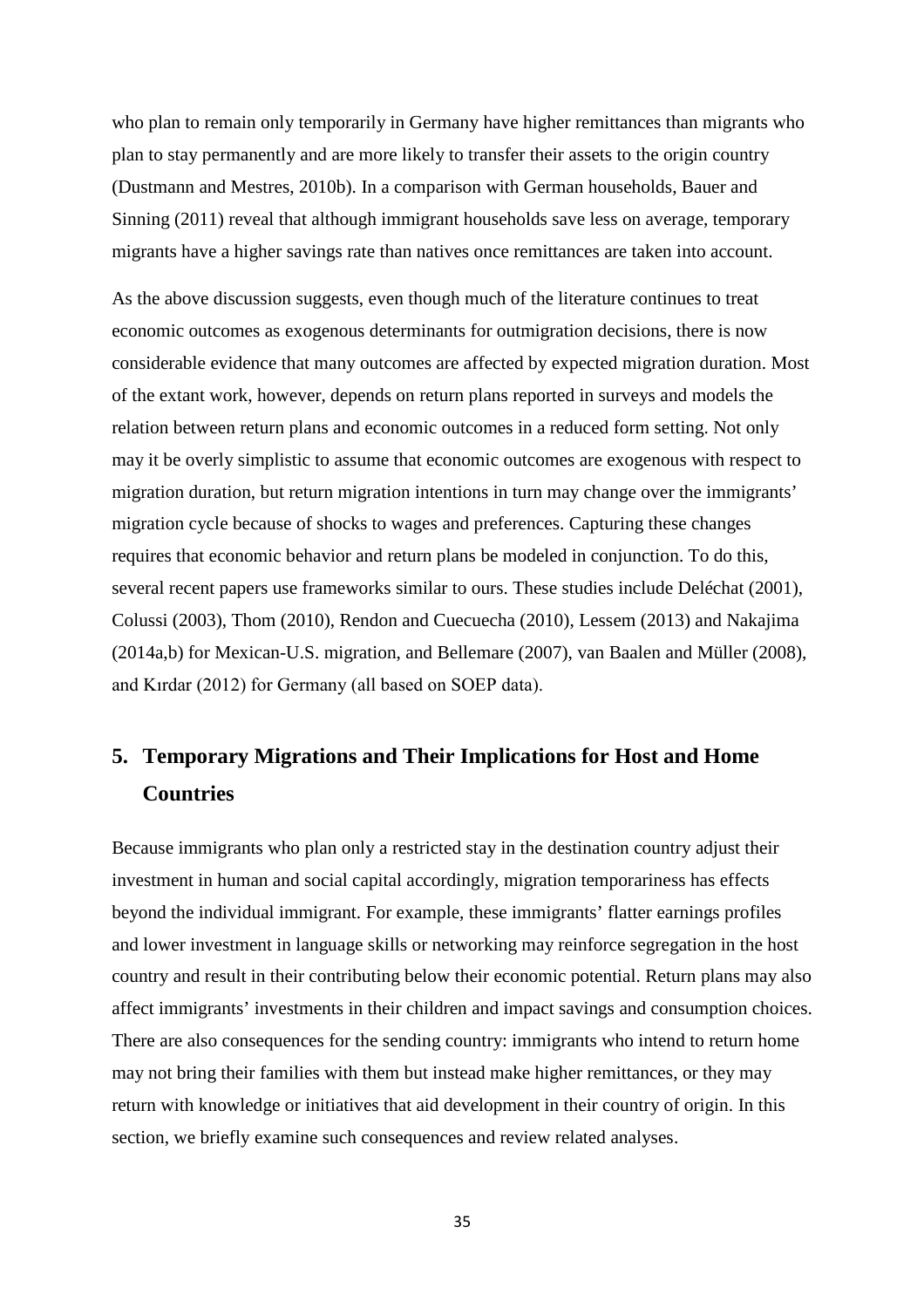who plan to remain only temporarily in Germany have higher remittances than migrants who plan to stay permanently and are more likely to transfer their assets to the origin country (Dustmann and Mestres, 2010b). In a comparison with German households, Bauer and Sinning (2011) reveal that although immigrant households save less on average, temporary migrants have a higher savings rate than natives once remittances are taken into account.

As the above discussion suggests, even though much of the literature continues to treat economic outcomes as exogenous determinants for outmigration decisions, there is now considerable evidence that many outcomes are affected by expected migration duration. Most of the extant work, however, depends on return plans reported in surveys and models the relation between return plans and economic outcomes in a reduced form setting. Not only may it be overly simplistic to assume that economic outcomes are exogenous with respect to migration duration, but return migration intentions in turn may change over the immigrants' migration cycle because of shocks to wages and preferences. Capturing these changes requires that economic behavior and return plans be modeled in conjunction. To do this, several recent papers use frameworks similar to ours. These studies include Deléchat (2001), Colussi (2003), Thom (2010), Rendon and Cuecuecha (2010), Lessem (2013) and Nakajima (2014a,b) for Mexican-U.S. migration, and Bellemare (2007), van Baalen and Müller (2008), and Kırdar (2012) for Germany (all based on SOEP data).

## 5. Temporary Migrations and Their Implications for Host and Home Countries

Because immigrants who plan only a restricted stay in the destination country adjust their investment in human and social capital accordingly, migration temporariness has effects beyond the individual immigrant. For example, these immigrants' flatter earnings profiles and lower investment in language skills or networking may reinforce segregation in the host country and result in their contributing below their economic potential. Return plans may also affect immigrants' investments in their children and impact savings and consumption choices. There are also consequences for the sending country: immigrants who intend to return home may not bring their families with them but instead make higher remittances, or they may return with knowledge or initiatives that aid development in their country of origin. In this section, we briefly examine such consequences and review related analyses.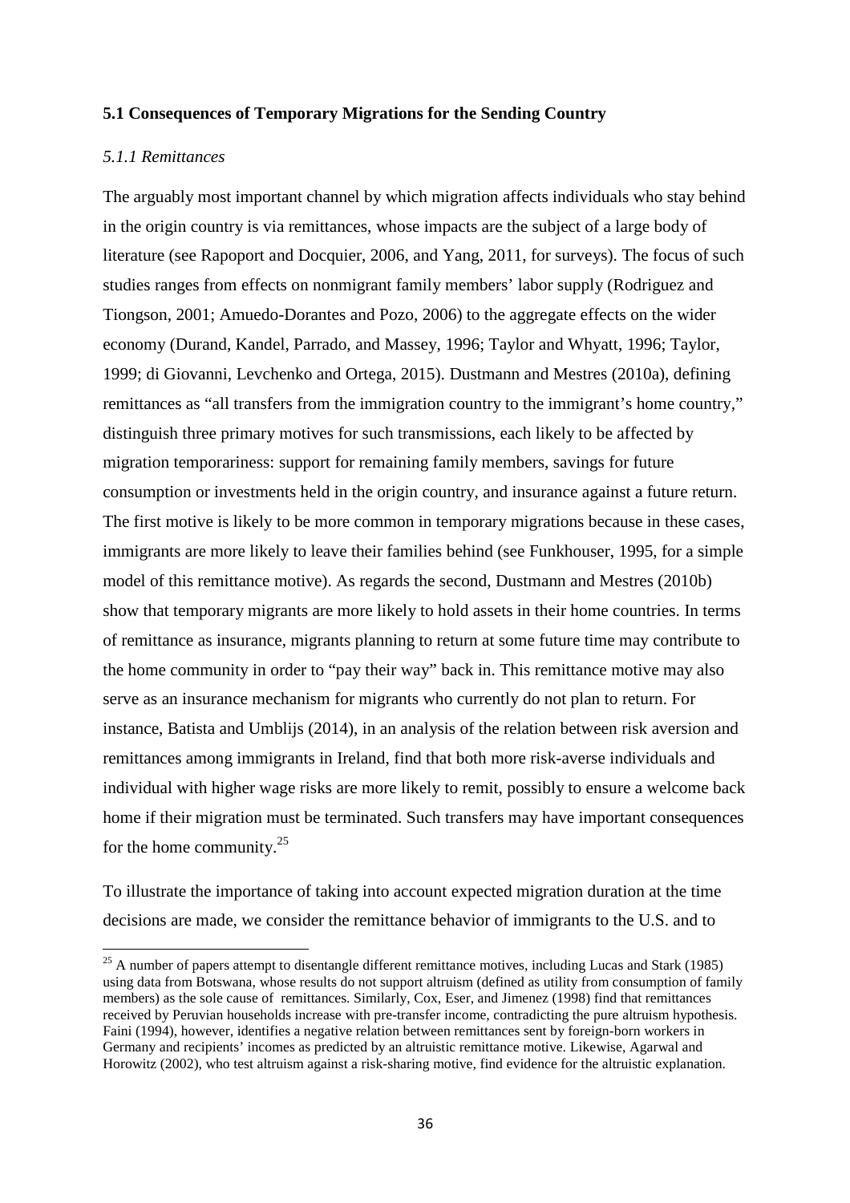## 5.1 Consequences of Temporary Migrations for the Sending Country

### *5.1.1 Remittances*

The arguably most important channel by which migration affects individuals who stay behind in the origin country is via remittances, whose impacts are the subject of a large body of literature (see Rapoport and Docquier, 2006, and Yang, 2011, for surveys). The focus of such studies ranges from effects on nonmigrant family members' labor supply (Rodriguez and Tiongson, 2001; Amuedo-Dorantes and Pozo, 2006) to the aggregate effects on the wider economy (Durand, Kandel, Parrado, and Massey, 1996; Taylor and Whyatt, 1996; Taylor, 1999; di Giovanni, Levchenko and Ortega, 2015). Dustmann and Mestres (2010a), defining remittances as "all transfers from the immigration country to the immigrant's home country," distinguish three primary motives for such transmissions, each likely to be affected by migration temporariness: support for remaining family members, savings for future consumption or investments held in the origin country, and insurance against a future return. The first motive is likely to be more common in temporary migrations because in these cases, immigrants are more likely to leave their families behind (see Funkhouser, 1995, for a simple model of this remittance motive). As regards the second, Dustmann and Mestres (2010b) show that temporary migrants are more likely to hold assets in their home countries. In terms of remittance as insurance, migrants planning to return at some future time may contribute to the home community in order to "pay their way" back in. This remittance motive may also serve as an insurance mechanism for migrants who currently do not plan to return. For instance, Batista and Umblijs (2014), in an analysis of the relation between risk aversion and remittances among immigrants in Ireland, find that both more risk-averse individuals and individual with higher wage risks are more likely to remit, possibly to ensure a welcome back home if their migration must be terminated. Such transfers may have important consequences for the home community.[25]

To illustrate the importance of taking into account expected migration duration at the time decisions are made, we consider the remittance behavior of immigrants to the U.S. and to

[25] A number of papers attempt to disentangle different remittance motives, including Lucas and Stark (1985) using data from Botswana, whose results do not support altruism (defined as utility from consumption of family members) as the sole cause of remittances. Similarly, Cox, Eser, and Jimenez (1998) find that remittances received by Peruvian households increase with pre-transfer income, contradicting the pure altruism hypothesis. Faini (1994), however, identifies a negative relation between remittances sent by foreign-born workers in Germany and recipients' incomes as predicted by an altruistic remittance motive. Likewise, Agarwal and Horowitz (2002), who test altruism against a risk-sharing motive, find evidence for the altruistic explanation.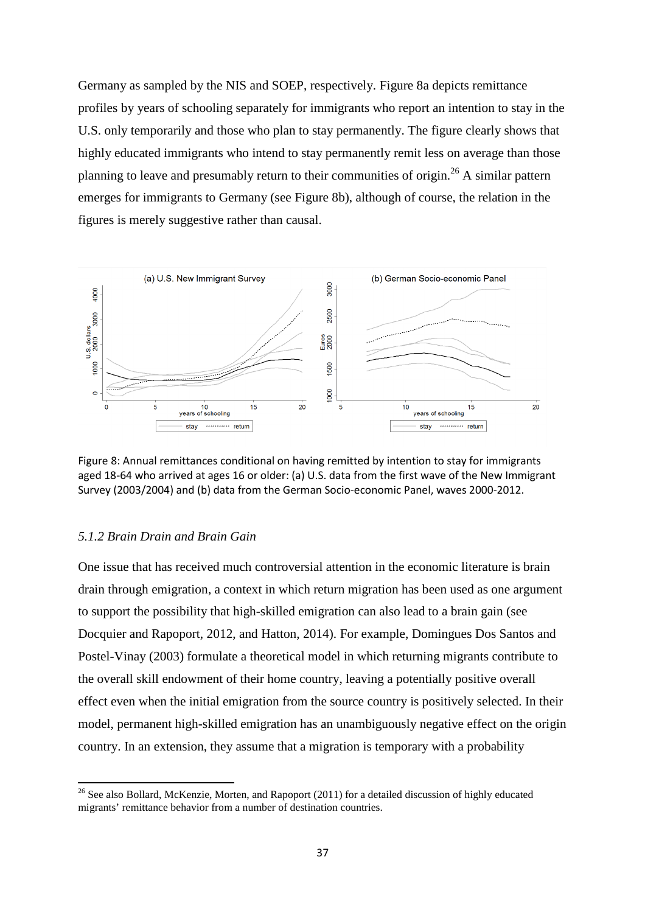Germany as sampled by the NIS and SOEP, respectively. Figure 8a depicts remittance profiles by years of schooling separately for immigrants who report an intention to stay in the U.S. only temporarily and those who plan to stay permanently. The figure clearly shows that highly educated immigrants who intend to stay permanently remit less on average than those planning to leave and presumably return to their communities of origin.[26] A similar pattern emerges for immigrants to Germany (see Figure 8b), although of course, the relation in the figures is merely suggestive rather than causal.

Figure 8: Annual remittances conditional on having remitted by intention to stay for immigrants aged 18-64 who arrived at ages 16 or older: (a) U.S. data from the first wave of the New Immigrant Survey (2003/2004) and (b) data from the German Socio-economic Panel, waves 2000-2012.

### *5.1.2 Brain Drain and Brain Gain*

One issue that has received much controversial attention in the economic literature is brain drain through emigration, a context in which return migration has been used as one argument to support the possibility that high-skilled emigration can also lead to a brain gain (see Docquier and Rapoport, 2012, and Hatton, 2014). For example, Domingues Dos Santos and Postel-Vinay (2003) formulate a theoretical model in which returning migrants contribute to the overall skill endowment of their home country, leaving a potentially positive overall effect even when the initial emigration from the source country is positively selected. In their model, permanent high-skilled emigration has an unambiguously negative effect on the origin country. In an extension, they assume that a migration is temporary with a probability

[26] See also Bollard, McKenzie, Morten, and Rapoport (2011) for a detailed discussion of highly educated migrants' remittance behavior from a number of destination countries.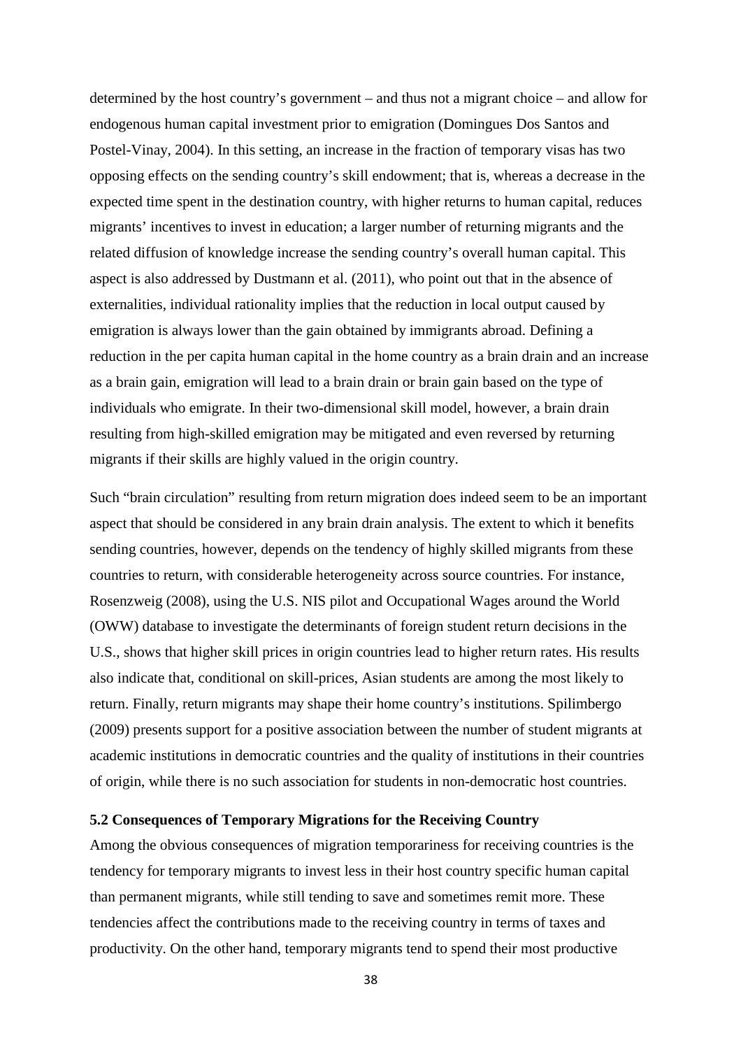determined by the host country's government – and thus not a migrant choice – and allow for endogenous human capital investment prior to emigration (Domingues Dos Santos and Postel-Vinay, 2004). In this setting, an increase in the fraction of temporary visas has two opposing effects on the sending country's skill endowment; that is, whereas a decrease in the expected time spent in the destination country, with higher returns to human capital, reduces migrants' incentives to invest in education; a larger number of returning migrants and the related diffusion of knowledge increase the sending country's overall human capital. This aspect is also addressed by Dustmann et al. (2011), who point out that in the absence of externalities, individual rationality implies that the reduction in local output caused by emigration is always lower than the gain obtained by immigrants abroad. Defining a reduction in the per capita human capital in the home country as a brain drain and an increase as a brain gain, emigration will lead to a brain drain or brain gain based on the type of individuals who emigrate. In their two-dimensional skill model, however, a brain drain resulting from high-skilled emigration may be mitigated and even reversed by returning migrants if their skills are highly valued in the origin country.

Such "brain circulation" resulting from return migration does indeed seem to be an important aspect that should be considered in any brain drain analysis. The extent to which it benefits sending countries, however, depends on the tendency of highly skilled migrants from these countries to return, with considerable heterogeneity across source countries. For instance, Rosenzweig (2008), using the U.S. NIS pilot and Occupational Wages around the World (OWW) database to investigate the determinants of foreign student return decisions in the U.S., shows that higher skill prices in origin countries lead to higher return rates. His results also indicate that, conditional on skill-prices, Asian students are among the most likely to return. Finally, return migrants may shape their home country's institutions. Spilimbergo (2009) presents support for a positive association between the number of student migrants at academic institutions in democratic countries and the quality of institutions in their countries of origin, while there is no such association for students in non-democratic host countries.

**5.2 Consequences of Temporary Migrations for the Receiving Country**

Among the obvious consequences of migration temporariness for receiving countries is the tendency for temporary migrants to invest less in their host country specific human capital than permanent migrants, while still tending to save and sometimes remit more. These tendencies affect the contributions made to the receiving country in terms of taxes and productivity. On the other hand, temporary migrants tend to spend their most productive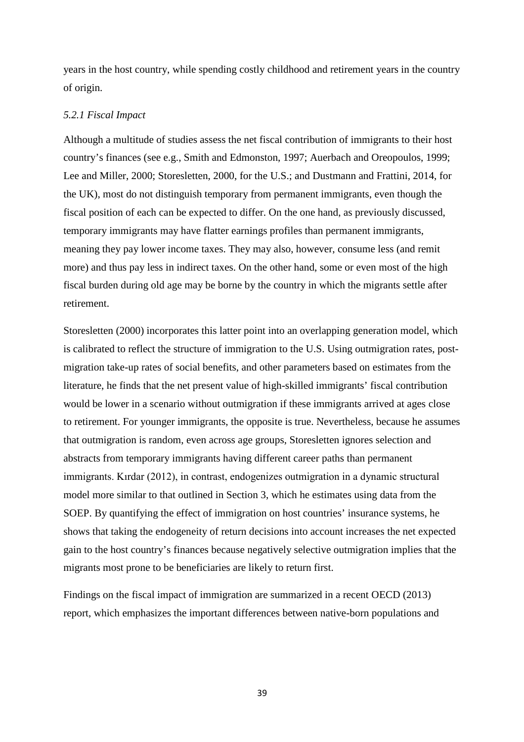years in the host country, while spending costly childhood and retirement years in the country of origin.

*5.2.1 Fiscal Impact*

Although a multitude of studies assess the net fiscal contribution of immigrants to their host country's finances (see e.g., Smith and Edmonston, 1997; Auerbach and Oreopoulos, 1999; Lee and Miller, 2000; Storesletten, 2000, for the U.S.; and Dustmann and Frattini, 2014, for the UK), most do not distinguish temporary from permanent immigrants, even though the fiscal position of each can be expected to differ. On the one hand, as previously discussed, temporary immigrants may have flatter earnings profiles than permanent immigrants, meaning they pay lower income taxes. They may also, however, consume less (and remit more) and thus pay less in indirect taxes. On the other hand, some or even most of the high fiscal burden during old age may be borne by the country in which the migrants settle after retirement.

Storesletten (2000) incorporates this latter point into an overlapping generation model, which is calibrated to reflect the structure of immigration to the U.S. Using outmigration rates, post-migration take-up rates of social benefits, and other parameters based on estimates from the literature, he finds that the net present value of high-skilled immigrants' fiscal contribution would be lower in a scenario without outmigration if these immigrants arrived at ages close to retirement. For younger immigrants, the opposite is true. Nevertheless, because he assumes that outmigration is random, even across age groups, Storesletten ignores selection and abstracts from temporary immigrants having different career paths than permanent immigrants. Kırdar (2012), in contrast, endogenizes outmigration in a dynamic structural model more similar to that outlined in Section 3, which he estimates using data from the SOEP. By quantifying the effect of immigration on host countries' insurance systems, he shows that taking the endogeneity of return decisions into account increases the net expected gain to the host country's finances because negatively selective outmigration implies that the migrants most prone to be beneficiaries are likely to return first.

Findings on the fiscal impact of immigration are summarized in a recent OECD (2013) report, which emphasizes the important differences between native-born populations and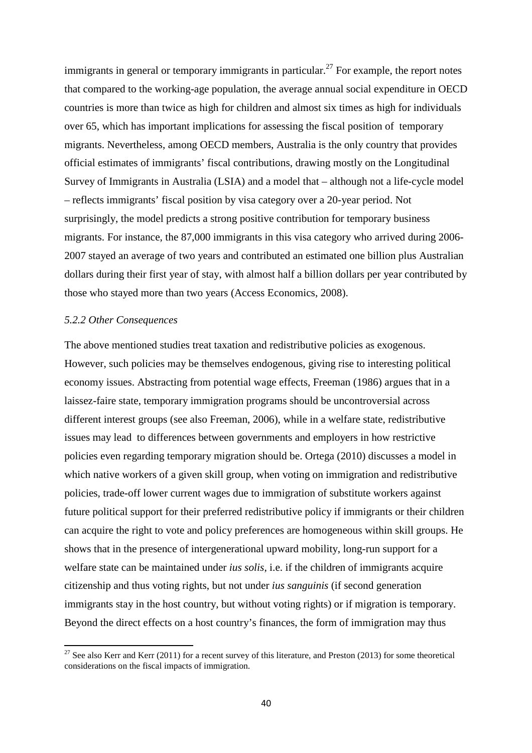immigrants in general or temporary immigrants in particular.[27] For example, the report notes that compared to the working-age population, the average annual social expenditure in OECD countries is more than twice as high for children and almost six times as high for individuals over 65, which has important implications for assessing the fiscal position of temporary migrants. Nevertheless, among OECD members, Australia is the only country that provides official estimates of immigrants' fiscal contributions, drawing mostly on the Longitudinal Survey of Immigrants in Australia (LSIA) and a model that – although not a life-cycle model – reflects immigrants' fiscal position by visa category over a 20-year period. Not surprisingly, the model predicts a strong positive contribution for temporary business migrants. For instance, the 87,000 immigrants in this visa category who arrived during 2006-2007 stayed an average of two years and contributed an estimated one billion plus Australian dollars during their first year of stay, with almost half a billion dollars per year contributed by those who stayed more than two years (Access Economics, 2008).

### *5.2.2 Other Consequences*

The above mentioned studies treat taxation and redistributive policies as exogenous. However, such policies may be themselves endogenous, giving rise to interesting political economy issues. Abstracting from potential wage effects, Freeman (1986) argues that in a laissez-faire state, temporary immigration programs should be uncontroversial across different interest groups (see also Freeman, 2006), while in a welfare state, redistributive issues may lead to differences between governments and employers in how restrictive policies even regarding temporary migration should be. Ortega (2010) discusses a model in which native workers of a given skill group, when voting on immigration and redistributive policies, trade-off lower current wages due to immigration of substitute workers against future political support for their preferred redistributive policy if immigrants or their children can acquire the right to vote and policy preferences are homogeneous within skill groups. He shows that in the presence of intergenerational upward mobility, long-run support for a welfare state can be maintained under *ius solis*, i.e. if the children of immigrants acquire citizenship and thus voting rights, but not under *ius sanguinis* (if second generation immigrants stay in the host country, but without voting rights) or if migration is temporary. Beyond the direct effects on a host country's finances, the form of immigration may thus

[27] See also Kerr and Kerr (2011) for a recent survey of this literature, and Preston (2013) for some theoretical considerations on the fiscal impacts of immigration.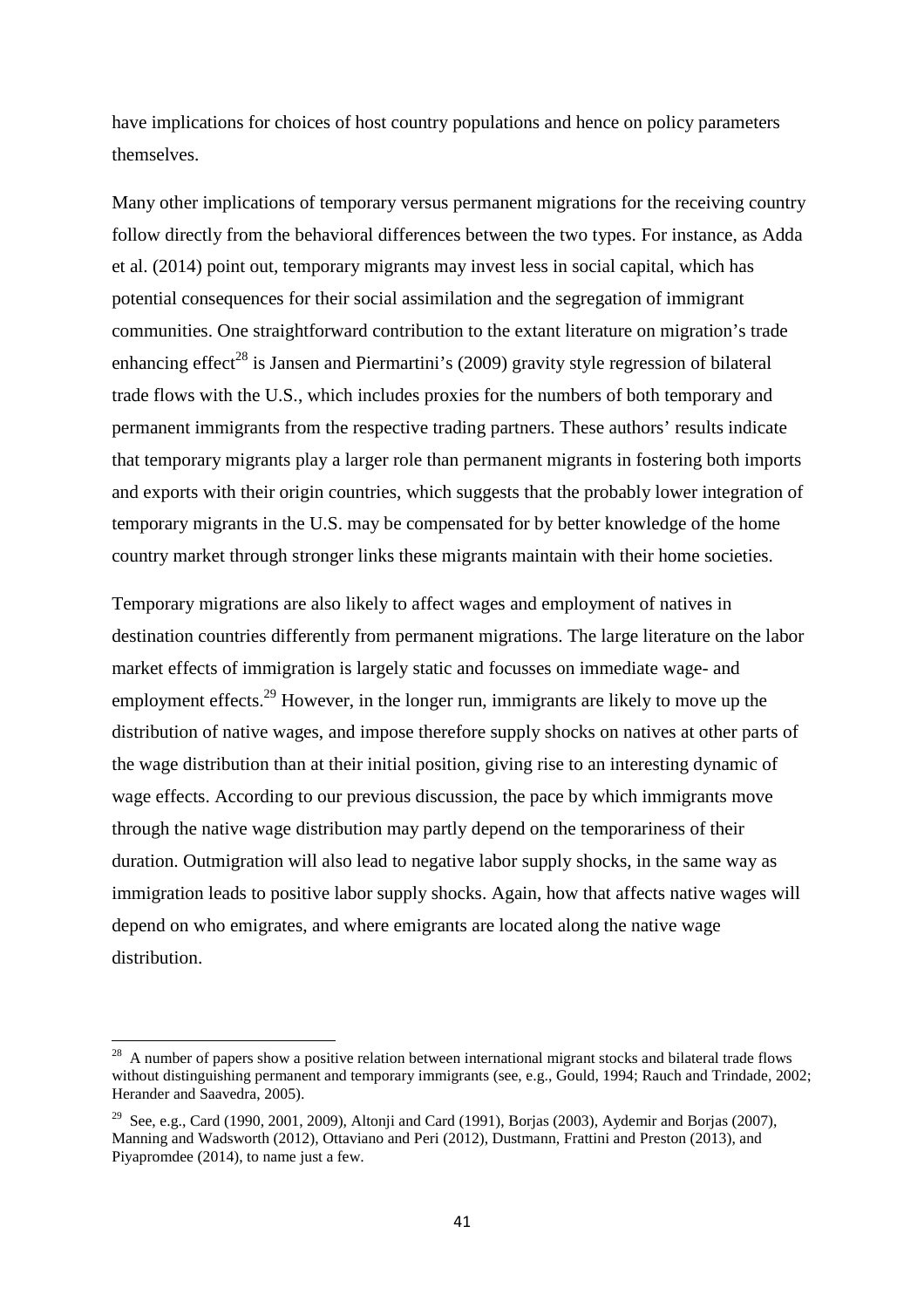have implications for choices of host country populations and hence on policy parameters themselves.

Many other implications of temporary versus permanent migrations for the receiving country follow directly from the behavioral differences between the two types. For instance, as Adda et al. (2014) point out, temporary migrants may invest less in social capital, which has potential consequences for their social assimilation and the segregation of immigrant communities. One straightforward contribution to the extant literature on migration's trade enhancing effect[28] is Jansen and Piermartini's (2009) gravity style regression of bilateral trade flows with the U.S., which includes proxies for the numbers of both temporary and permanent immigrants from the respective trading partners. These authors' results indicate that temporary migrants play a larger role than permanent migrants in fostering both imports and exports with their origin countries, which suggests that the probably lower integration of temporary migrants in the U.S. may be compensated for by better knowledge of the home country market through stronger links these migrants maintain with their home societies.

Temporary migrations are also likely to affect wages and employment of natives in destination countries differently from permanent migrations. The large literature on the labor market effects of immigration is largely static and focusses on immediate wage- and employment effects.[29] However, in the longer run, immigrants are likely to move up the distribution of native wages, and impose therefore supply shocks on natives at other parts of the wage distribution than at their initial position, giving rise to an interesting dynamic of wage effects. According to our previous discussion, the pace by which immigrants move through the native wage distribution may partly depend on the temporariness of their duration. Outmigration will also lead to negative labor supply shocks, in the same way as immigration leads to positive labor supply shocks. Again, how that affects native wages will depend on who emigrates, and where emigrants are located along the native wage distribution.

---

[28] A number of papers show a positive relation between international migrant stocks and bilateral trade flows without distinguishing permanent and temporary immigrants (see, e.g., Gould, 1994; Rauch and Trindade, 2002; Herander and Saavedra, 2005).

[29] See, e.g., Card (1990, 2001, 2009), Altonji and Card (1991), Borjas (2003), Aydemir and Borjas (2007), Manning and Wadsworth (2012), Ottaviano and Peri (2012), Dustmann, Frattini and Preston (2013), and Piyapromdee (2014), to name just a few.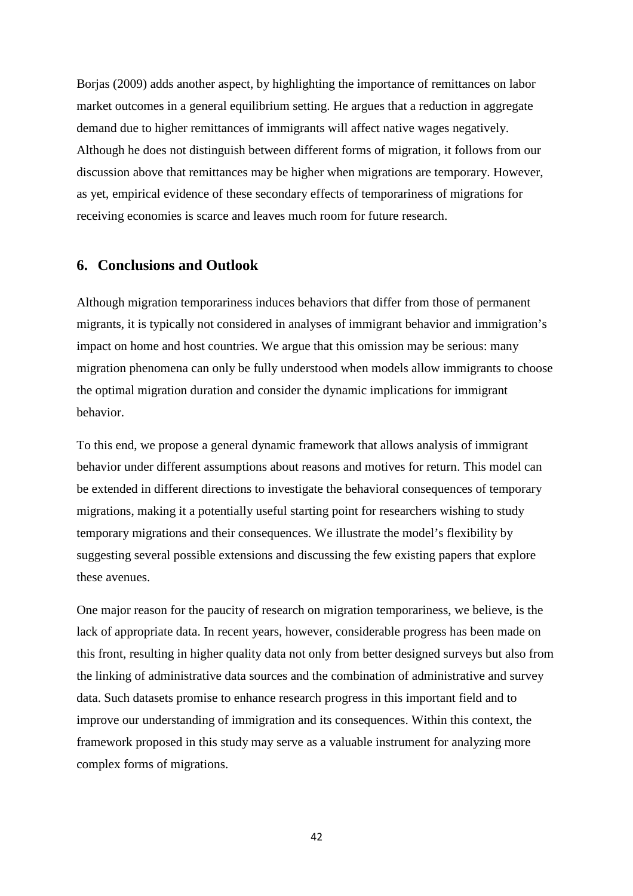Borjas (2009) adds another aspect, by highlighting the importance of remittances on labor market outcomes in a general equilibrium setting. He argues that a reduction in aggregate demand due to higher remittances of immigrants will affect native wages negatively. Although he does not distinguish between different forms of migration, it follows from our discussion above that remittances may be higher when migrations are temporary. However, as yet, empirical evidence of these secondary effects of temporariness of migrations for receiving economies is scarce and leaves much room for future research.

## 6. Conclusions and Outlook

Although migration temporariness induces behaviors that differ from those of permanent migrants, it is typically not considered in analyses of immigrant behavior and immigration's impact on home and host countries. We argue that this omission may be serious: many migration phenomena can only be fully understood when models allow immigrants to choose the optimal migration duration and consider the dynamic implications for immigrant behavior.

To this end, we propose a general dynamic framework that allows analysis of immigrant behavior under different assumptions about reasons and motives for return. This model can be extended in different directions to investigate the behavioral consequences of temporary migrations, making it a potentially useful starting point for researchers wishing to study temporary migrations and their consequences. We illustrate the model's flexibility by suggesting several possible extensions and discussing the few existing papers that explore these avenues.

One major reason for the paucity of research on migration temporariness, we believe, is the lack of appropriate data. In recent years, however, considerable progress has been made on this front, resulting in higher quality data not only from better designed surveys but also from the linking of administrative data sources and the combination of administrative and survey data. Such datasets promise to enhance research progress in this important field and to improve our understanding of immigration and its consequences. Within this context, the framework proposed in this study may serve as a valuable instrument for analyzing more complex forms of migrations.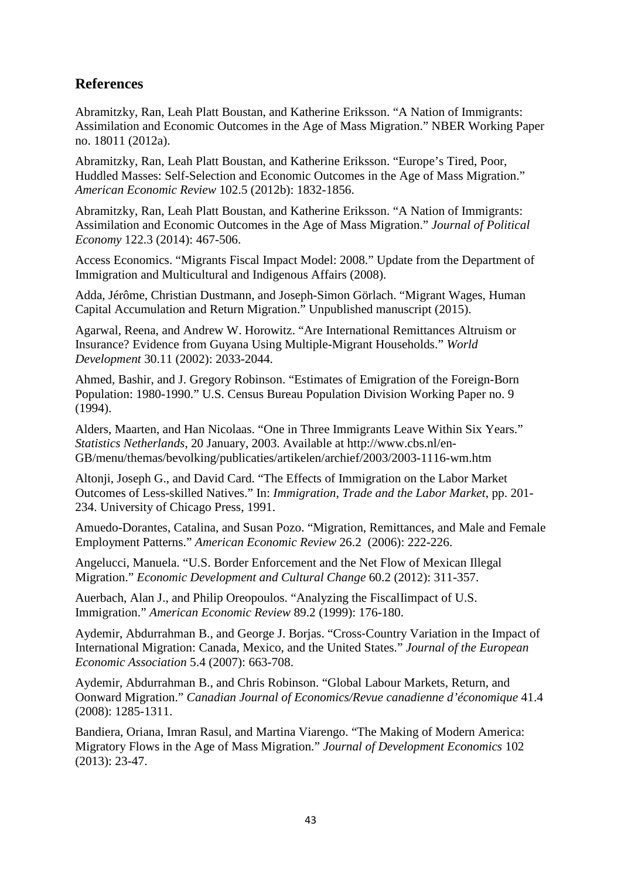## References

Abramitzky, Ran, Leah Platt Boustan, and Katherine Eriksson. "A Nation of Immigrants: Assimilation and Economic Outcomes in the Age of Mass Migration." NBER Working Paper no. 18011 (2012a).

Abramitzky, Ran, Leah Platt Boustan, and Katherine Eriksson. "Europe's Tired, Poor, Huddled Masses: Self-Selection and Economic Outcomes in the Age of Mass Migration." *American Economic Review* 102.5 (2012b): 1832-1856.

Abramitzky, Ran, Leah Platt Boustan, and Katherine Eriksson. "A Nation of Immigrants: Assimilation and Economic Outcomes in the Age of Mass Migration." *Journal of Political Economy* 122.3 (2014): 467-506.

Access Economics. "Migrants Fiscal Impact Model: 2008." Update from the Department of Immigration and Multicultural and Indigenous Affairs (2008).

Adda, Jérôme, Christian Dustmann, and Joseph-Simon Görlach. "Migrant Wages, Human Capital Accumulation and Return Migration." Unpublished manuscript (2015).

Agarwal, Reena, and Andrew W. Horowitz. "Are International Remittances Altruism or Insurance? Evidence from Guyana Using Multiple-Migrant Households." *World Development* 30.11 (2002): 2033-2044.

Ahmed, Bashir, and J. Gregory Robinson. "Estimates of Emigration of the Foreign-Born Population: 1980-1990." U.S. Census Bureau Population Division Working Paper no. 9 (1994).

Alders, Maarten, and Han Nicolaas. "One in Three Immigrants Leave Within Six Years." *Statistics Netherlands*, 20 January, 2003. Available at http://www.cbs.nl/en-GB/menu/themas/bevolking/publicaties/artikelen/archief/2003/2003-1116-wm.htm

Altonji, Joseph G., and David Card. "The Effects of Immigration on the Labor Market Outcomes of Less-skilled Natives." In: *Immigration, Trade and the Labor Market*, pp. 201-234. University of Chicago Press, 1991.

Amuedo-Dorantes, Catalina, and Susan Pozo. "Migration, Remittances, and Male and Female Employment Patterns." *American Economic Review* 26.2 (2006): 222-226.

Angelucci, Manuela. "U.S. Border Enforcement and the Net Flow of Mexican Illegal Migration." *Economic Development and Cultural Change* 60.2 (2012): 311-357.

Auerbach, Alan J., and Philip Oreopoulos. "Analyzing the FiscalIimpact of U.S. Immigration." *American Economic Review* 89.2 (1999): 176-180.

Aydemir, Abdurrahman B., and George J. Borjas. "Cross-Country Variation in the Impact of International Migration: Canada, Mexico, and the United States." *Journal of the European Economic Association* 5.4 (2007): 663-708.

Aydemir, Abdurrahman B., and Chris Robinson. "Global Labour Markets, Return, and Oonward Migration." *Canadian Journal of Economics/Revue canadienne d'économique* 41.4 (2008): 1285-1311.

Bandiera, Oriana, Imran Rasul, and Martina Viarengo. "The Making of Modern America: Migratory Flows in the Age of Mass Migration." *Journal of Development Economics* 102 (2013): 23-47.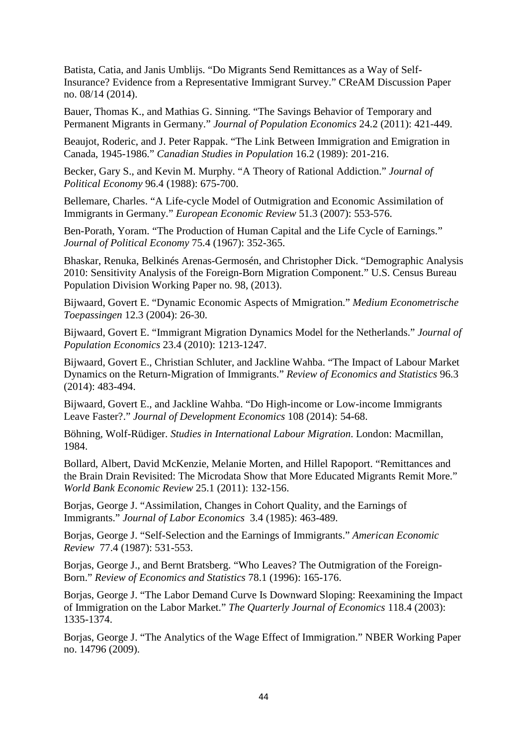Batista, Catia, and Janis Umblijs. "Do Migrants Send Remittances as a Way of Self-Insurance? Evidence from a Representative Immigrant Survey." CReAM Discussion Paper no. 08/14 (2014).

Bauer, Thomas K., and Mathias G. Sinning. "The Savings Behavior of Temporary and Permanent Migrants in Germany." *Journal of Population Economics* 24.2 (2011): 421-449.

Beaujot, Roderic, and J. Peter Rappak. "The Link Between Immigration and Emigration in Canada, 1945-1986." *Canadian Studies in Population* 16.2 (1989): 201-216.

Becker, Gary S., and Kevin M. Murphy. "A Theory of Rational Addiction." *Journal of Political Economy* 96.4 (1988): 675-700.

Bellemare, Charles. "A Life-cycle Model of Outmigration and Economic Assimilation of Immigrants in Germany." *European Economic Review* 51.3 (2007): 553-576.

Ben-Porath, Yoram. "The Production of Human Capital and the Life Cycle of Earnings." *Journal of Political Economy* 75.4 (1967): 352-365.

Bhaskar, Renuka, Belkinés Arenas-Germosén, and Christopher Dick. "Demographic Analysis 2010: Sensitivity Analysis of the Foreign-Born Migration Component." U.S. Census Bureau Population Division Working Paper no. 98, (2013).

Bijwaard, Govert E. "Dynamic Economic Aspects of Mmigration." *Medium Econometrische Toepassingen* 12.3 (2004): 26-30.

Bijwaard, Govert E. "Immigrant Migration Dynamics Model for the Netherlands." *Journal of Population Economics* 23.4 (2010): 1213-1247.

Bijwaard, Govert E., Christian Schluter, and Jackline Wahba. "The Impact of Labour Market Dynamics on the Return-Migration of Immigrants." *Review of Economics and Statistics* 96.3 (2014): 483-494.

Bijwaard, Govert E., and Jackline Wahba. "Do High-income or Low-income Immigrants Leave Faster?." *Journal of Development Economics* 108 (2014): 54-68.

Böhning, Wolf-Rüdiger. *Studies in International Labour Migration*. London: Macmillan, 1984.

Bollard, Albert, David McKenzie, Melanie Morten, and Hillel Rapoport. "Remittances and the Brain Drain Revisited: The Microdata Show that More Educated Migrants Remit More." *World Bank Economic Review* 25.1 (2011): 132-156.

Borjas, George J. "Assimilation, Changes in Cohort Quality, and the Earnings of Immigrants." *Journal of Labor Economics* 3.4 (1985): 463-489.

Borjas, George J. "Self-Selection and the Earnings of Immigrants." *American Economic Review* 77.4 (1987): 531-553.

Borjas, George J., and Bernt Bratsberg. "Who Leaves? The Outmigration of the Foreign-Born." *Review of Economics and Statistics* 78.1 (1996): 165-176.

Borjas, George J. "The Labor Demand Curve Is Downward Sloping: Reexamining the Impact of Immigration on the Labor Market." *The Quarterly Journal of Economics* 118.4 (2003): 1335-1374.

Borjas, George J. "The Analytics of the Wage Effect of Immigration." NBER Working Paper no. 14796 (2009).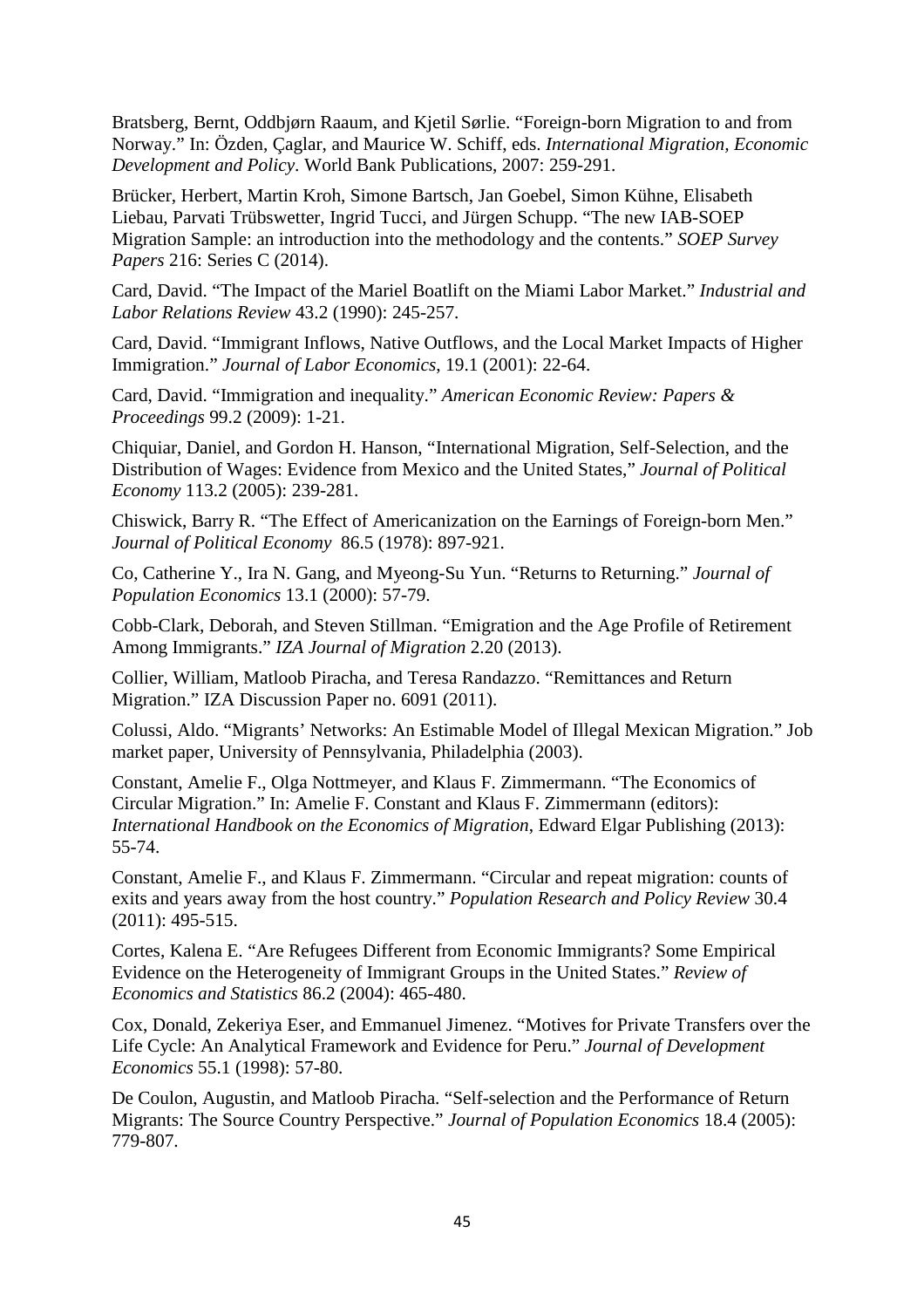Bratsberg, Bernt, Oddbjørn Raaum, and Kjetil Sørlie. "Foreign-born Migration to and from Norway." In: Özden, Çaglar, and Maurice W. Schiff, eds. *International Migration, Economic Development and Policy*. World Bank Publications, 2007: 259-291.

Brücker, Herbert, Martin Kroh, Simone Bartsch, Jan Goebel, Simon Kühne, Elisabeth Liebau, Parvati Trübswetter, Ingrid Tucci, and Jürgen Schupp. "The new IAB-SOEP Migration Sample: an introduction into the methodology and the contents." *SOEP Survey Papers* 216: Series C (2014).

Card, David. "The Impact of the Mariel Boatlift on the Miami Labor Market." *Industrial and Labor Relations Review* 43.2 (1990): 245-257.

Card, David. "Immigrant Inflows, Native Outflows, and the Local Market Impacts of Higher Immigration." *Journal of Labor Economics*, 19.1 (2001): 22-64.

Card, David. "Immigration and inequality." *American Economic Review: Papers & Proceedings* 99.2 (2009): 1-21.

Chiquiar, Daniel, and Gordon H. Hanson, "International Migration, Self-Selection, and the Distribution of Wages: Evidence from Mexico and the United States," *Journal of Political Economy* 113.2 (2005): 239-281.

Chiswick, Barry R. "The Effect of Americanization on the Earnings of Foreign-born Men." *Journal of Political Economy* 86.5 (1978): 897-921.

Co, Catherine Y., Ira N. Gang, and Myeong-Su Yun. "Returns to Returning." *Journal of Population Economics* 13.1 (2000): 57-79.

Cobb-Clark, Deborah, and Steven Stillman. "Emigration and the Age Profile of Retirement Among Immigrants." *IZA Journal of Migration* 2.20 (2013).

Collier, William, Matloob Piracha, and Teresa Randazzo. "Remittances and Return Migration." IZA Discussion Paper no. 6091 (2011).

Colussi, Aldo. "Migrants' Networks: An Estimable Model of Illegal Mexican Migration." Job market paper, University of Pennsylvania, Philadelphia (2003).

Constant, Amelie F., Olga Nottmeyer, and Klaus F. Zimmermann. "The Economics of Circular Migration." In: Amelie F. Constant and Klaus F. Zimmermann (editors): *International Handbook on the Economics of Migration*, Edward Elgar Publishing (2013): 55-74.

Constant, Amelie F., and Klaus F. Zimmermann. "Circular and repeat migration: counts of exits and years away from the host country." *Population Research and Policy Review* 30.4 (2011): 495-515.

Cortes, Kalena E. "Are Refugees Different from Economic Immigrants? Some Empirical Evidence on the Heterogeneity of Immigrant Groups in the United States." *Review of Economics and Statistics* 86.2 (2004): 465-480.

Cox, Donald, Zekeriya Eser, and Emmanuel Jimenez. "Motives for Private Transfers over the Life Cycle: An Analytical Framework and Evidence for Peru." *Journal of Development Economics* 55.1 (1998): 57-80.

De Coulon, Augustin, and Matloob Piracha. "Self-selection and the Performance of Return Migrants: The Source Country Perspective." *Journal of Population Economics* 18.4 (2005): 779-807.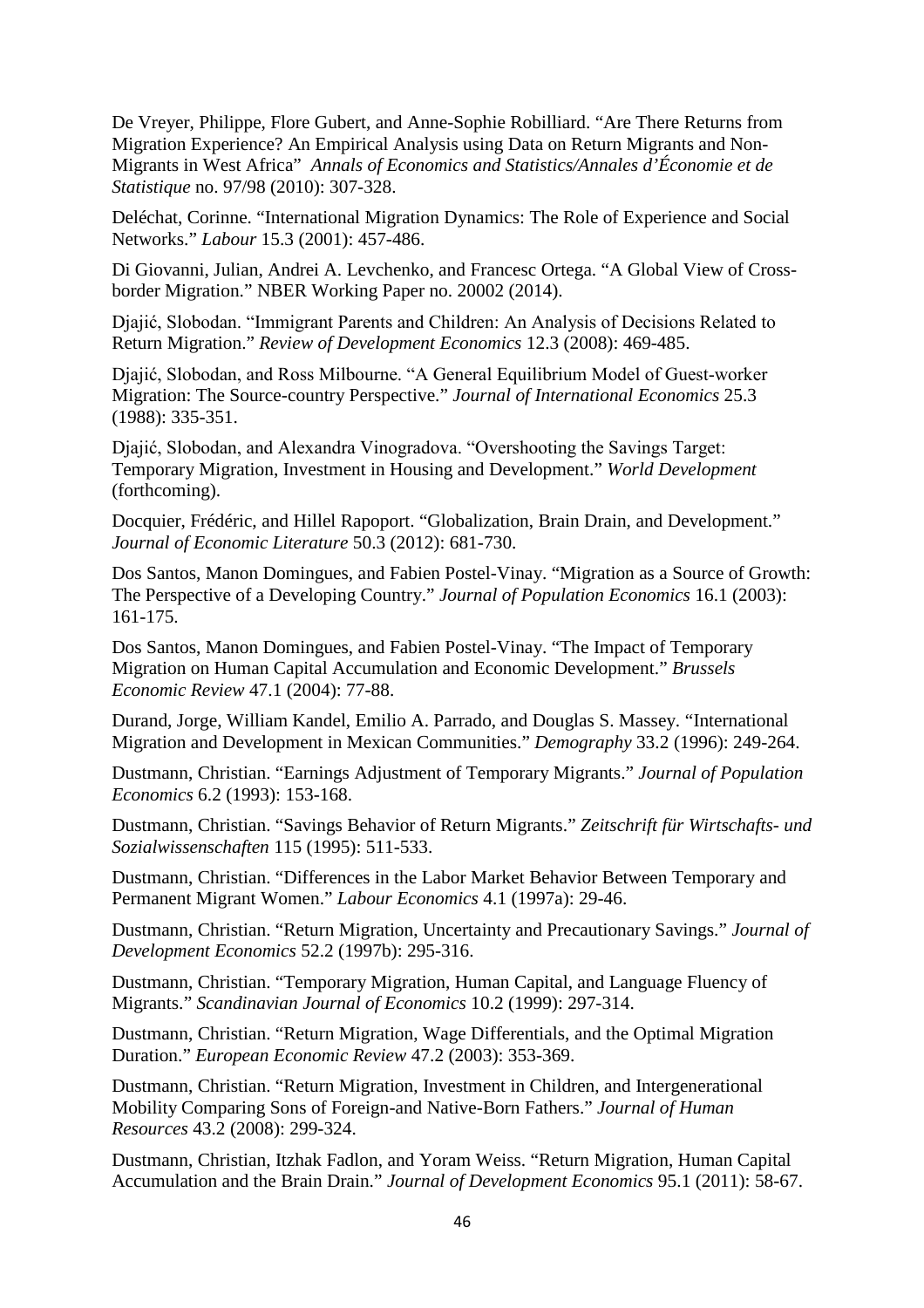De Vreyer, Philippe, Flore Gubert, and Anne-Sophie Robilliard. "Are There Returns from Migration Experience? An Empirical Analysis using Data on Return Migrants and Non-Migrants in West Africa" *Annals of Economics and Statistics/Annales d'Économie et de Statistique* no. 97/98 (2010): 307-328.

Deléchat, Corinne. "International Migration Dynamics: The Role of Experience and Social Networks." *Labour* 15.3 (2001): 457-486.

Di Giovanni, Julian, Andrei A. Levchenko, and Francesc Ortega. "A Global View of Cross-border Migration." NBER Working Paper no. 20002 (2014).

Djajić, Slobodan. "Immigrant Parents and Children: An Analysis of Decisions Related to Return Migration." *Review of Development Economics* 12.3 (2008): 469-485.

Djajić, Slobodan, and Ross Milbourne. "A General Equilibrium Model of Guest-worker Migration: The Source-country Perspective." *Journal of International Economics* 25.3 (1988): 335-351.

Djajić, Slobodan, and Alexandra Vinogradova. "Overshooting the Savings Target: Temporary Migration, Investment in Housing and Development." *World Development* (forthcoming).

Docquier, Frédéric, and Hillel Rapoport. "Globalization, Brain Drain, and Development." *Journal of Economic Literature* 50.3 (2012): 681-730.

Dos Santos, Manon Domingues, and Fabien Postel-Vinay. "Migration as a Source of Growth: The Perspective of a Developing Country." *Journal of Population Economics* 16.1 (2003): 161-175.

Dos Santos, Manon Domingues, and Fabien Postel-Vinay. "The Impact of Temporary Migration on Human Capital Accumulation and Economic Development." *Brussels Economic Review* 47.1 (2004): 77-88.

Durand, Jorge, William Kandel, Emilio A. Parrado, and Douglas S. Massey. "International Migration and Development in Mexican Communities." *Demography* 33.2 (1996): 249-264.

Dustmann, Christian. "Earnings Adjustment of Temporary Migrants." *Journal of Population Economics* 6.2 (1993): 153-168.

Dustmann, Christian. "Savings Behavior of Return Migrants." *Zeitschrift für Wirtschafts- und Sozialwissenschaften* 115 (1995): 511-533.

Dustmann, Christian. "Differences in the Labor Market Behavior Between Temporary and Permanent Migrant Women." *Labour Economics* 4.1 (1997a): 29-46.

Dustmann, Christian. "Return Migration, Uncertainty and Precautionary Savings." *Journal of Development Economics* 52.2 (1997b): 295-316.

Dustmann, Christian. "Temporary Migration, Human Capital, and Language Fluency of Migrants." *Scandinavian Journal of Economics* 10.2 (1999): 297-314.

Dustmann, Christian. "Return Migration, Wage Differentials, and the Optimal Migration Duration." *European Economic Review* 47.2 (2003): 353-369.

Dustmann, Christian. "Return Migration, Investment in Children, and Intergenerational Mobility Comparing Sons of Foreign-and Native-Born Fathers." *Journal of Human Resources* 43.2 (2008): 299-324.

Dustmann, Christian, Itzhak Fadlon, and Yoram Weiss. "Return Migration, Human Capital Accumulation and the Brain Drain." *Journal of Development Economics* 95.1 (2011): 58-67.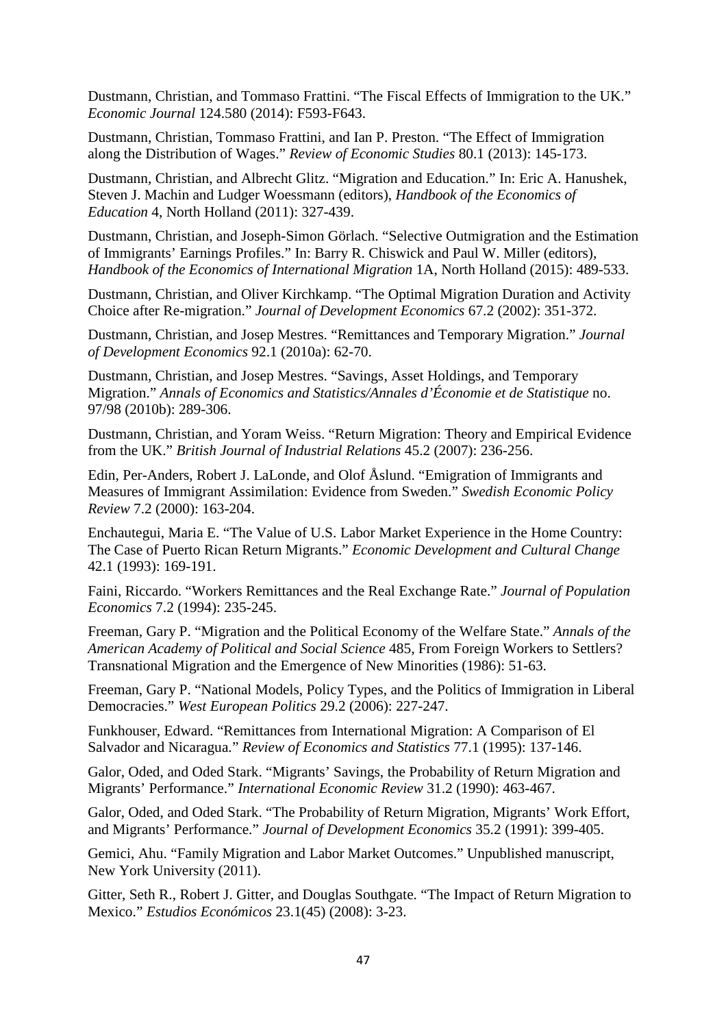Dustmann, Christian, and Tommaso Frattini. "The Fiscal Effects of Immigration to the UK." *Economic Journal* 124.580 (2014): F593-F643.

Dustmann, Christian, Tommaso Frattini, and Ian P. Preston. "The Effect of Immigration along the Distribution of Wages." *Review of Economic Studies* 80.1 (2013): 145-173.

Dustmann, Christian, and Albrecht Glitz. "Migration and Education." In: Eric A. Hanushek, Steven J. Machin and Ludger Woessmann (editors), *Handbook of the Economics of Education* 4, North Holland (2011): 327-439.

Dustmann, Christian, and Joseph-Simon Görlach. "Selective Outmigration and the Estimation of Immigrants' Earnings Profiles." In: Barry R. Chiswick and Paul W. Miller (editors), *Handbook of the Economics of International Migration* 1A, North Holland (2015): 489-533.

Dustmann, Christian, and Oliver Kirchkamp. "The Optimal Migration Duration and Activity Choice after Re-migration." *Journal of Development Economics* 67.2 (2002): 351-372.

Dustmann, Christian, and Josep Mestres. "Remittances and Temporary Migration." *Journal of Development Economics* 92.1 (2010a): 62-70.

Dustmann, Christian, and Josep Mestres. "Savings, Asset Holdings, and Temporary Migration." *Annals of Economics and Statistics/Annales d'Économie et de Statistique* no. 97/98 (2010b): 289-306.

Dustmann, Christian, and Yoram Weiss. "Return Migration: Theory and Empirical Evidence from the UK." *British Journal of Industrial Relations* 45.2 (2007): 236-256.

Edin, Per-Anders, Robert J. LaLonde, and Olof Åslund. "Emigration of Immigrants and Measures of Immigrant Assimilation: Evidence from Sweden." *Swedish Economic Policy Review* 7.2 (2000): 163-204.

Enchautegui, Maria E. "The Value of U.S. Labor Market Experience in the Home Country: The Case of Puerto Rican Return Migrants." *Economic Development and Cultural Change* 42.1 (1993): 169-191.

Faini, Riccardo. "Workers Remittances and the Real Exchange Rate." *Journal of Population Economics* 7.2 (1994): 235-245.

Freeman, Gary P. "Migration and the Political Economy of the Welfare State." *Annals of the American Academy of Political and Social Science* 485, From Foreign Workers to Settlers? Transnational Migration and the Emergence of New Minorities (1986): 51-63.

Freeman, Gary P. "National Models, Policy Types, and the Politics of Immigration in Liberal Democracies." *West European Politics* 29.2 (2006): 227-247.

Funkhouser, Edward. "Remittances from International Migration: A Comparison of El Salvador and Nicaragua." *Review of Economics and Statistics* 77.1 (1995): 137-146.

Galor, Oded, and Oded Stark. "Migrants' Savings, the Probability of Return Migration and Migrants' Performance." *International Economic Review* 31.2 (1990): 463-467.

Galor, Oded, and Oded Stark. "The Probability of Return Migration, Migrants' Work Effort, and Migrants' Performance." *Journal of Development Economics* 35.2 (1991): 399-405.

Gemici, Ahu. "Family Migration and Labor Market Outcomes." Unpublished manuscript, New York University (2011).

Gitter, Seth R., Robert J. Gitter, and Douglas Southgate. "The Impact of Return Migration to Mexico." *Estudios Económicos* 23.1(45) (2008): 3-23.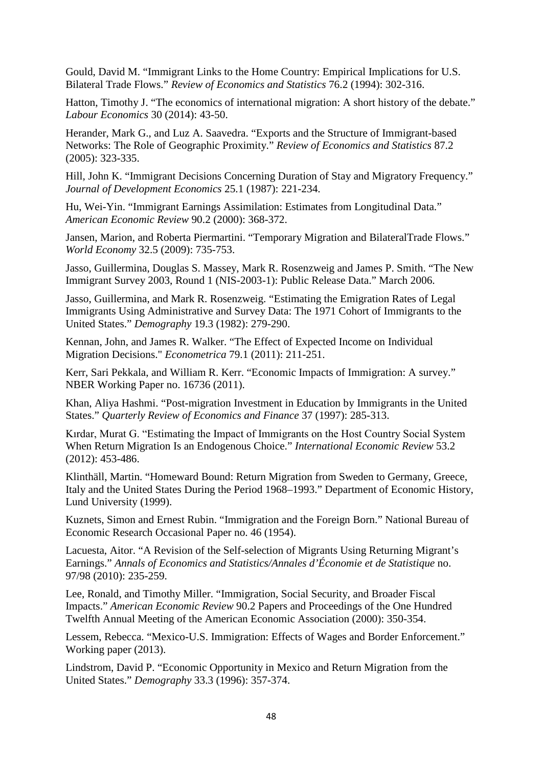Gould, David M. "Immigrant Links to the Home Country: Empirical Implications for U.S. Bilateral Trade Flows." *Review of Economics and Statistics* 76.2 (1994): 302-316.

Hatton, Timothy J. "The economics of international migration: A short history of the debate." *Labour Economics* 30 (2014): 43-50.

Herander, Mark G., and Luz A. Saavedra. "Exports and the Structure of Immigrant-based Networks: The Role of Geographic Proximity." *Review of Economics and Statistics* 87.2 (2005): 323-335.

Hill, John K. "Immigrant Decisions Concerning Duration of Stay and Migratory Frequency." *Journal of Development Economics* 25.1 (1987): 221-234.

Hu, Wei-Yin. "Immigrant Earnings Assimilation: Estimates from Longitudinal Data." *American Economic Review* 90.2 (2000): 368-372.

Jansen, Marion, and Roberta Piermartini. "Temporary Migration and BilateralTrade Flows." *World Economy* 32.5 (2009): 735-753.

Jasso, Guillermina, Douglas S. Massey, Mark R. Rosenzweig and James P. Smith. "The New Immigrant Survey 2003, Round 1 (NIS-2003-1): Public Release Data." March 2006.

Jasso, Guillermina, and Mark R. Rosenzweig. "Estimating the Emigration Rates of Legal Immigrants Using Administrative and Survey Data: The 1971 Cohort of Immigrants to the United States." *Demography* 19.3 (1982): 279-290.

Kennan, John, and James R. Walker. "The Effect of Expected Income on Individual Migration Decisions." *Econometrica* 79.1 (2011): 211-251.

Kerr, Sari Pekkala, and William R. Kerr. "Economic Impacts of Immigration: A survey." NBER Working Paper no. 16736 (2011).

Khan, Aliya Hashmi. "Post-migration Investment in Education by Immigrants in the United States." *Quarterly Review of Economics and Finance* 37 (1997): 285-313.

Kırdar, Murat G. "Estimating the Impact of Immigrants on the Host Country Social System When Return Migration Is an Endogenous Choice." *International Economic Review* 53.2 (2012): 453-486.

Klinthäll, Martin. "Homeward Bound: Return Migration from Sweden to Germany, Greece, Italy and the United States During the Period 1968–1993." Department of Economic History, Lund University (1999).

Kuznets, Simon and Ernest Rubin. "Immigration and the Foreign Born." National Bureau of Economic Research Occasional Paper no. 46 (1954).

Lacuesta, Aitor. "A Revision of the Self-selection of Migrants Using Returning Migrant's Earnings." *Annals of Economics and Statistics/Annales d'Économie et de Statistique* no. 97/98 (2010): 235-259.

Lee, Ronald, and Timothy Miller. "Immigration, Social Security, and Broader Fiscal Impacts." *American Economic Review* 90.2 Papers and Proceedings of the One Hundred Twelfth Annual Meeting of the American Economic Association (2000): 350-354.

Lessem, Rebecca. "Mexico-U.S. Immigration: Effects of Wages and Border Enforcement." Working paper (2013).

Lindstrom, David P. "Economic Opportunity in Mexico and Return Migration from the United States." *Demography* 33.3 (1996): 357-374.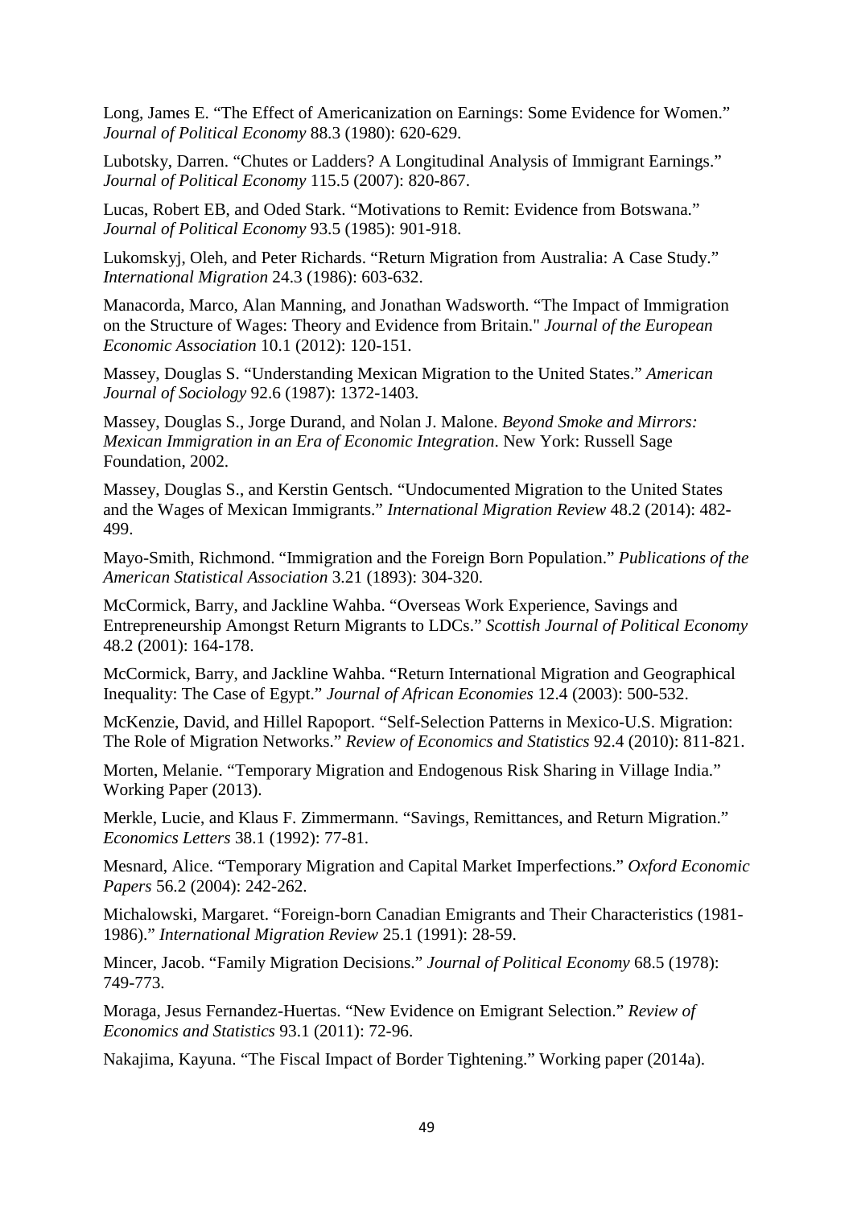Long, James E. "The Effect of Americanization on Earnings: Some Evidence for Women." *Journal of Political Economy* 88.3 (1980): 620-629.

Lubotsky, Darren. "Chutes or Ladders? A Longitudinal Analysis of Immigrant Earnings." *Journal of Political Economy* 115.5 (2007): 820-867.

Lucas, Robert EB, and Oded Stark. "Motivations to Remit: Evidence from Botswana." *Journal of Political Economy* 93.5 (1985): 901-918.

Lukomskyj, Oleh, and Peter Richards. "Return Migration from Australia: A Case Study." *International Migration* 24.3 (1986): 603-632.

Manacorda, Marco, Alan Manning, and Jonathan Wadsworth. "The Impact of Immigration on the Structure of Wages: Theory and Evidence from Britain." *Journal of the European Economic Association* 10.1 (2012): 120-151.

Massey, Douglas S. "Understanding Mexican Migration to the United States." *American Journal of Sociology* 92.6 (1987): 1372-1403.

Massey, Douglas S., Jorge Durand, and Nolan J. Malone. *Beyond Smoke and Mirrors: Mexican Immigration in an Era of Economic Integration*. New York: Russell Sage Foundation, 2002.

Massey, Douglas S., and Kerstin Gentsch. "Undocumented Migration to the United States and the Wages of Mexican Immigrants." *International Migration Review* 48.2 (2014): 482-499.

Mayo-Smith, Richmond. "Immigration and the Foreign Born Population." *Publications of the American Statistical Association* 3.21 (1893): 304-320.

McCormick, Barry, and Jackline Wahba. "Overseas Work Experience, Savings and Entrepreneurship Amongst Return Migrants to LDCs." *Scottish Journal of Political Economy* 48.2 (2001): 164-178.

McCormick, Barry, and Jackline Wahba. "Return International Migration and Geographical Inequality: The Case of Egypt." *Journal of African Economies* 12.4 (2003): 500-532.

McKenzie, David, and Hillel Rapoport. "Self-Selection Patterns in Mexico-U.S. Migration: The Role of Migration Networks." *Review of Economics and Statistics* 92.4 (2010): 811-821.

Morten, Melanie. "Temporary Migration and Endogenous Risk Sharing in Village India." Working Paper (2013).

Merkle, Lucie, and Klaus F. Zimmermann. "Savings, Remittances, and Return Migration." *Economics Letters* 38.1 (1992): 77-81.

Mesnard, Alice. "Temporary Migration and Capital Market Imperfections." *Oxford Economic Papers* 56.2 (2004): 242-262.

Michalowski, Margaret. "Foreign-born Canadian Emigrants and Their Characteristics (1981-1986)." *International Migration Review* 25.1 (1991): 28-59.

Mincer, Jacob. "Family Migration Decisions." *Journal of Political Economy* 68.5 (1978): 749-773.

Moraga, Jesus Fernandez-Huertas. "New Evidence on Emigrant Selection." *Review of Economics and Statistics* 93.1 (2011): 72-96.

Nakajima, Kayuna. "The Fiscal Impact of Border Tightening." Working paper (2014a).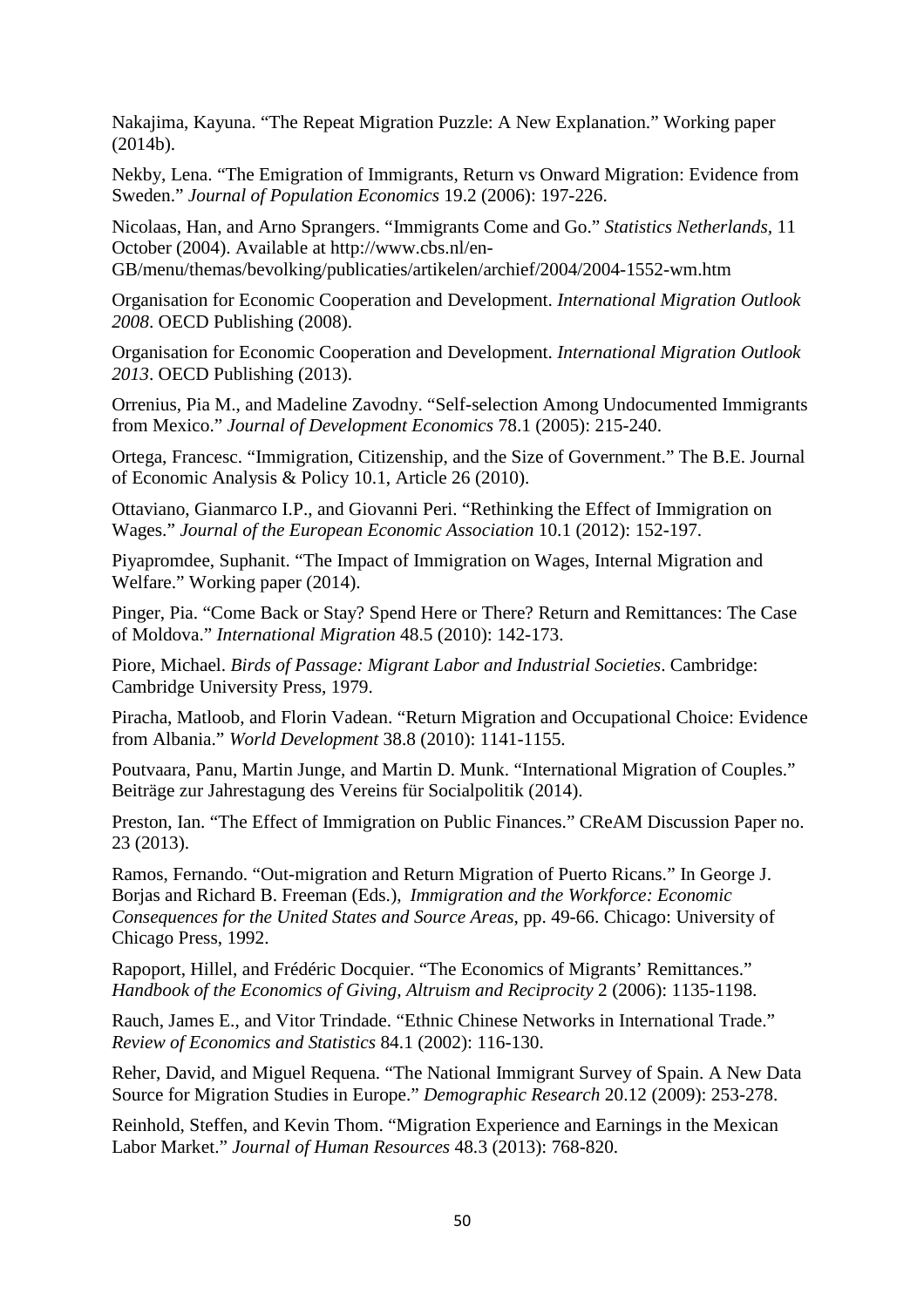Nakajima, Kayuna. "The Repeat Migration Puzzle: A New Explanation." Working paper (2014b).

Nekby, Lena. "The Emigration of Immigrants, Return vs Onward Migration: Evidence from Sweden." *Journal of Population Economics* 19.2 (2006): 197-226.

Nicolaas, Han, and Arno Sprangers. "Immigrants Come and Go." *Statistics Netherlands*, 11 October (2004). Available at http://www.cbs.nl/en-GB/menu/themas/bevolking/publicaties/artikelen/archief/2004/2004-1552-wm.htm

Organisation for Economic Cooperation and Development. *International Migration Outlook 2008*. OECD Publishing (2008).

Organisation for Economic Cooperation and Development. *International Migration Outlook 2013*. OECD Publishing (2013).

Orrenius, Pia M., and Madeline Zavodny. "Self-selection Among Undocumented Immigrants from Mexico." *Journal of Development Economics* 78.1 (2005): 215-240.

Ortega, Francesc. "Immigration, Citizenship, and the Size of Government." The B.E. Journal of Economic Analysis & Policy 10.1, Article 26 (2010).

Ottaviano, Gianmarco I.P., and Giovanni Peri. "Rethinking the Effect of Immigration on Wages." *Journal of the European Economic Association* 10.1 (2012): 152-197.

Piyapromdee, Suphanit. "The Impact of Immigration on Wages, Internal Migration and Welfare." Working paper (2014).

Pinger, Pia. "Come Back or Stay? Spend Here or There? Return and Remittances: The Case of Moldova." *International Migration* 48.5 (2010): 142-173.

Piore, Michael. *Birds of Passage: Migrant Labor and Industrial Societies*. Cambridge: Cambridge University Press, 1979.

Piracha, Matloob, and Florin Vadean. "Return Migration and Occupational Choice: Evidence from Albania." *World Development* 38.8 (2010): 1141-1155.

Poutvaara, Panu, Martin Junge, and Martin D. Munk. "International Migration of Couples." Beiträge zur Jahrestagung des Vereins für Socialpolitik (2014).

Preston, Ian. "The Effect of Immigration on Public Finances." CReAM Discussion Paper no. 23 (2013).

Ramos, Fernando. "Out-migration and Return Migration of Puerto Ricans." In George J. Borjas and Richard B. Freeman (Eds.), *Immigration and the Workforce: Economic Consequences for the United States and Source Areas*, pp. 49-66. Chicago: University of Chicago Press, 1992.

Rapoport, Hillel, and Frédéric Docquier. "The Economics of Migrants' Remittances." *Handbook of the Economics of Giving, Altruism and Reciprocity* 2 (2006): 1135-1198.

Rauch, James E., and Vitor Trindade. "Ethnic Chinese Networks in International Trade." *Review of Economics and Statistics* 84.1 (2002): 116-130.

Reher, David, and Miguel Requena. "The National Immigrant Survey of Spain. A New Data Source for Migration Studies in Europe." *Demographic Research* 20.12 (2009): 253-278.

Reinhold, Steffen, and Kevin Thom. "Migration Experience and Earnings in the Mexican Labor Market." *Journal of Human Resources* 48.3 (2013): 768-820.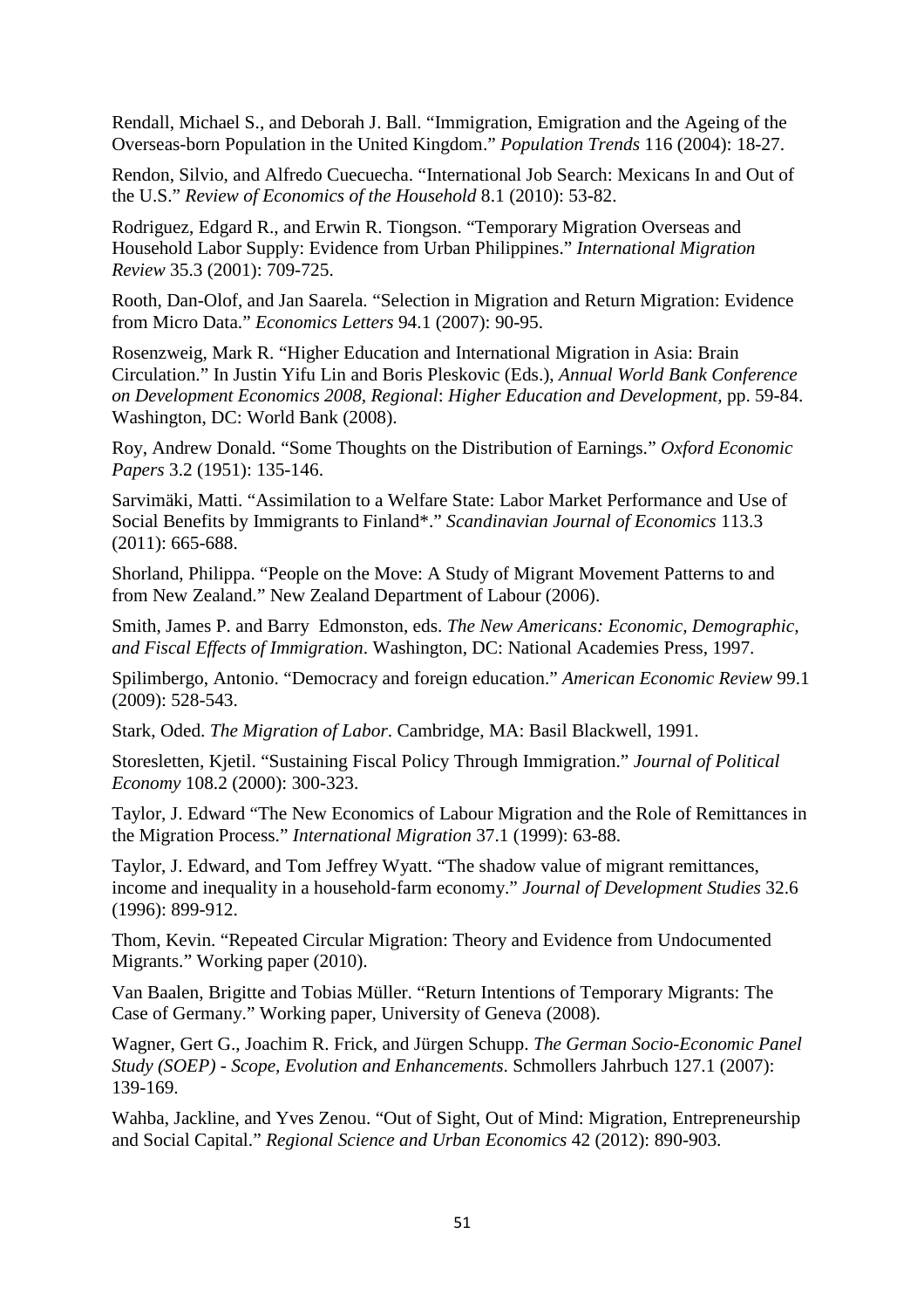Rendall, Michael S., and Deborah J. Ball. “Immigration, Emigration and the Ageing of the Overseas-born Population in the United Kingdom.” *Population Trends* 116 (2004): 18-27.

Rendon, Silvio, and Alfredo Cuecuecha. “International Job Search: Mexicans In and Out of the U.S.” *Review of Economics of the Household* 8.1 (2010): 53-82.

Rodriguez, Edgard R., and Erwin R. Tiongson. “Temporary Migration Overseas and Household Labor Supply: Evidence from Urban Philippines.” *International Migration Review* 35.3 (2001): 709-725.

Rooth, Dan-Olof, and Jan Saarela. “Selection in Migration and Return Migration: Evidence from Micro Data.” *Economics Letters* 94.1 (2007): 90-95.

Rosenzweig, Mark R. “Higher Education and International Migration in Asia: Brain Circulation.” In Justin Yifu Lin and Boris Pleskovic (Eds.), *Annual World Bank Conference on Development Economics 2008, Regional*: *Higher Education and Development,* pp. 59-84. Washington, DC: World Bank (2008).

Roy, Andrew Donald. “Some Thoughts on the Distribution of Earnings.” *Oxford Economic Papers* 3.2 (1951): 135-146.

Sarvimäki, Matti. “Assimilation to a Welfare State: Labor Market Performance and Use of Social Benefits by Immigrants to Finland*.” *Scandinavian Journal of Economics* 113.3 (2011): 665-688.

Shorland, Philippa. “People on the Move: A Study of Migrant Movement Patterns to and from New Zealand.” New Zealand Department of Labour (2006).

Smith, James P. and Barry Edmonston, eds. *The New Americans: Economic, Demographic, and Fiscal Effects of Immigration*. Washington, DC: National Academies Press, 1997.

Spilimbergo, Antonio. “Democracy and foreign education.” *American Economic Review* 99.1 (2009): 528-543.

Stark, Oded. *The Migration of Labor*. Cambridge, MA: Basil Blackwell, 1991.

Storesletten, Kjetil. “Sustaining Fiscal Policy Through Immigration.” *Journal of Political Economy* 108.2 (2000): 300-323.

Taylor, J. Edward “The New Economics of Labour Migration and the Role of Remittances in the Migration Process.” *International Migration* 37.1 (1999): 63-88.

Taylor, J. Edward, and Tom Jeffrey Wyatt. “The shadow value of migrant remittances, income and inequality in a household-farm economy.” *Journal of Development Studies* 32.6 (1996): 899-912.

Thom, Kevin. “Repeated Circular Migration: Theory and Evidence from Undocumented Migrants.” Working paper (2010).

Van Baalen, Brigitte and Tobias Müller. “Return Intentions of Temporary Migrants: The Case of Germany.” Working paper, University of Geneva (2008).

Wagner, Gert G., Joachim R. Frick, and Jürgen Schupp. *The German Socio-Economic Panel Study (SOEP) - Scope, Evolution and Enhancements*. Schmollers Jahrbuch 127.1 (2007): 139-169.

Wahba, Jackline, and Yves Zenou. “Out of Sight, Out of Mind: Migration, Entrepreneurship and Social Capital.” *Regional Science and Urban Economics* 42 (2012): 890-903.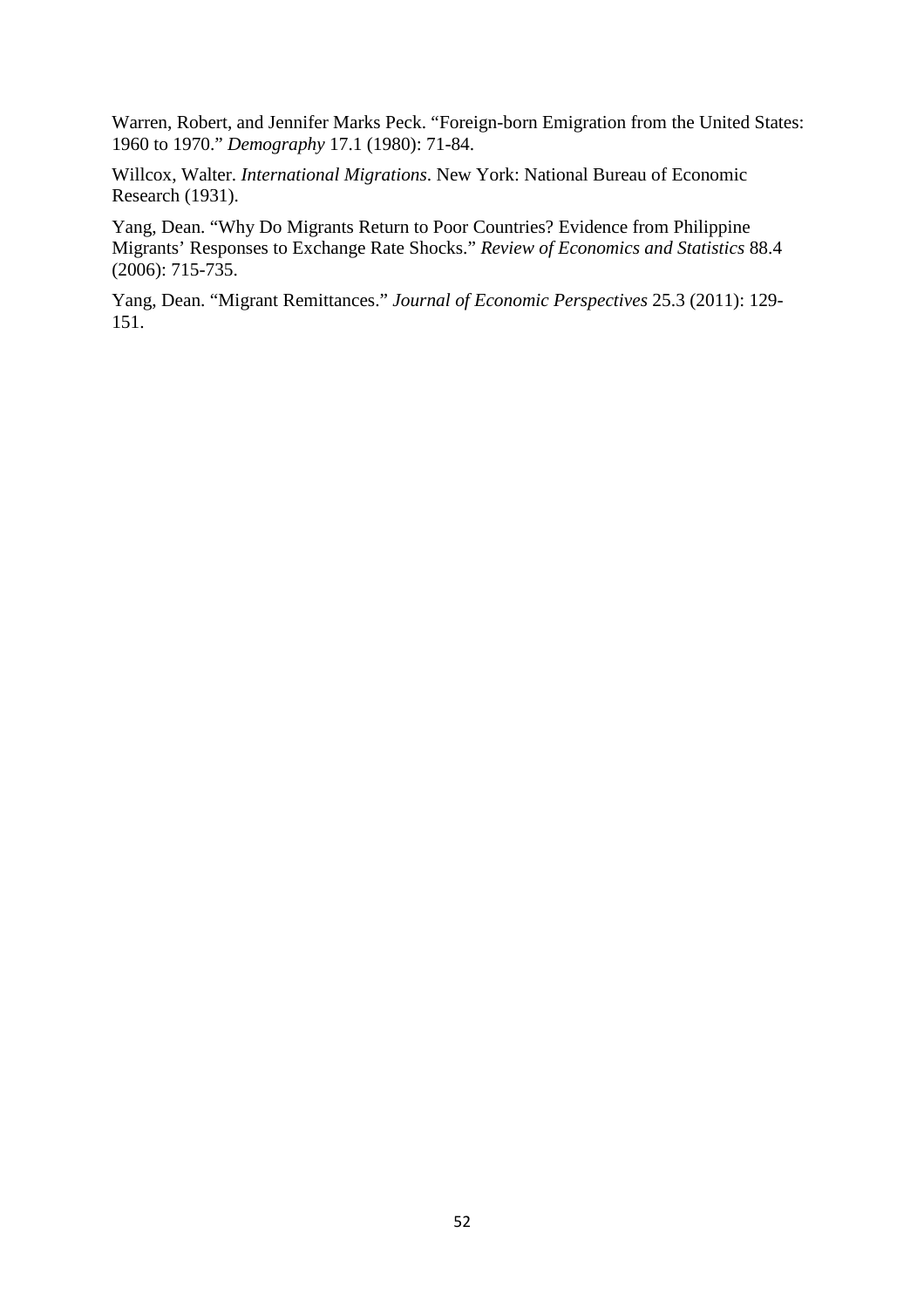Warren, Robert, and Jennifer Marks Peck. “Foreign-born Emigration from the United States: 1960 to 1970.” *Demography* 17.1 (1980): 71-84.

Willcox, Walter. *International Migrations*. New York: National Bureau of Economic Research (1931).

Yang, Dean. “Why Do Migrants Return to Poor Countries? Evidence from Philippine Migrants’ Responses to Exchange Rate Shocks.” *Review of Economics and Statistics* 88.4 (2006): 715-735.

Yang, Dean. “Migrant Remittances.” *Journal of Economic Perspectives* 25.3 (2011): 129-151.